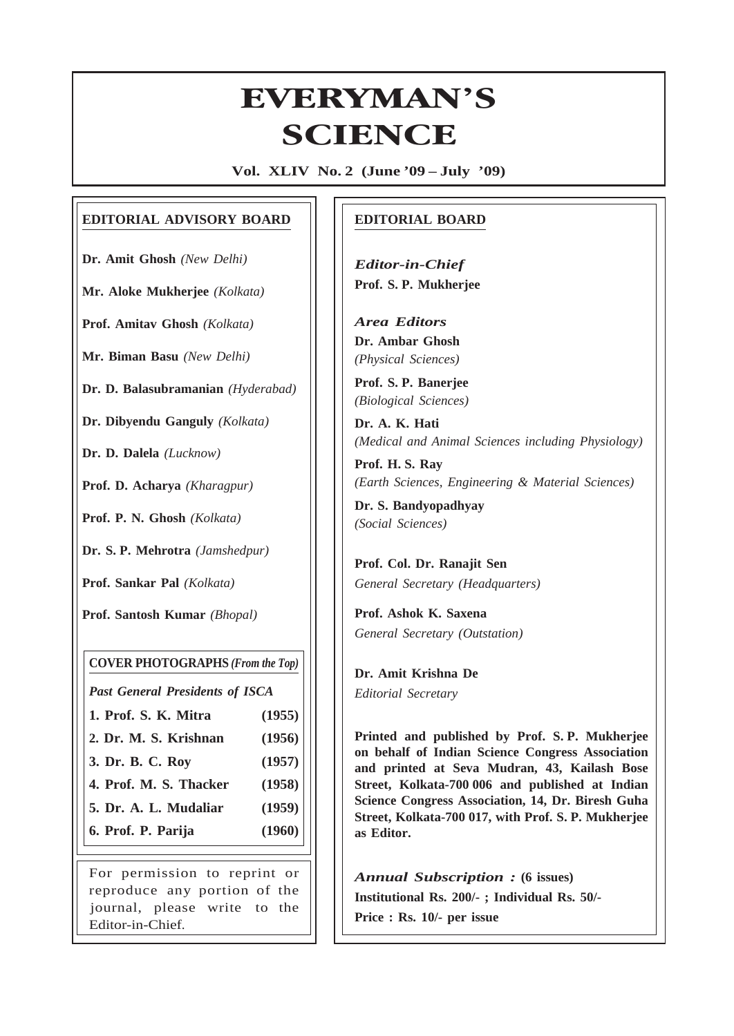# EVERYMAN'S SCIENCE

**Vol. XLIV No. 2 (June '09 – July '09)**

## EDITORIAL ADVISORY BOARD

**Dr. Amit Ghosh** *(New Delhi)*

**Mr. Aloke Mukherjee** *(Kolkata)*

**Prof. Amitav Ghosh** *(Kolkata)*

**Mr. Biman Basu** *(New Delhi)*

**Dr. D. Balasubramanian** *(Hyderabad)*

**Dr. Dibyendu Ganguly** *(Kolkata)*

**Dr. D. Dalela** *(Lucknow)*

**Prof. D. Acharya** *(Kharagpur)*

**Prof. P. N. Ghosh** *(Kolkata)*

**Dr. S. P. Mehrotra** *(Jamshedpur)*

**Prof. Sankar Pal** *(Kolkata)*

**Prof. Santosh Kumar** *(Bhopal)*

### COVER PHOTOGRAPHS *(From the Top)*

*Past General Presidents of ISCA*

| | |
|---|---|
| **1. Prof. S. K. Mitra** | **(1955)** |
| **2. Dr. M. S. Krishnan** | **(1956)** |
| **3. Dr. B. C. Roy** | **(1957)** |
| **4. Prof. M. S. Thacker** | **(1958)** |
| **5. Dr. A. L. Mudaliar** | **(1959)** |
| **6. Prof. P. Parija** | **(1960)** |

For permission to reprint or reproduce any portion of the journal, please write to the Editor-in-Chief.

## EDITORIAL BOARD

*Editor-in-Chief*
**Prof. S. P. Mukherjee**

*Area Editors*

**Dr. Ambar Ghosh**
*(Physical Sciences)*

**Prof. S. P. Banerjee**
*(Biological Sciences)*

**Dr. A. K. Hati**
*(Medical and Animal Sciences including Physiology)*

**Prof. H. S. Ray**
*(Earth Sciences, Engineering & Material Sciences)*

**Dr. S. Bandyopadhyay**
*(Social Sciences)*

**Prof. Col. Dr. Ranajit Sen**
*General Secretary (Headquarters)*

**Prof. Ashok K. Saxena**
*General Secretary (Outstation)*

**Dr. Amit Krishna De**
*Editorial Secretary*

**Printed and published by Prof. S. P. Mukherjee on behalf of Indian Science Congress Association and printed at Seva Mudran, 43, Kailash Bose Street, Kolkata-700 006 and published at Indian Science Congress Association, 14, Dr. Biresh Guha Street, Kolkata-700 017, with Prof. S. P. Mukherjee as Editor.**

*Annual Subscription :* **(6 issues)**
**Institutional Rs. 200/- ; Individual Rs. 50/-**
**Price : Rs. 10/- per issue**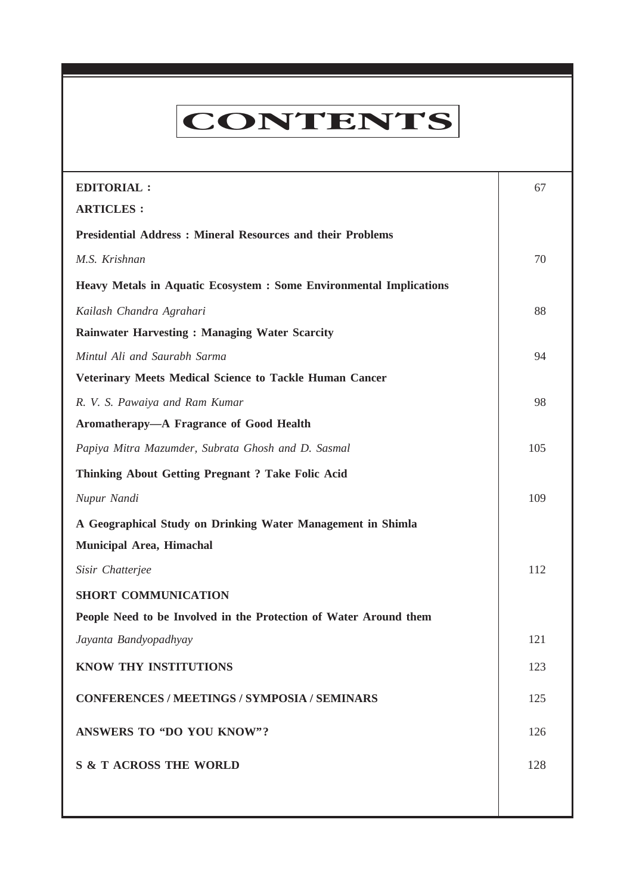# CONTENTS

| | |
|---|---|
| **EDITORIAL :** | 67 |
| **ARTICLES :** | |
| **Presidential Address : Mineral Resources and their Problems** | |
| *M.S. Krishnan* | 70 |
| **Heavy Metals in Aquatic Ecosystem : Some Environmental Implications** | |
| *Kailash Chandra Agrahari* | 88 |
| **Rainwater Harvesting : Managing Water Scarcity** | |
| *Mintul Ali and Saurabh Sarma* | 94 |
| **Veterinary Meets Medical Science to Tackle Human Cancer** | |
| *R. V. S. Pawaiya and Ram Kumar* | 98 |
| **Aromatherapy—A Fragrance of Good Health** | |
| *Papiya Mitra Mazumder, Subrata Ghosh and D. Sasmal* | 105 |
| **Thinking About Getting Pregnant ? Take Folic Acid** | |
| *Nupur Nandi* | 109 |
| **A Geographical Study on Drinking Water Management in Shimla Municipal Area, Himachal** | |
| *Sisir Chatterjee* | 112 |
| **SHORT COMMUNICATION** | |
| **People Need to be Involved in the Protection of Water Around them** | |
| *Jayanta Bandyopadhyay* | 121 |
| **KNOW THY INSTITUTIONS** | 123 |
| **CONFERENCES / MEETINGS / SYMPOSIA / SEMINARS** | 125 |
| **ANSWERS TO "DO YOU KNOW"?** | 126 |
| **S & T ACROSS THE WORLD** | 128 |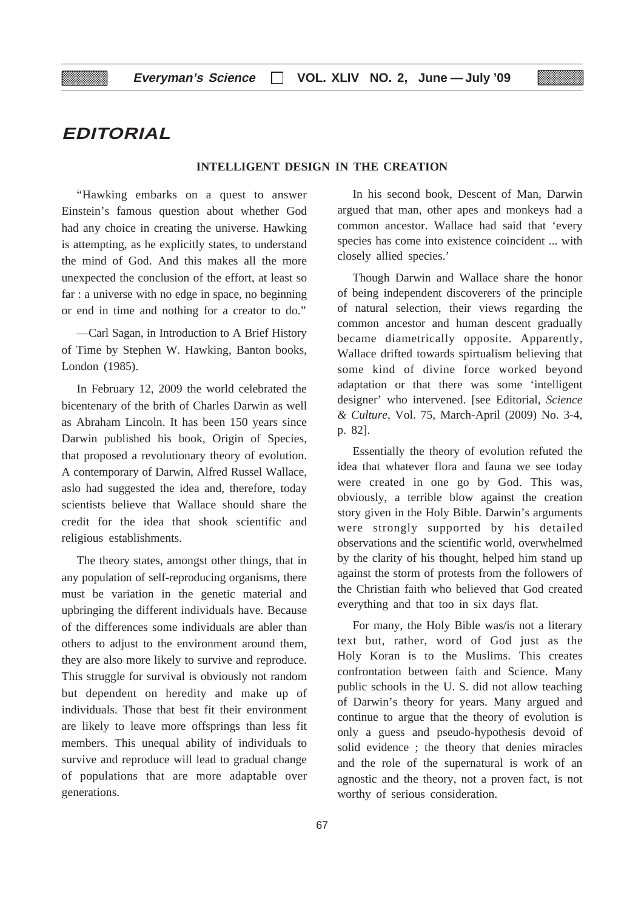# EDITORIAL

## INTELLIGENT DESIGN IN THE CREATION

"Hawking embarks on a quest to answer Einstein's famous question about whether God had any choice in creating the universe. Hawking is attempting, as he explicitly states, to understand the mind of God. And this makes all the more unexpected the conclusion of the effort, at least so far : a universe with no edge in space, no beginning or end in time and nothing for a creator to do."

—Carl Sagan, in Introduction to A Brief History of Time by Stephen W. Hawking, Banton books, London (1985).

In February 12, 2009 the world celebrated the bicentenary of the brith of Charles Darwin as well as Abraham Lincoln. It has been 150 years since Darwin published his book, Origin of Species, that proposed a revolutionary theory of evolution. A contemporary of Darwin, Alfred Russel Wallace, aslo had suggested the idea and, therefore, today scientists believe that Wallace should share the credit for the idea that shook scientific and religious establishments.

The theory states, amongst other things, that in any population of self-reproducing organisms, there must be variation in the genetic material and upbringing the different individuals have. Because of the differences some individuals are abler than others to adjust to the environment around them, they are also more likely to survive and reproduce. This struggle for survival is obviously not random but dependent on heredity and make up of individuals. Those that best fit their environment are likely to leave more offsprings than less fit members. This unequal ability of individuals to survive and reproduce will lead to gradual change of populations that are more adaptable over generations.

In his second book, Descent of Man, Darwin argued that man, other apes and monkeys had a common ancestor. Wallace had said that 'every species has come into existence coincident ... with closely allied species.'

Though Darwin and Wallace share the honor of being independent discoverers of the principle of natural selection, their views regarding the common ancestor and human descent gradually became diametrically opposite. Apparently, Wallace drifted towards spirtualism believing that some kind of divine force worked beyond adaptation or that there was some 'intelligent designer' who intervened. [see Editorial, *Science & Culture*, Vol. 75, March-April (2009) No. 3-4, p. 82].

Essentially the theory of evolution refuted the idea that whatever flora and fauna we see today were created in one go by God. This was, obviously, a terrible blow against the creation story given in the Holy Bible. Darwin's arguments were strongly supported by his detailed observations and the scientific world, overwhelmed by the clarity of his thought, helped him stand up against the storm of protests from the followers of the Christian faith who believed that God created everything and that too in six days flat.

For many, the Holy Bible was/is not a literary text but, rather, word of God just as the Holy Koran is to the Muslims. This creates confrontation between faith and Science. Many public schools in the U. S. did not allow teaching of Darwin's theory for years. Many argued and continue to argue that the theory of evolution is only a guess and pseudo-hypothesis devoid of solid evidence ; the theory that denies miracles and the role of the supernatural is work of an agnostic and the theory, not a proven fact, is not worthy of serious consideration.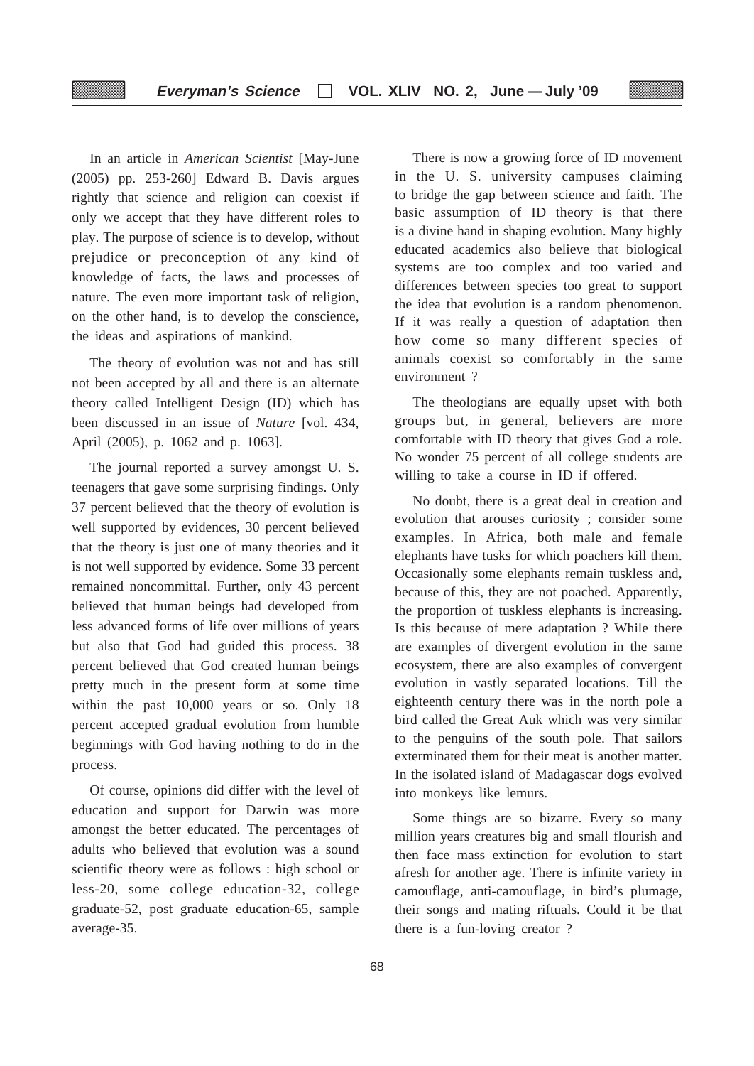In an article in *American Scientist* [May-June (2005) pp. 253-260] Edward B. Davis argues rightly that science and religion can coexist if only we accept that they have different roles to play. The purpose of science is to develop, without prejudice or preconception of any kind of knowledge of facts, the laws and processes of nature. The even more important task of religion, on the other hand, is to develop the conscience, the ideas and aspirations of mankind.

The theory of evolution was not and has still not been accepted by all and there is an alternate theory called Intelligent Design (ID) which has been discussed in an issue of *Nature* [vol. 434, April (2005), p. 1062 and p. 1063].

The journal reported a survey amongst U. S. teenagers that gave some surprising findings. Only 37 percent believed that the theory of evolution is well supported by evidences, 30 percent believed that the theory is just one of many theories and it is not well supported by evidence. Some 33 percent remained noncommittal. Further, only 43 percent believed that human beings had developed from less advanced forms of life over millions of years but also that God had guided this process. 38 percent believed that God created human beings pretty much in the present form at some time within the past 10,000 years or so. Only 18 percent accepted gradual evolution from humble beginnings with God having nothing to do in the process.

Of course, opinions did differ with the level of education and support for Darwin was more amongst the better educated. The percentages of adults who believed that evolution was a sound scientific theory were as follows : high school or less-20, some college education-32, college graduate-52, post graduate education-65, sample average-35.

There is now a growing force of ID movement in the U. S. university campuses claiming to bridge the gap between science and faith. The basic assumption of ID theory is that there is a divine hand in shaping evolution. Many highly educated academics also believe that biological systems are too complex and too varied and differences between species too great to support the idea that evolution is a random phenomenon. If it was really a question of adaptation then how come so many different species of animals coexist so comfortably in the same environment ?

The theologians are equally upset with both groups but, in general, believers are more comfortable with ID theory that gives God a role. No wonder 75 percent of all college students are willing to take a course in ID if offered.

No doubt, there is a great deal in creation and evolution that arouses curiosity ; consider some examples. In Africa, both male and female elephants have tusks for which poachers kill them. Occasionally some elephants remain tuskless and, because of this, they are not poached. Apparently, the proportion of tuskless elephants is increasing. Is this because of mere adaptation ? While there are examples of divergent evolution in the same ecosystem, there are also examples of convergent evolution in vastly separated locations. Till the eighteenth century there was in the north pole a bird called the Great Auk which was very similar to the penguins of the south pole. That sailors exterminated them for their meat is another matter. In the isolated island of Madagascar dogs evolved into monkeys like lemurs.

Some things are so bizarre. Every so many million years creatures big and small flourish and then face mass extinction for evolution to start afresh for another age. There is infinite variety in camouflage, anti-camouflage, in bird's plumage, their songs and mating riftuals. Could it be that there is a fun-loving creator ?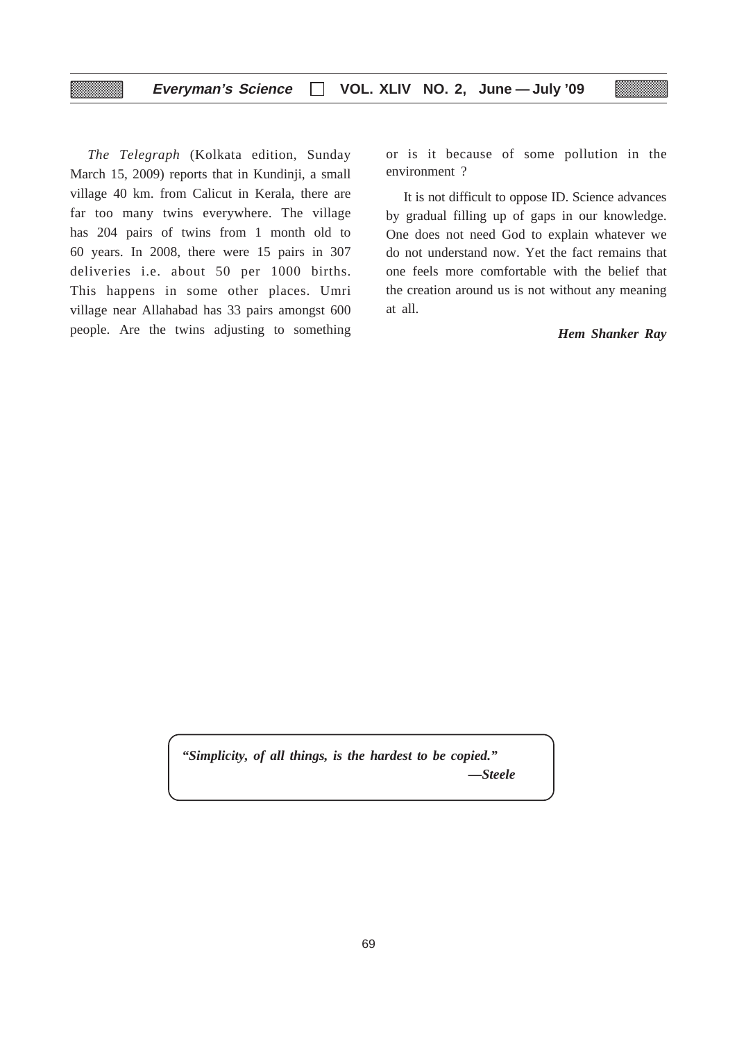*The Telegraph* (Kolkata edition, Sunday March 15, 2009) reports that in Kundinji, a small village 40 km. from Calicut in Kerala, there are far too many twins everywhere. The village has 204 pairs of twins from 1 month old to 60 years. In 2008, there were 15 pairs in 307 deliveries i.e. about 50 per 1000 births. This happens in some other places. Umri village near Allahabad has 33 pairs amongst 600 people. Are the twins adjusting to something or is it because of some pollution in the environment ?

It is not difficult to oppose ID. Science advances by gradual filling up of gaps in our knowledge. One does not need God to explain whatever we do not understand now. Yet the fact remains that one feels more comfortable with the belief that the creation around us is not without any meaning at all.

***Hem Shanker Ray***

> ***"Simplicity, of all things, is the hardest to be copied."***
>
> ***—Steele***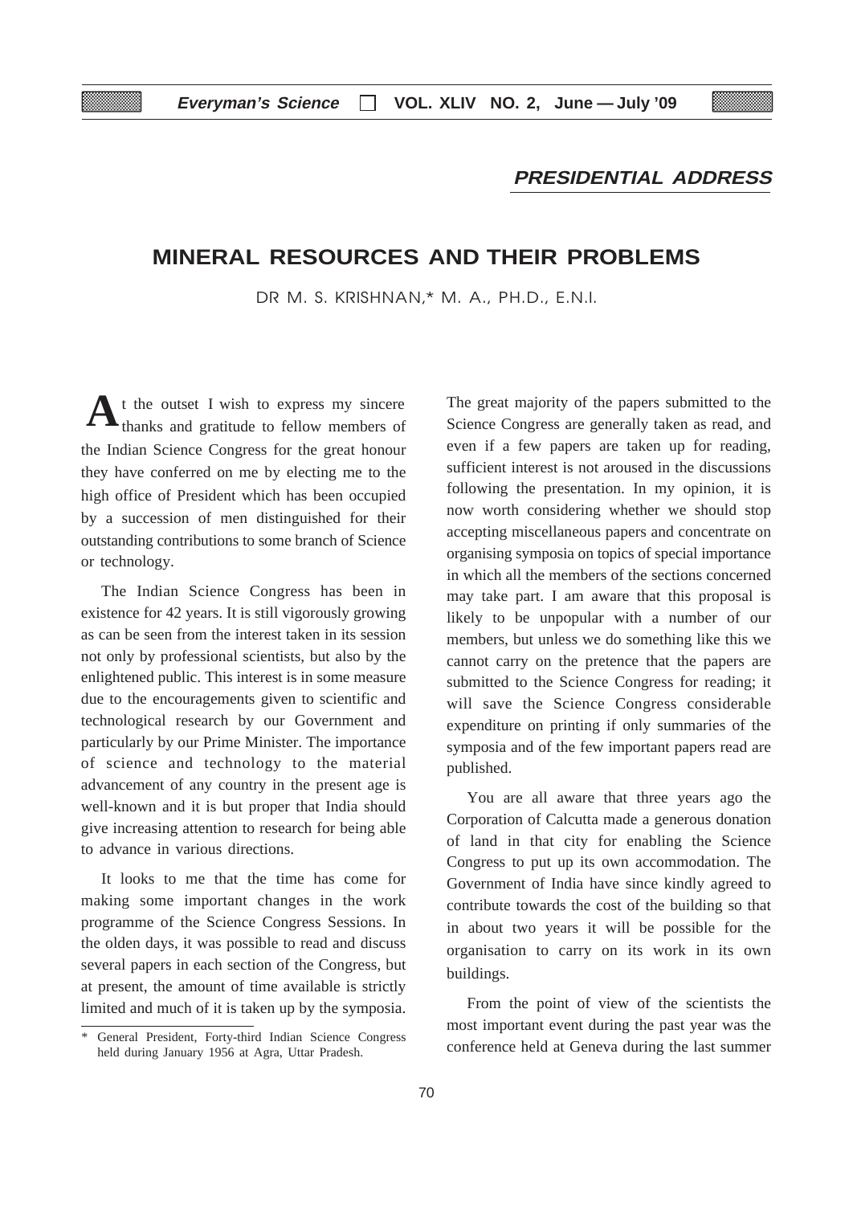**PRESIDENTIAL ADDRESS**

# MINERAL RESOURCES AND THEIR PROBLEMS

DR M. S. KRISHNAN,* M. A., PH.D., F.N.I.

At the outset I wish to express my sincere thanks and gratitude to fellow members of the Indian Science Congress for the great honour they have conferred on me by electing me to the high office of President which has been occupied by a succession of men distinguished for their outstanding contributions to some branch of Science or technology.

The Indian Science Congress has been in existence for 42 years. It is still vigorously growing as can be seen from the interest taken in its session not only by professional scientists, but also by the enlightened public. This interest is in some measure due to the encouragements given to scientific and technological research by our Government and particularly by our Prime Minister. The importance of science and technology to the material advancement of any country in the present age is well-known and it is but proper that India should give increasing attention to research for being able to advance in various directions.

It looks to me that the time has come for making some important changes in the work programme of the Science Congress Sessions. In the olden days, it was possible to read and discuss several papers in each section of the Congress, but at present, the amount of time available is strictly limited and much of it is taken up by the symposia. The great majority of the papers submitted to the Science Congress are generally taken as read, and even if a few papers are taken up for reading, sufficient interest is not aroused in the discussions following the presentation. In my opinion, it is now worth considering whether we should stop accepting miscellaneous papers and concentrate on organising symposia on topics of special importance in which all the members of the sections concerned may take part. I am aware that this proposal is likely to be unpopular with a number of our members, but unless we do something like this we cannot carry on the pretence that the papers are submitted to the Science Congress for reading; it will save the Science Congress considerable expenditure on printing if only summaries of the symposia and of the few important papers read are published.

You are all aware that three years ago the Corporation of Calcutta made a generous donation of land in that city for enabling the Science Congress to put up its own accommodation. The Government of India have since kindly agreed to contribute towards the cost of the building so that in about two years it will be possible for the organisation to carry on its work in its own buildings.

From the point of view of the scientists the most important event during the past year was the conference held at Geneva during the last summer

\* General President, Forty-third Indian Science Congress held during January 1956 at Agra, Uttar Pradesh.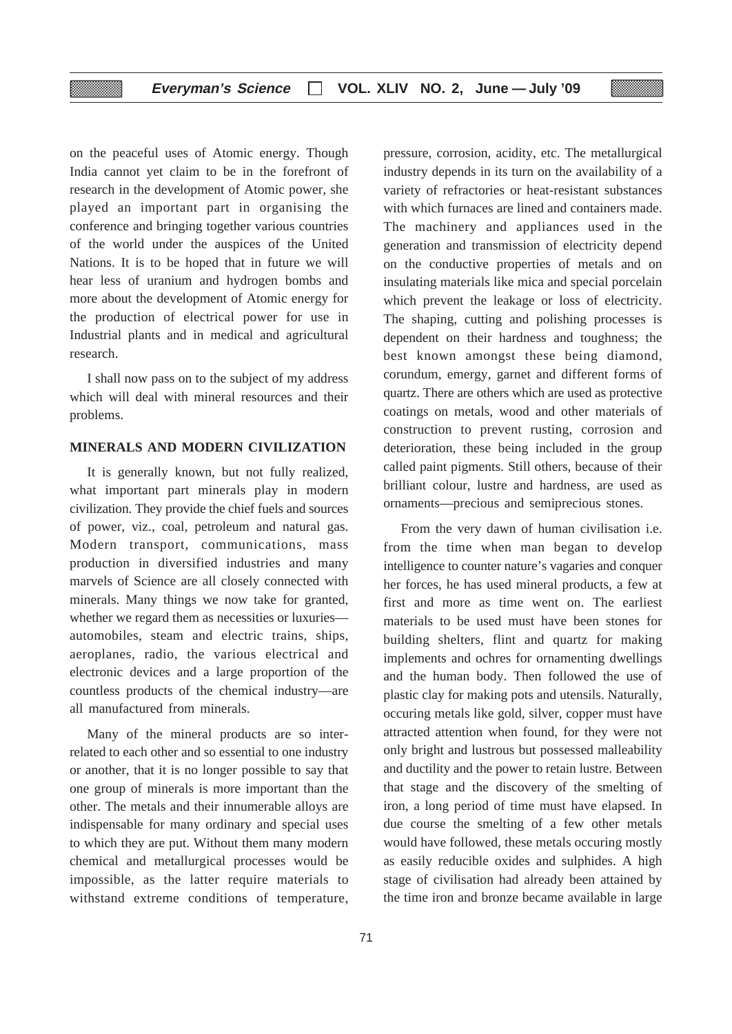on the peaceful uses of Atomic energy. Though India cannot yet claim to be in the forefront of research in the development of Atomic power, she played an important part in organising the conference and bringing together various countries of the world under the auspices of the United Nations. It is to be hoped that in future we will hear less of uranium and hydrogen bombs and more about the development of Atomic energy for the production of electrical power for use in Industrial plants and in medical and agricultural research.

I shall now pass on to the subject of my address which will deal with mineral resources and their problems.

**MINERALS AND MODERN CIVILIZATION**

It is generally known, but not fully realized, what important part minerals play in modern civilization. They provide the chief fuels and sources of power, viz., coal, petroleum and natural gas. Modern transport, communications, mass production in diversified industries and many marvels of Science are all closely connected with minerals. Many things we now take for granted, whether we regard them as necessities or luxuries—automobiles, steam and electric trains, ships, aeroplanes, radio, the various electrical and electronic devices and a large proportion of the countless products of the chemical industry—are all manufactured from minerals.

Many of the mineral products are so inter-related to each other and so essential to one industry or another, that it is no longer possible to say that one group of minerals is more important than the other. The metals and their innumerable alloys are indispensable for many ordinary and special uses to which they are put. Without them many modern chemical and metallurgical processes would be impossible, as the latter require materials to withstand extreme conditions of temperature, pressure, corrosion, acidity, etc. The metallurgical industry depends in its turn on the availability of a variety of refractories or heat-resistant substances with which furnaces are lined and containers made. The machinery and appliances used in the generation and transmission of electricity depend on the conductive properties of metals and on insulating materials like mica and special porcelain which prevent the leakage or loss of electricity. The shaping, cutting and polishing processes is dependent on their hardness and toughness; the best known amongst these being diamond, corundum, emergy, garnet and different forms of quartz. There are others which are used as protective coatings on metals, wood and other materials of construction to prevent rusting, corrosion and deterioration, these being included in the group called paint pigments. Still others, because of their brilliant colour, lustre and hardness, are used as ornaments—precious and semiprecious stones.

From the very dawn of human civilisation i.e. from the time when man began to develop intelligence to counter nature's vagaries and conquer her forces, he has used mineral products, a few at first and more as time went on. The earliest materials to be used must have been stones for building shelters, flint and quartz for making implements and ochres for ornamenting dwellings and the human body. Then followed the use of plastic clay for making pots and utensils. Naturally, occuring metals like gold, silver, copper must have attracted attention when found, for they were not only bright and lustrous but possessed malleability and ductility and the power to retain lustre. Between that stage and the discovery of the smelting of iron, a long period of time must have elapsed. In due course the smelting of a few other metals would have followed, these metals occuring mostly as easily reducible oxides and sulphides. A high stage of civilisation had already been attained by the time iron and bronze became available in large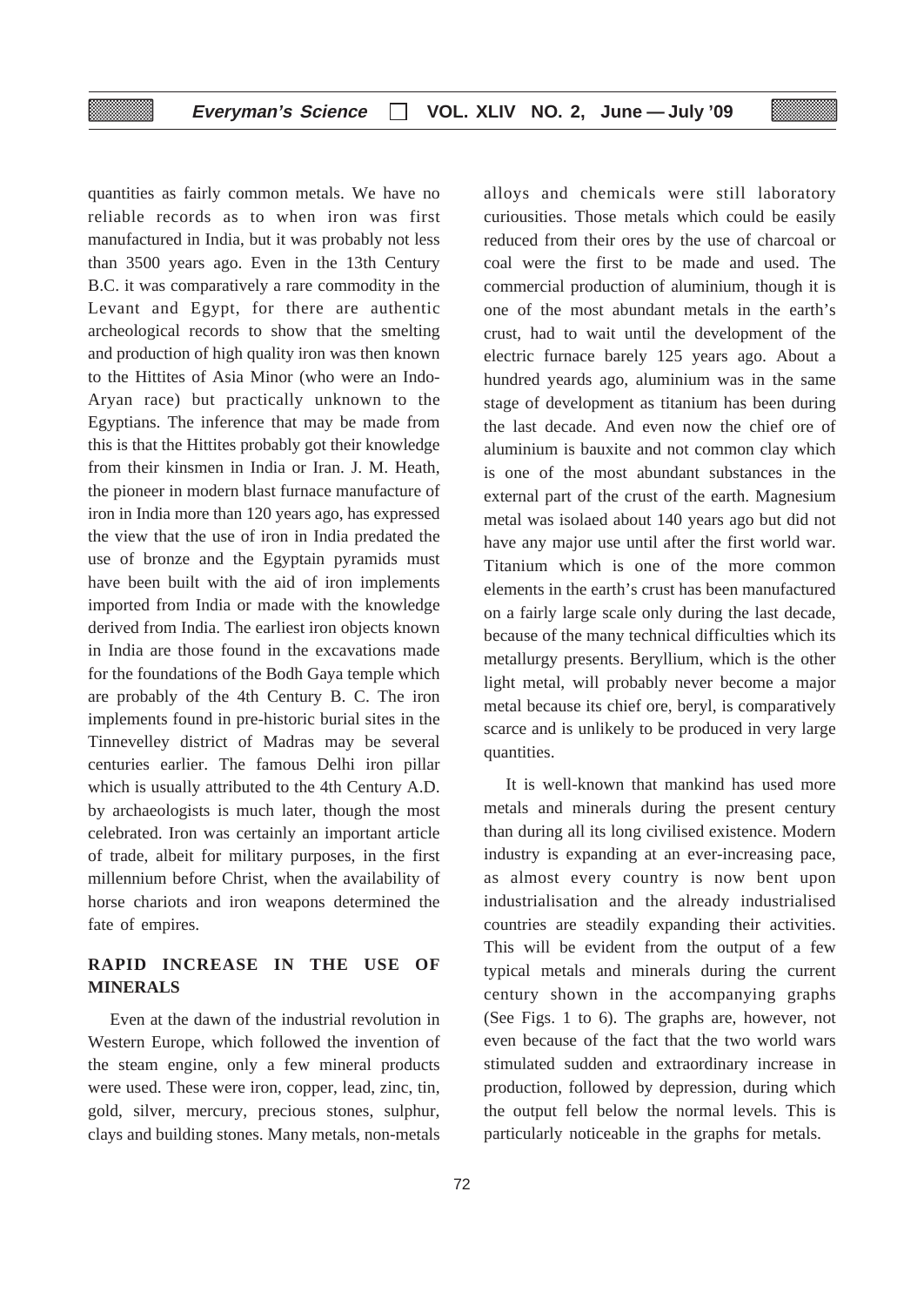quantities as fairly common metals. We have no reliable records as to when iron was first manufactured in India, but it was probably not less than 3500 years ago. Even in the 13th Century B.C. it was comparatively a rare commodity in the Levant and Egypt, for there are authentic archeological records to show that the smelting and production of high quality iron was then known to the Hittites of Asia Minor (who were an Indo-Aryan race) but practically unknown to the Egyptians. The inference that may be made from this is that the Hittites probably got their knowledge from their kinsmen in India or Iran. J. M. Heath, the pioneer in modern blast furnace manufacture of iron in India more than 120 years ago, has expressed the view that the use of iron in India predated the use of bronze and the Egyptain pyramids must have been built with the aid of iron implements imported from India or made with the knowledge derived from India. The earliest iron objects known in India are those found in the excavations made for the foundations of the Bodh Gaya temple which are probably of the 4th Century B. C. The iron implements found in pre-historic burial sites in the Tinnevelley district of Madras may be several centuries earlier. The famous Delhi iron pillar which is usually attributed to the 4th Century A.D. by archaeologists is much later, though the most celebrated. Iron was certainly an important article of trade, albeit for military purposes, in the first millennium before Christ, when the availability of horse chariots and iron weapons determined the fate of empires.

## RAPID INCREASE IN THE USE OF MINERALS

Even at the dawn of the industrial revolution in Western Europe, which followed the invention of the steam engine, only a few mineral products were used. These were iron, copper, lead, zinc, tin, gold, silver, mercury, precious stones, sulphur, clays and building stones. Many metals, non-metals alloys and chemicals were still laboratory curiousities. Those metals which could be easily reduced from their ores by the use of charcoal or coal were the first to be made and used. The commercial production of aluminium, though it is one of the most abundant metals in the earth's crust, had to wait until the development of the electric furnace barely 125 years ago. About a hundred yeards ago, aluminium was in the same stage of development as titanium has been during the last decade. And even now the chief ore of aluminium is bauxite and not common clay which is one of the most abundant substances in the external part of the crust of the earth. Magnesium metal was isolaed about 140 years ago but did not have any major use until after the first world war. Titanium which is one of the more common elements in the earth's crust has been manufactured on a fairly large scale only during the last decade, because of the many technical difficulties which its metallurgy presents. Beryllium, which is the other light metal, will probably never become a major metal because its chief ore, beryl, is comparatively scarce and is unlikely to be produced in very large quantities.

It is well-known that mankind has used more metals and minerals during the present century than during all its long civilised existence. Modern industry is expanding at an ever-increasing pace, as almost every country is now bent upon industrialisation and the already industrialised countries are steadily expanding their activities. This will be evident from the output of a few typical metals and minerals during the current century shown in the accompanying graphs (See Figs. 1 to 6). The graphs are, however, not even because of the fact that the two world wars stimulated sudden and extraordinary increase in production, followed by depression, during which the output fell below the normal levels. This is particularly noticeable in the graphs for metals.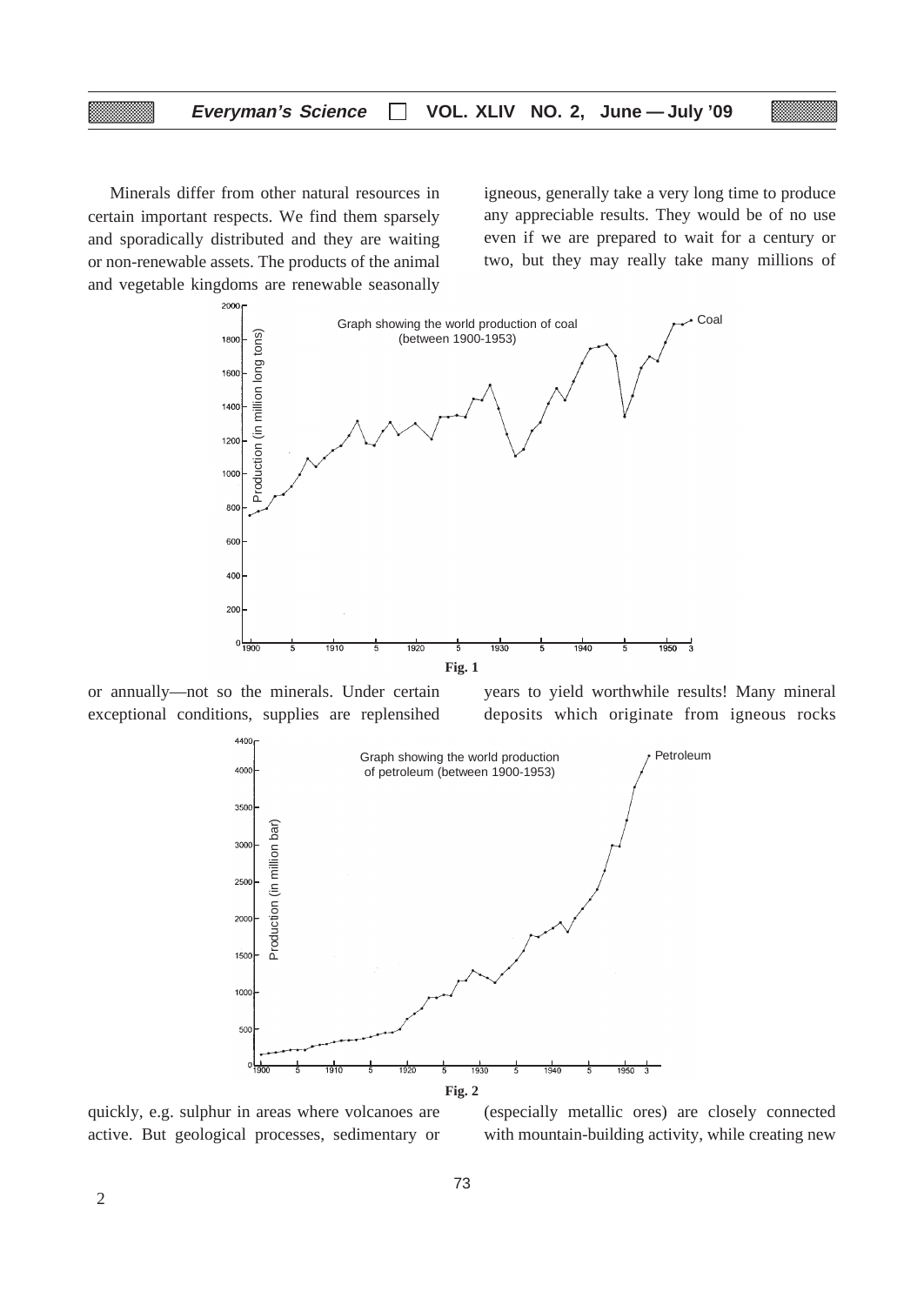Minerals differ from other natural resources in certain important respects. We find them sparsely and sporadically distributed and they are waiting or non-renewable assets. The products of the animal and vegetable kingdoms are renewable seasonally or annually—not so the minerals. Under certain exceptional conditions, supplies are replensihed quickly, e.g. sulphur in areas where volcanoes are active. But geological processes, sedimentary or igneous, generally take a very long time to produce any appreciable results. They would be of no use even if we are prepared to wait for a century or two, but they may really take many millions of years to yield worthwhile results! Many mineral deposits which originate from igneous rocks (especially metallic ores) are closely connected with mountain-building activity, while creating new

Fig. 1

Fig. 2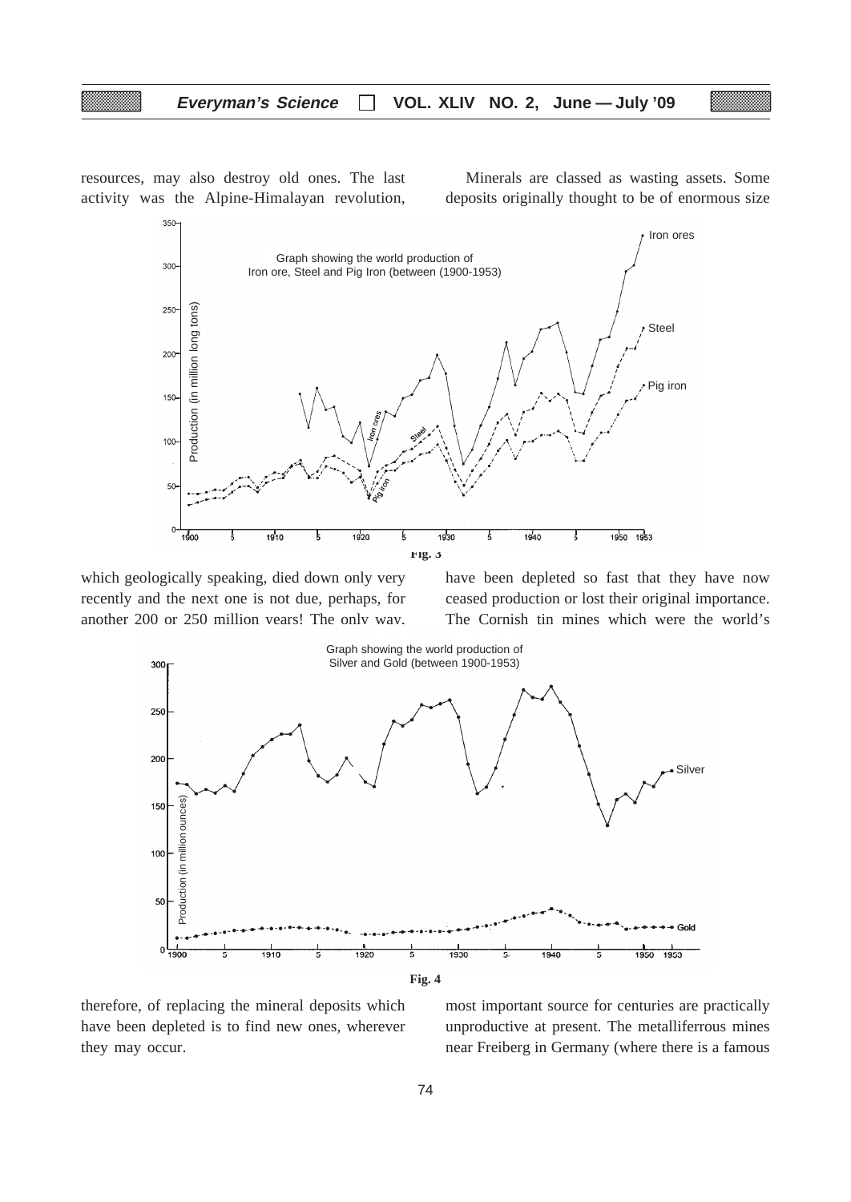resources, may also destroy old ones. The last activity was the Alpine-Himalayan revolution, which geologically speaking, died down only very recently and the next one is not due, perhaps, for another 200 or 250 million years! The only way, therefore, of replacing the mineral deposits which have been depleted is to find new ones, wherever they may occur.

Minerals are classed as wasting assets. Some deposits originally thought to be of enormous size have been depleted so fast that they have now ceased production or lost their original importance. The Cornish tin mines which were the world's most important source for centuries are practically unproductive at present. The metalliferrous mines near Freiberg in Germany (where there is a famous

Fig. 3

Fig. 4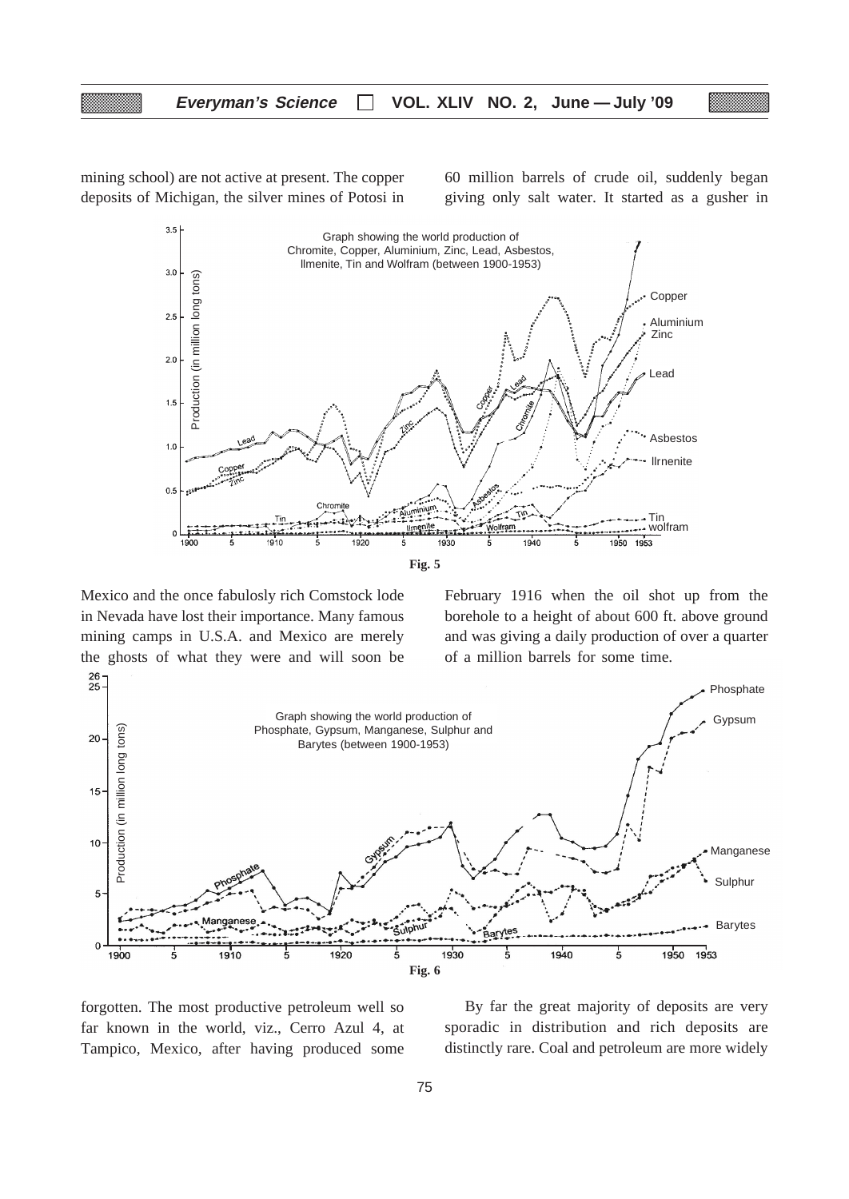mining school) are not active at present. The copper deposits of Michigan, the silver mines of Potosi in Mexico and the once fabulosly rich Comstock lode in Nevada have lost their importance. Many famous mining camps in U.S.A. and Mexico are merely the ghosts of what they were and will soon be forgotten. The most productive petroleum well so far known in the world, viz., Cerro Azul 4, at Tampico, Mexico, after having produced some 60 million barrels of crude oil, suddenly began giving only salt water. It started as a gusher in February 1916 when the oil shot up from the borehole to a height of about 600 ft. above ground and was giving a daily production of over a quarter of a million barrels for some time.

**Fig. 5**

**Fig. 6**

By far the great majority of deposits are very sporadic in distribution and rich deposits are distinctly rare. Coal and petroleum are more widely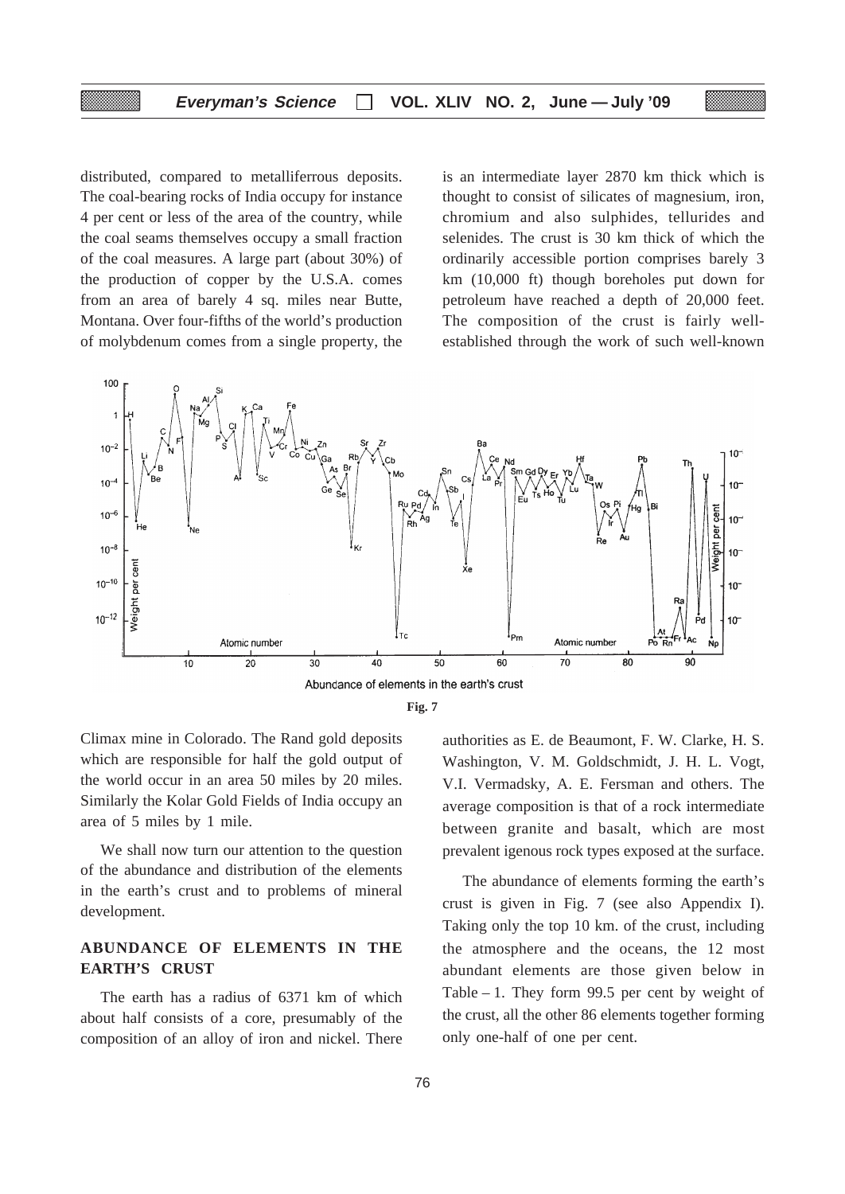distributed, compared to metalliferrous deposits. The coal-bearing rocks of India occupy for instance 4 per cent or less of the area of the country, while the coal seams themselves occupy a small fraction of the coal measures. A large part (about 30%) of the production of copper by the U.S.A. comes from an area of barely 4 sq. miles near Butte, Montana. Over four-fifths of the world's production of molybdenum comes from a single property, the Climax mine in Colorado. The Rand gold deposits which are responsible for half the gold output of the world occur in an area 50 miles by 20 miles. Similarly the Kolar Gold Fields of India occupy an area of 5 miles by 1 mile.

We shall now turn our attention to the question of the abundance and distribution of the elements in the earth's crust and to problems of mineral development.

## ABUNDANCE OF ELEMENTS IN THE EARTH'S CRUST

The earth has a radius of 6371 km of which about half consists of a core, presumably of the composition of an alloy of iron and nickel. There is an intermediate layer 2870 km thick which is thought to consist of silicates of magnesium, iron, chromium and also sulphides, tellurides and selenides. The crust is 30 km thick of which the ordinarily accessible portion comprises barely 3 km (10,000 ft) though boreholes put down for petroleum have reached a depth of 20,000 feet. The composition of the crust is fairly well-established through the work of such well-known authorities as E. de Beaumont, F. W. Clarke, H. S. Washington, V. M. Goldschmidt, J. H. L. Vogt, V.I. Vermadsky, A. E. Fersman and others. The average composition is that of a rock intermediate between granite and basalt, which are most prevalent igenous rock types exposed at the surface.

Abundance of elements in the earth's crust

**Fig. 7**

The abundance of elements forming the earth's crust is given in Fig. 7 (see also Appendix I). Taking only the top 10 km. of the crust, including the atmosphere and the oceans, the 12 most abundant elements are those given below in Table – 1. They form 99.5 per cent by weight of the crust, all the other 86 elements together forming only one-half of one per cent.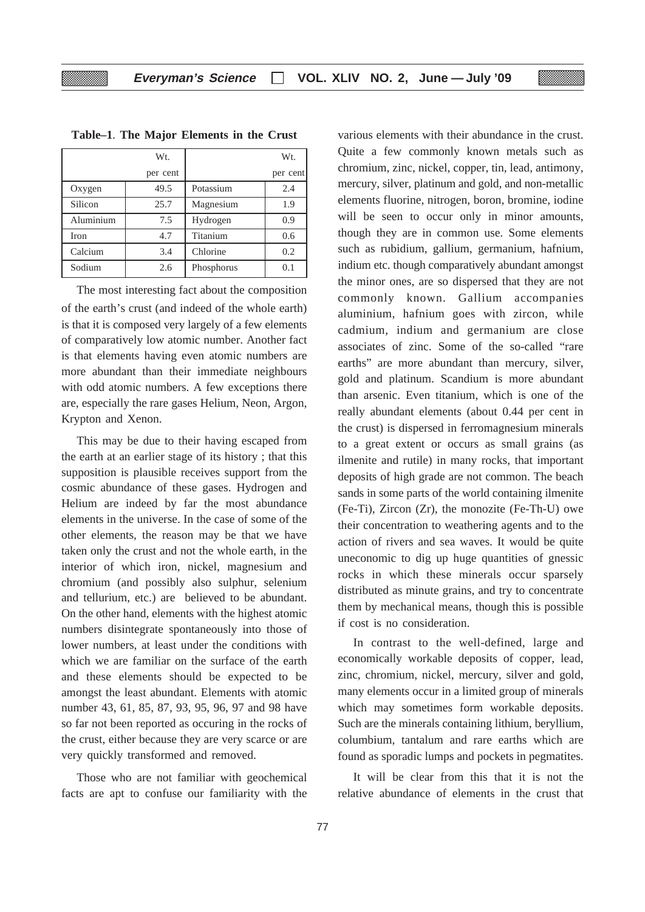**Table–1. The Major Elements in the Crust**

| | Wt. per cent | | Wt. per cent |
|---|---|---|---|
| Oxygen | 49.5 | Potassium | 2.4 |
| Silicon | 25.7 | Magnesium | 1.9 |
| Aluminium | 7.5 | Hydrogen | 0.9 |
| Iron | 4.7 | Titanium | 0.6 |
| Calcium | 3.4 | Chlorine | 0.2 |
| Sodium | 2.6 | Phosphorus | 0.1 |

The most interesting fact about the composition of the earth's crust (and indeed of the whole earth) is that it is composed very largely of a few elements of comparatively low atomic number. Another fact is that elements having even atomic numbers are more abundant than their immediate neighbours with odd atomic numbers. A few exceptions there are, especially the rare gases Helium, Neon, Argon, Krypton and Xenon.

This may be due to their having escaped from the earth at an earlier stage of its history ; that this supposition is plausible receives support from the cosmic abundance of these gases. Hydrogen and Helium are indeed by far the most abundance elements in the universe. In the case of some of the other elements, the reason may be that we have taken only the crust and not the whole earth, in the interior of which iron, nickel, magnesium and chromium (and possibly also sulphur, selenium and tellurium, etc.) are believed to be abundant. On the other hand, elements with the highest atomic numbers disintegrate spontaneously into those of lower numbers, at least under the conditions with which we are familiar on the surface of the earth and these elements should be expected to be amongst the least abundant. Elements with atomic number 43, 61, 85, 87, 93, 95, 96, 97 and 98 have so far not been reported as occuring in the rocks of the crust, either because they are very scarce or are very quickly transformed and removed.

Those who are not familiar with geochemical facts are apt to confuse our familiarity with the various elements with their abundance in the crust. Quite a few commonly known metals such as chromium, zinc, nickel, copper, tin, lead, antimony, mercury, silver, platinum and gold, and non-metallic elements fluorine, nitrogen, boron, bromine, iodine will be seen to occur only in minor amounts, though they are in common use. Some elements such as rubidium, gallium, germanium, hafnium, indium etc. though comparatively abundant amongst the minor ones, are so dispersed that they are not commonly known. Gallium accompanies aluminium, hafnium goes with zircon, while cadmium, indium and germanium are close associates of zinc. Some of the so-called "rare earths" are more abundant than mercury, silver, gold and platinum. Scandium is more abundant than arsenic. Even titanium, which is one of the really abundant elements (about 0.44 per cent in the crust) is dispersed in ferromagnesium minerals to a great extent or occurs as small grains (as ilmenite and rutile) in many rocks, that important deposits of high grade are not common. The beach sands in some parts of the world containing ilmenite (Fe-Ti), Zircon (Zr), the monozite (Fe-Th-U) owe their concentration to weathering agents and to the action of rivers and sea waves. It would be quite uneconomic to dig up huge quantities of gnessic rocks in which these minerals occur sparsely distributed as minute grains, and try to concentrate them by mechanical means, though this is possible if cost is no consideration.

In contrast to the well-defined, large and economically workable deposits of copper, lead, zinc, chromium, nickel, mercury, silver and gold, many elements occur in a limited group of minerals which may sometimes form workable deposits. Such are the minerals containing lithium, beryllium, columbium, tantalum and rare earths which are found as sporadic lumps and pockets in pegmatites.

It will be clear from this that it is not the relative abundance of elements in the crust that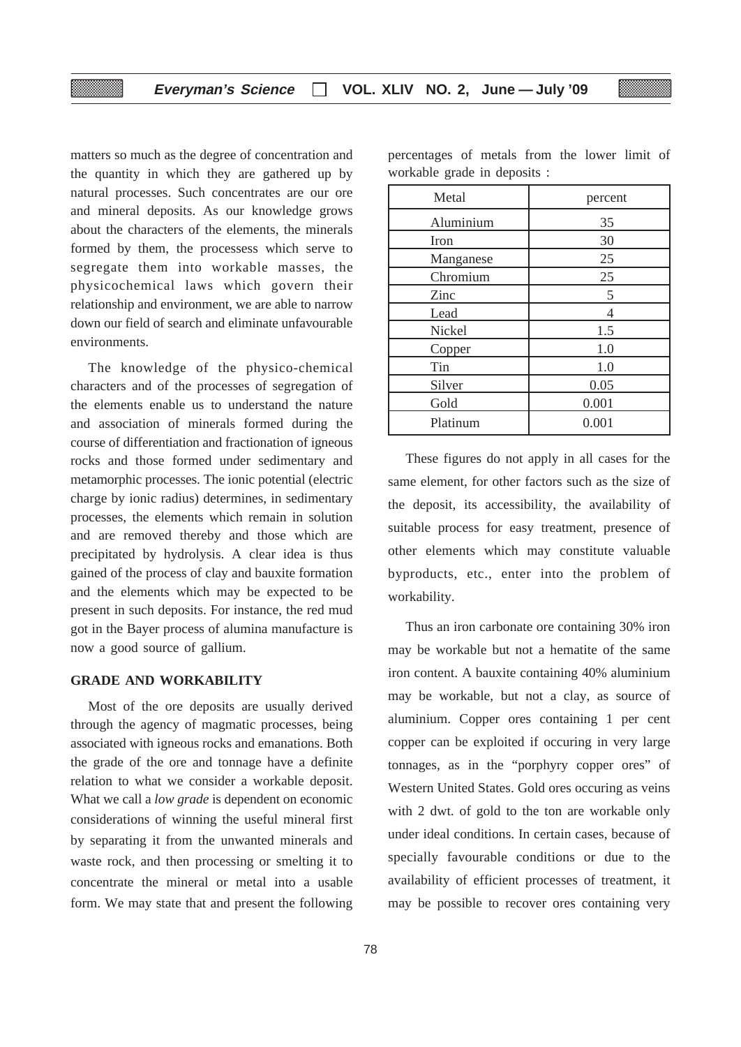matters so much as the degree of concentration and the quantity in which they are gathered up by natural processes. Such concentrates are our ore and mineral deposits. As our knowledge grows about the characters of the elements, the minerals formed by them, the processess which serve to segregate them into workable masses, the physicochemical laws which govern their relationship and environment, we are able to narrow down our field of search and eliminate unfavourable environments.

The knowledge of the physico-chemical characters and of the processes of segregation of the elements enable us to understand the nature and association of minerals formed during the course of differentiation and fractionation of igneous rocks and those formed under sedimentary and metamorphic processes. The ionic potential (electric charge by ionic radius) determines, in sedimentary processes, the elements which remain in solution and are removed thereby and those which are precipitated by hydrolysis. A clear idea is thus gained of the process of clay and bauxite formation and the elements which may be expected to be present in such deposits. For instance, the red mud got in the Bayer process of alumina manufacture is now a good source of gallium.

## GRADE AND WORKABILITY

Most of the ore deposits are usually derived through the agency of magmatic processes, being associated with igneous rocks and emanations. Both the grade of the ore and tonnage have a definite relation to what we consider a workable deposit. What we call a *low grade* is dependent on economic considerations of winning the useful mineral first by separating it from the unwanted minerals and waste rock, and then processing or smelting it to concentrate the mineral or metal into a usable form. We may state that and present the following percentages of metals from the lower limit of workable grade in deposits :

| Metal | percent |
|---|---|
| Aluminium | 35 |
| Iron | 30 |
| Manganese | 25 |
| Chromium | 25 |
| Zinc | 5 |
| Lead | 4 |
| Nickel | 1.5 |
| Copper | 1.0 |
| Tin | 1.0 |
| Silver | 0.05 |
| Gold | 0.001 |
| Platinum | 0.001 |

These figures do not apply in all cases for the same element, for other factors such as the size of the deposit, its accessibility, the availability of suitable process for easy treatment, presence of other elements which may constitute valuable byproducts, etc., enter into the problem of workability.

Thus an iron carbonate ore containing 30% iron may be workable but not a hematite of the same iron content. A bauxite containing 40% aluminium may be workable, but not a clay, as source of aluminium. Copper ores containing 1 per cent copper can be exploited if occuring in very large tonnages, as in the "porphyry copper ores" of Western United States. Gold ores occuring as veins with 2 dwt. of gold to the ton are workable only under ideal conditions. In certain cases, because of specially favourable conditions or due to the availability of efficient processes of treatment, it may be possible to recover ores containing very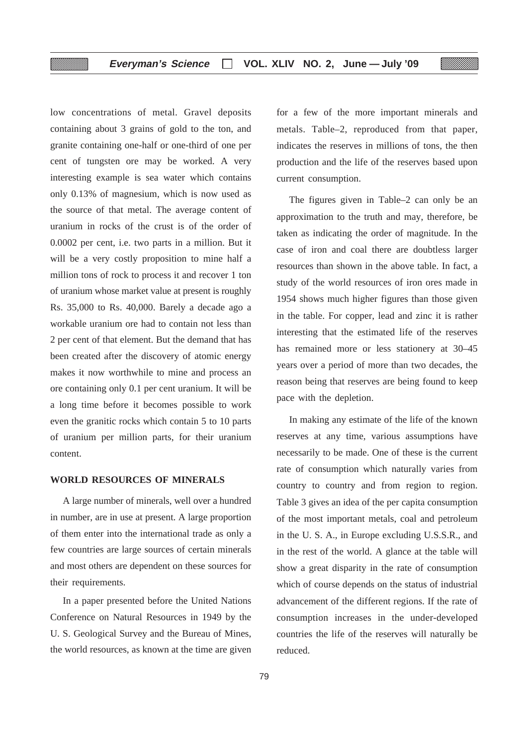low concentrations of metal. Gravel deposits containing about 3 grains of gold to the ton, and granite containing one-half or one-third of one per cent of tungsten ore may be worked. A very interesting example is sea water which contains only 0.13% of magnesium, which is now used as the source of that metal. The average content of uranium in rocks of the crust is of the order of 0.0002 per cent, i.e. two parts in a million. But it will be a very costly proposition to mine half a million tons of rock to process it and recover 1 ton of uranium whose market value at present is roughly Rs. 35,000 to Rs. 40,000. Barely a decade ago a workable uranium ore had to contain not less than 2 per cent of that element. But the demand that has been created after the discovery of atomic energy makes it now worthwhile to mine and process an ore containing only 0.1 per cent uranium. It will be a long time before it becomes possible to work even the granitic rocks which contain 5 to 10 parts of uranium per million parts, for their uranium content.

## WORLD RESOURCES OF MINERALS

A large number of minerals, well over a hundred in number, are in use at present. A large proportion of them enter into the international trade as only a few countries are large sources of certain minerals and most others are dependent on these sources for their requirements.

In a paper presented before the United Nations Conference on Natural Resources in 1949 by the U. S. Geological Survey and the Bureau of Mines, the world resources, as known at the time are given for a few of the more important minerals and metals. Table–2, reproduced from that paper, indicates the reserves in millions of tons, the then production and the life of the reserves based upon current consumption.

The figures given in Table–2 can only be an approximation to the truth and may, therefore, be taken as indicating the order of magnitude. In the case of iron and coal there are doubtless larger resources than shown in the above table. In fact, a study of the world resources of iron ores made in 1954 shows much higher figures than those given in the table. For copper, lead and zinc it is rather interesting that the estimated life of the reserves has remained more or less stationery at 30–45 years over a period of more than two decades, the reason being that reserves are being found to keep pace with the depletion.

In making any estimate of the life of the known reserves at any time, various assumptions have necessarily to be made. One of these is the current rate of consumption which naturally varies from country to country and from region to region. Table 3 gives an idea of the per capita consumption of the most important metals, coal and petroleum in the U. S. A., in Europe excluding U.S.S.R., and in the rest of the world. A glance at the table will show a great disparity in the rate of consumption which of course depends on the status of industrial advancement of the different regions. If the rate of consumption increases in the under-developed countries the life of the reserves will naturally be reduced.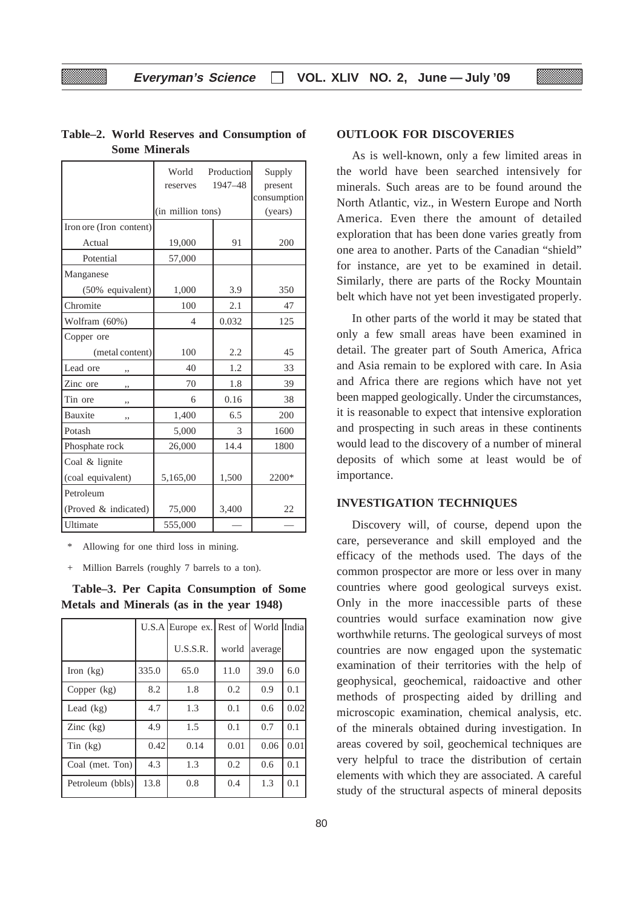**Table–2. World Reserves and Consumption of Some Minerals**

| | World reserves | Production 1947–48 | Supply present consumption |
|---|---|---|---|
| | (in million tons) | | (years) |
| Iron ore (Iron content) | | | |
| Actual | 19,000 | 91 | 200 |
| Potential | 57,000 | | |
| Manganese | | | |
| (50% equivalent) | 1,000 | 3.9 | 350 |
| Chromite | 100 | 2.1 | 47 |
| Wolfram (60%) | 4 | 0.032 | 125 |
| Copper ore | | | |
| (metal content) | 100 | 2.2 | 45 |
| Lead ore ,, | 40 | 1.2 | 33 |
| Zinc ore ,, | 70 | 1.8 | 39 |
| Tin ore ,, | 6 | 0.16 | 38 |
| Bauxite ,, | 1,400 | 6.5 | 200 |
| Potash | 5,000 | 3 | 1600 |
| Phosphate rock | 26,000 | 14.4 | 1800 |
| Coal & lignite | | | |
| (coal equivalent) | 5,165,00 | 1,500 | 2200* |
| Petroleum | | | |
| (Proved & indicated) | 75,000 | 3,400 | 22 |
| Ultimate | 555,000 | — | — |

\* Allowing for one third loss in mining.

+ Million Barrels (roughly 7 barrels to a ton).

**Table–3. Per Capita Consumption of Some Metals and Minerals (as in the year 1948)**

| | U.S.A | Europe ex. U.S.S.R. | Rest of world | World average | India |
|---|---|---|---|---|---|
| Iron (kg) | 335.0 | 65.0 | 11.0 | 39.0 | 6.0 |
| Copper (kg) | 8.2 | 1.8 | 0.2 | 0.9 | 0.1 |
| Lead (kg) | 4.7 | 1.3 | 0.1 | 0.6 | 0.02 |
| Zinc (kg) | 4.9 | 1.5 | 0.1 | 0.7 | 0.1 |
| Tin (kg) | 0.42 | 0.14 | 0.01 | 0.06 | 0.01 |
| Coal (met. Ton) | 4.3 | 1.3 | 0.2 | 0.6 | 0.1 |
| Petroleum (bbls) | 13.8 | 0.8 | 0.4 | 1.3 | 0.1 |

## OUTLOOK FOR DISCOVERIES

As is well-known, only a few limited areas in the world have been searched intensively for minerals. Such areas are to be found around the North Atlantic, viz., in Western Europe and North America. Even there the amount of detailed exploration that has been done varies greatly from one area to another. Parts of the Canadian "shield" for instance, are yet to be examined in detail. Similarly, there are parts of the Rocky Mountain belt which have not yet been investigated properly.

In other parts of the world it may be stated that only a few small areas have been examined in detail. The greater part of South America, Africa and Asia remain to be explored with care. In Asia and Africa there are regions which have not yet been mapped geologically. Under the circumstances, it is reasonable to expect that intensive exploration and prospecting in such areas in these continents would lead to the discovery of a number of mineral deposits of which some at least would be of importance.

## INVESTIGATION TECHNIQUES

Discovery will, of course, depend upon the care, perseverance and skill employed and the efficacy of the methods used. The days of the common prospector are more or less over in many countries where good geological surveys exist. Only in the more inaccessible parts of these countries would surface examination now give worthwhile returns. The geological surveys of most countries are now engaged upon the systematic examination of their territories with the help of geophysical, geochemical, raidoactive and other methods of prospecting aided by drilling and microscopic examination, chemical analysis, etc. of the minerals obtained during investigation. In areas covered by soil, geochemical techniques are very helpful to trace the distribution of certain elements with which they are associated. A careful study of the structural aspects of mineral deposits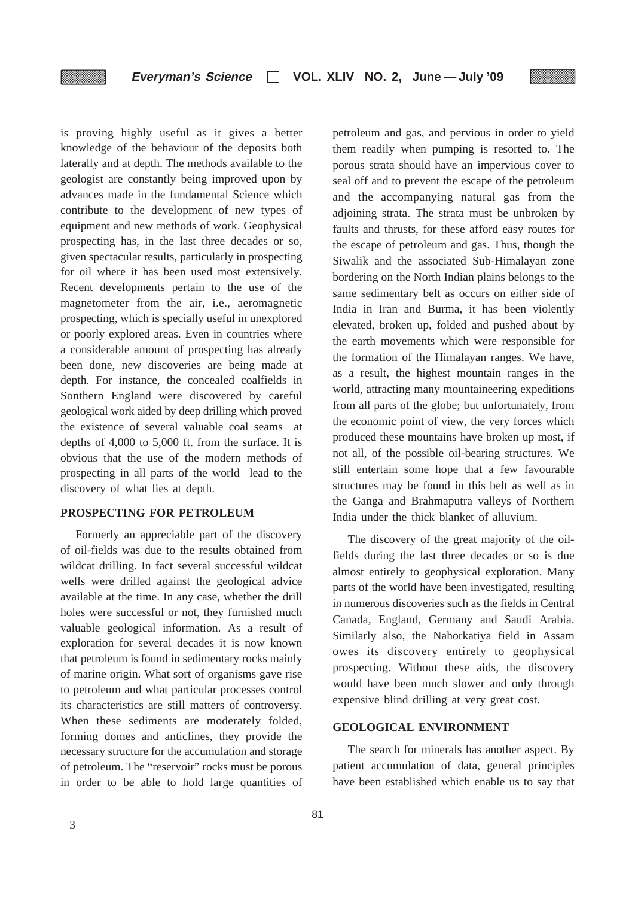is proving highly useful as it gives a better knowledge of the behaviour of the deposits both laterally and at depth. The methods available to the geologist are constantly being improved upon by advances made in the fundamental Science which contribute to the development of new types of equipment and new methods of work. Geophysical prospecting has, in the last three decades or so, given spectacular results, particularly in prospecting for oil where it has been used most extensively. Recent developments pertain to the use of the magnetometer from the air, i.e., aeromagnetic prospecting, which is specially useful in unexplored or poorly explored areas. Even in countries where a considerable amount of prospecting has already been done, new discoveries are being made at depth. For instance, the concealed coalfields in Sonthern England were discovered by careful geological work aided by deep drilling which proved the existence of several valuable coal seams at depths of 4,000 to 5,000 ft. from the surface. It is obvious that the use of the modern methods of prospecting in all parts of the world lead to the discovery of what lies at depth.

## PROSPECTING FOR PETROLEUM

Formerly an appreciable part of the discovery of oil-fields was due to the results obtained from wildcat drilling. In fact several successful wildcat wells were drilled against the geological advice available at the time. In any case, whether the drill holes were successful or not, they furnished much valuable geological information. As a result of exploration for several decades it is now known that petroleum is found in sedimentary rocks mainly of marine origin. What sort of organisms gave rise to petroleum and what particular processes control its characteristics are still matters of controversy. When these sediments are moderately folded, forming domes and anticlines, they provide the necessary structure for the accumulation and storage of petroleum. The "reservoir" rocks must be porous in order to be able to hold large quantities of petroleum and gas, and pervious in order to yield them readily when pumping is resorted to. The porous strata should have an impervious cover to seal off and to prevent the escape of the petroleum and the accompanying natural gas from the adjoining strata. The strata must be unbroken by faults and thrusts, for these afford easy routes for the escape of petroleum and gas. Thus, though the Siwalik and the associated Sub-Himalayan zone bordering on the North Indian plains belongs to the same sedimentary belt as occurs on either side of India in Iran and Burma, it has been violently elevated, broken up, folded and pushed about by the earth movements which were responsible for the formation of the Himalayan ranges. We have, as a result, the highest mountain ranges in the world, attracting many mountaineering expeditions from all parts of the globe; but unfortunately, from the economic point of view, the very forces which produced these mountains have broken up most, if not all, of the possible oil-bearing structures. We still entertain some hope that a few favourable structures may be found in this belt as well as in the Ganga and Brahmaputra valleys of Northern India under the thick blanket of alluvium.

The discovery of the great majority of the oil-fields during the last three decades or so is due almost entirely to geophysical exploration. Many parts of the world have been investigated, resulting in numerous discoveries such as the fields in Central Canada, England, Germany and Saudi Arabia. Similarly also, the Nahorkatiya field in Assam owes its discovery entirely to geophysical prospecting. Without these aids, the discovery would have been much slower and only through expensive blind drilling at very great cost.

## GEOLOGICAL ENVIRONMENT

The search for minerals has another aspect. By patient accumulation of data, general principles have been established which enable us to say that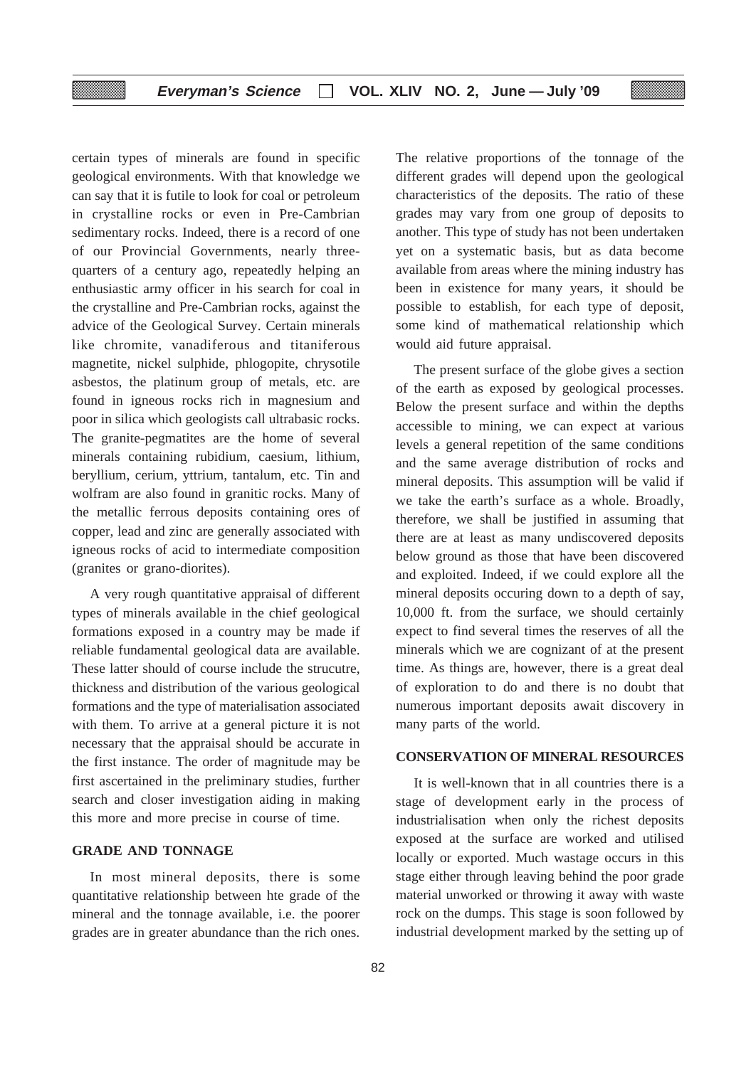certain types of minerals are found in specific geological environments. With that knowledge we can say that it is futile to look for coal or petroleum in crystalline rocks or even in Pre-Cambrian sedimentary rocks. Indeed, there is a record of one of our Provincial Governments, nearly three-quarters of a century ago, repeatedly helping an enthusiastic army officer in his search for coal in the crystalline and Pre-Cambrian rocks, against the advice of the Geological Survey. Certain minerals like chromite, vanadiferous and titaniferous magnetite, nickel sulphide, phlogopite, chrysotile asbestos, the platinum group of metals, etc. are found in igneous rocks rich in magnesium and poor in silica which geologists call ultrabasic rocks. The granite-pegmatites are the home of several minerals containing rubidium, caesium, lithium, beryllium, cerium, yttrium, tantalum, etc. Tin and wolfram are also found in granitic rocks. Many of the metallic ferrous deposits containing ores of copper, lead and zinc are generally associated with igneous rocks of acid to intermediate composition (granites or grano-diorites).

A very rough quantitative appraisal of different types of minerals available in the chief geological formations exposed in a country may be made if reliable fundamental geological data are available. These latter should of course include the strucutre, thickness and distribution of the various geological formations and the type of materialisation associated with them. To arrive at a general picture it is not necessary that the appraisal should be accurate in the first instance. The order of magnitude may be first ascertained in the preliminary studies, further search and closer investigation aiding in making this more and more precise in course of time.

## GRADE AND TONNAGE

In most mineral deposits, there is some quantitative relationship between hte grade of the mineral and the tonnage available, i.e. the poorer grades are in greater abundance than the rich ones. The relative proportions of the tonnage of the different grades will depend upon the geological characteristics of the deposits. The ratio of these grades may vary from one group of deposits to another. This type of study has not been undertaken yet on a systematic basis, but as data become available from areas where the mining industry has been in existence for many years, it should be possible to establish, for each type of deposit, some kind of mathematical relationship which would aid future appraisal.

The present surface of the globe gives a section of the earth as exposed by geological processes. Below the present surface and within the depths accessible to mining, we can expect at various levels a general repetition of the same conditions and the same average distribution of rocks and mineral deposits. This assumption will be valid if we take the earth's surface as a whole. Broadly, therefore, we shall be justified in assuming that there are at least as many undiscovered deposits below ground as those that have been discovered and exploited. Indeed, if we could explore all the mineral deposits occuring down to a depth of say, 10,000 ft. from the surface, we should certainly expect to find several times the reserves of all the minerals which we are cognizant of at the present time. As things are, however, there is a great deal of exploration to do and there is no doubt that numerous important deposits await discovery in many parts of the world.

## CONSERVATION OF MINERAL RESOURCES

It is well-known that in all countries there is a stage of development early in the process of industrialisation when only the richest deposits exposed at the surface are worked and utilised locally or exported. Much wastage occurs in this stage either through leaving behind the poor grade material unworked or throwing it away with waste rock on the dumps. This stage is soon followed by industrial development marked by the setting up of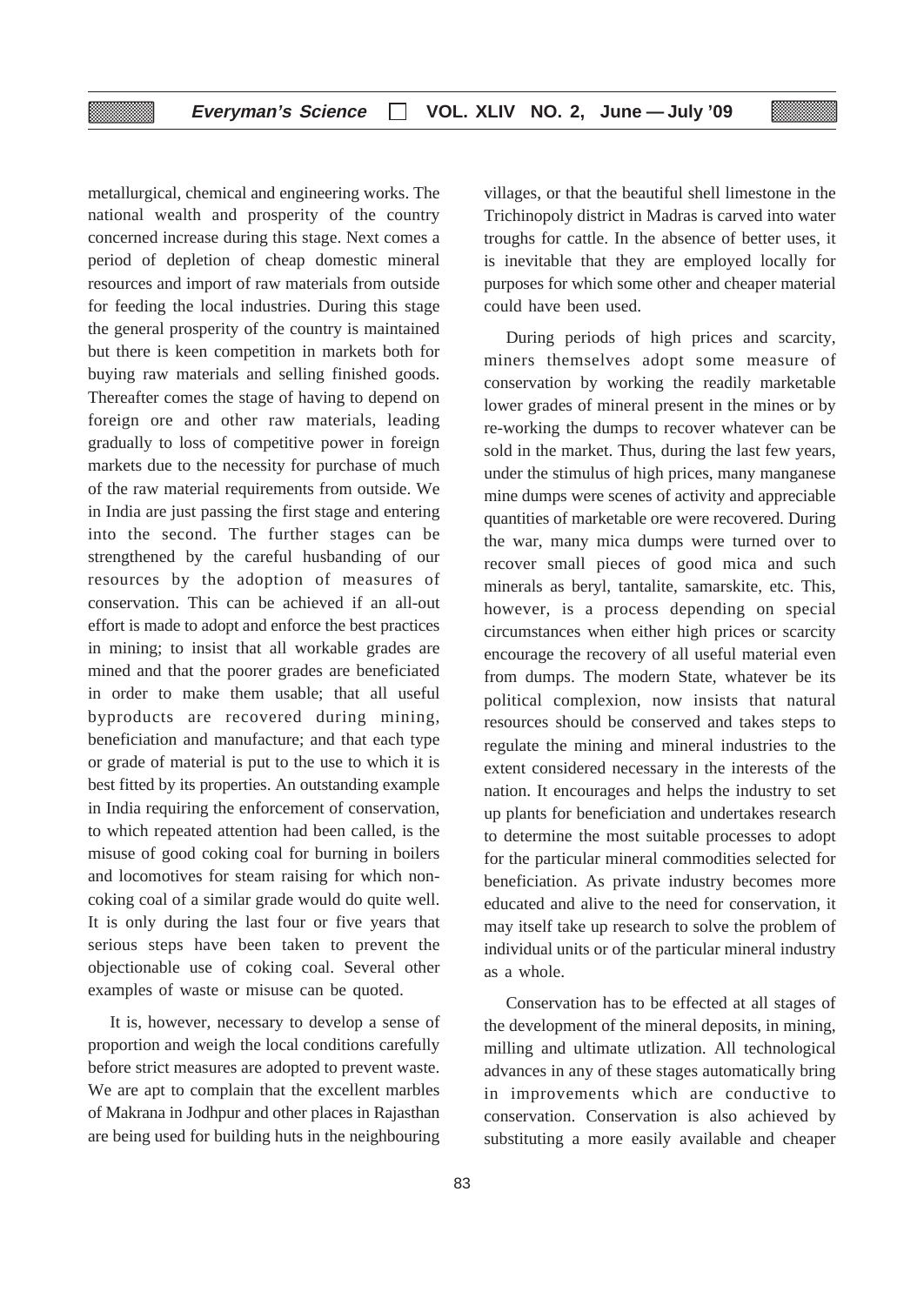metallurgical, chemical and engineering works. The national wealth and prosperity of the country concerned increase during this stage. Next comes a period of depletion of cheap domestic mineral resources and import of raw materials from outside for feeding the local industries. During this stage the general prosperity of the country is maintained but there is keen competition in markets both for buying raw materials and selling finished goods. Thereafter comes the stage of having to depend on foreign ore and other raw materials, leading gradually to loss of competitive power in foreign markets due to the necessity for purchase of much of the raw material requirements from outside. We in India are just passing the first stage and entering into the second. The further stages can be strengthened by the careful husbanding of our resources by the adoption of measures of conservation. This can be achieved if an all-out effort is made to adopt and enforce the best practices in mining; to insist that all workable grades are mined and that the poorer grades are beneficiated in order to make them usable; that all useful byproducts are recovered during mining, beneficiation and manufacture; and that each type or grade of material is put to the use to which it is best fitted by its properties. An outstanding example in India requiring the enforcement of conservation, to which repeated attention had been called, is the misuse of good coking coal for burning in boilers and locomotives for steam raising for which non-coking coal of a similar grade would do quite well. It is only during the last four or five years that serious steps have been taken to prevent the objectionable use of coking coal. Several other examples of waste or misuse can be quoted.

It is, however, necessary to develop a sense of proportion and weigh the local conditions carefully before strict measures are adopted to prevent waste. We are apt to complain that the excellent marbles of Makrana in Jodhpur and other places in Rajasthan are being used for building huts in the neighbouring villages, or that the beautiful shell limestone in the Trichinopoly district in Madras is carved into water troughs for cattle. In the absence of better uses, it is inevitable that they are employed locally for purposes for which some other and cheaper material could have been used.

During periods of high prices and scarcity, miners themselves adopt some measure of conservation by working the readily marketable lower grades of mineral present in the mines or by re-working the dumps to recover whatever can be sold in the market. Thus, during the last few years, under the stimulus of high prices, many manganese mine dumps were scenes of activity and appreciable quantities of marketable ore were recovered. During the war, many mica dumps were turned over to recover small pieces of good mica and such minerals as beryl, tantalite, samarskite, etc. This, however, is a process depending on special circumstances when either high prices or scarcity encourage the recovery of all useful material even from dumps. The modern State, whatever be its political complexion, now insists that natural resources should be conserved and takes steps to regulate the mining and mineral industries to the extent considered necessary in the interests of the nation. It encourages and helps the industry to set up plants for beneficiation and undertakes research to determine the most suitable processes to adopt for the particular mineral commodities selected for beneficiation. As private industry becomes more educated and alive to the need for conservation, it may itself take up research to solve the problem of individual units or of the particular mineral industry as a whole.

Conservation has to be effected at all stages of the development of the mineral deposits, in mining, milling and ultimate utlization. All technological advances in any of these stages automatically bring in improvements which are conductive to conservation. Conservation is also achieved by substituting a more easily available and cheaper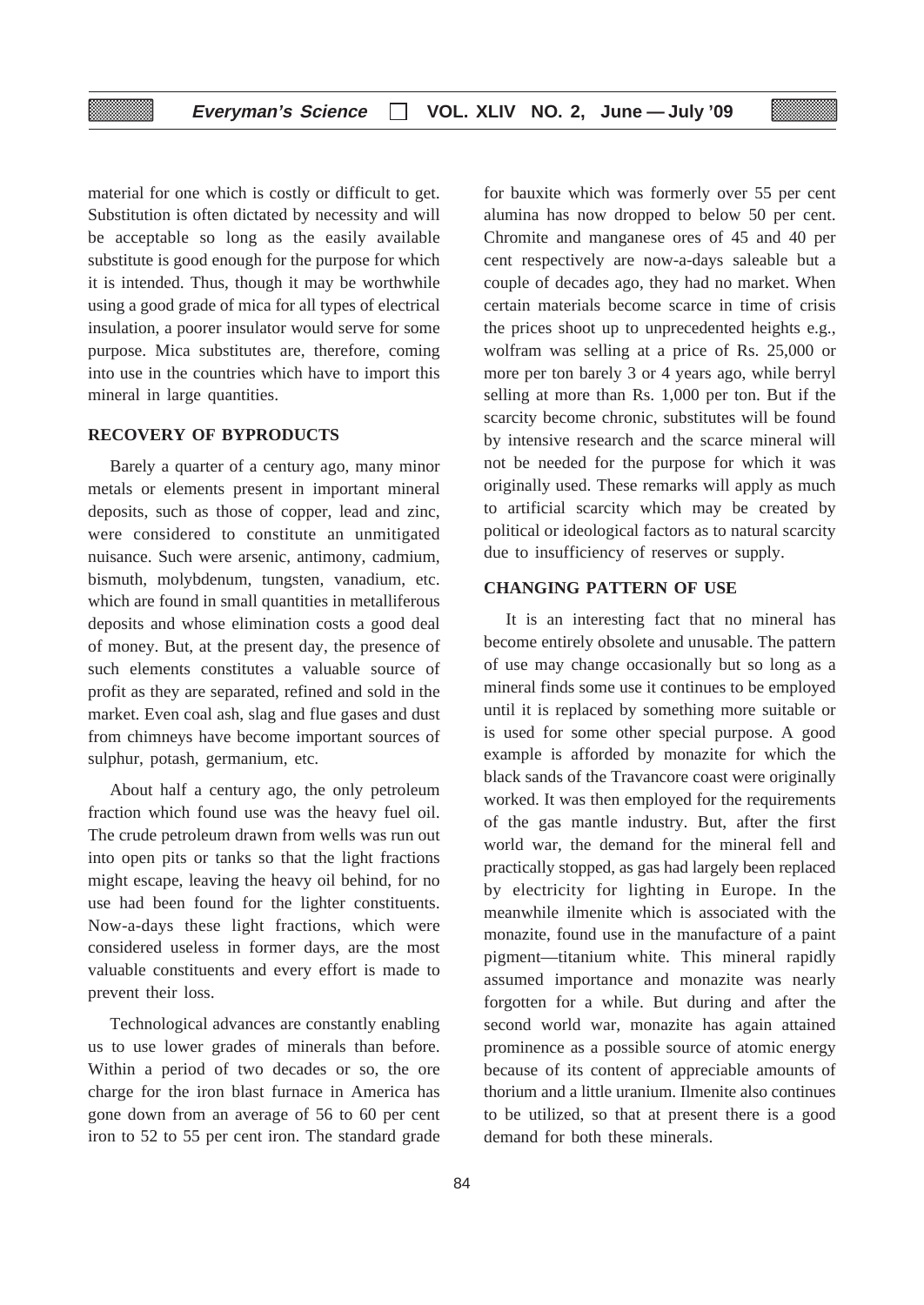material for one which is costly or difficult to get. Substitution is often dictated by necessity and will be acceptable so long as the easily available substitute is good enough for the purpose for which it is intended. Thus, though it may be worthwhile using a good grade of mica for all types of electrical insulation, a poorer insulator would serve for some purpose. Mica substitutes are, therefore, coming into use in the countries which have to import this mineral in large quantities.

## RECOVERY OF BYPRODUCTS

Barely a quarter of a century ago, many minor metals or elements present in important mineral deposits, such as those of copper, lead and zinc, were considered to constitute an unmitigated nuisance. Such were arsenic, antimony, cadmium, bismuth, molybdenum, tungsten, vanadium, etc. which are found in small quantities in metalliferous deposits and whose elimination costs a good deal of money. But, at the present day, the presence of such elements constitutes a valuable source of profit as they are separated, refined and sold in the market. Even coal ash, slag and flue gases and dust from chimneys have become important sources of sulphur, potash, germanium, etc.

About half a century ago, the only petroleum fraction which found use was the heavy fuel oil. The crude petroleum drawn from wells was run out into open pits or tanks so that the light fractions might escape, leaving the heavy oil behind, for no use had been found for the lighter constituents. Now-a-days these light fractions, which were considered useless in former days, are the most valuable constituents and every effort is made to prevent their loss.

Technological advances are constantly enabling us to use lower grades of minerals than before. Within a period of two decades or so, the ore charge for the iron blast furnace in America has gone down from an average of 56 to 60 per cent iron to 52 to 55 per cent iron. The standard grade for bauxite which was formerly over 55 per cent alumina has now dropped to below 50 per cent. Chromite and manganese ores of 45 and 40 per cent respectively are now-a-days saleable but a couple of decades ago, they had no market. When certain materials become scarce in time of crisis the prices shoot up to unprecedented heights e.g., wolfram was selling at a price of Rs. 25,000 or more per ton barely 3 or 4 years ago, while berryl selling at more than Rs. 1,000 per ton. But if the scarcity become chronic, substitutes will be found by intensive research and the scarce mineral will not be needed for the purpose for which it was originally used. These remarks will apply as much to artificial scarcity which may be created by political or ideological factors as to natural scarcity due to insufficiency of reserves or supply.

## CHANGING PATTERN OF USE

It is an interesting fact that no mineral has become entirely obsolete and unusable. The pattern of use may change occasionally but so long as a mineral finds some use it continues to be employed until it is replaced by something more suitable or is used for some other special purpose. A good example is afforded by monazite for which the black sands of the Travancore coast were originally worked. It was then employed for the requirements of the gas mantle industry. But, after the first world war, the demand for the mineral fell and practically stopped, as gas had largely been replaced by electricity for lighting in Europe. In the meanwhile ilmenite which is associated with the monazite, found use in the manufacture of a paint pigment—titanium white. This mineral rapidly assumed importance and monazite was nearly forgotten for a while. But during and after the second world war, monazite has again attained prominence as a possible source of atomic energy because of its content of appreciable amounts of thorium and a little uranium. Ilmenite also continues to be utilized, so that at present there is a good demand for both these minerals.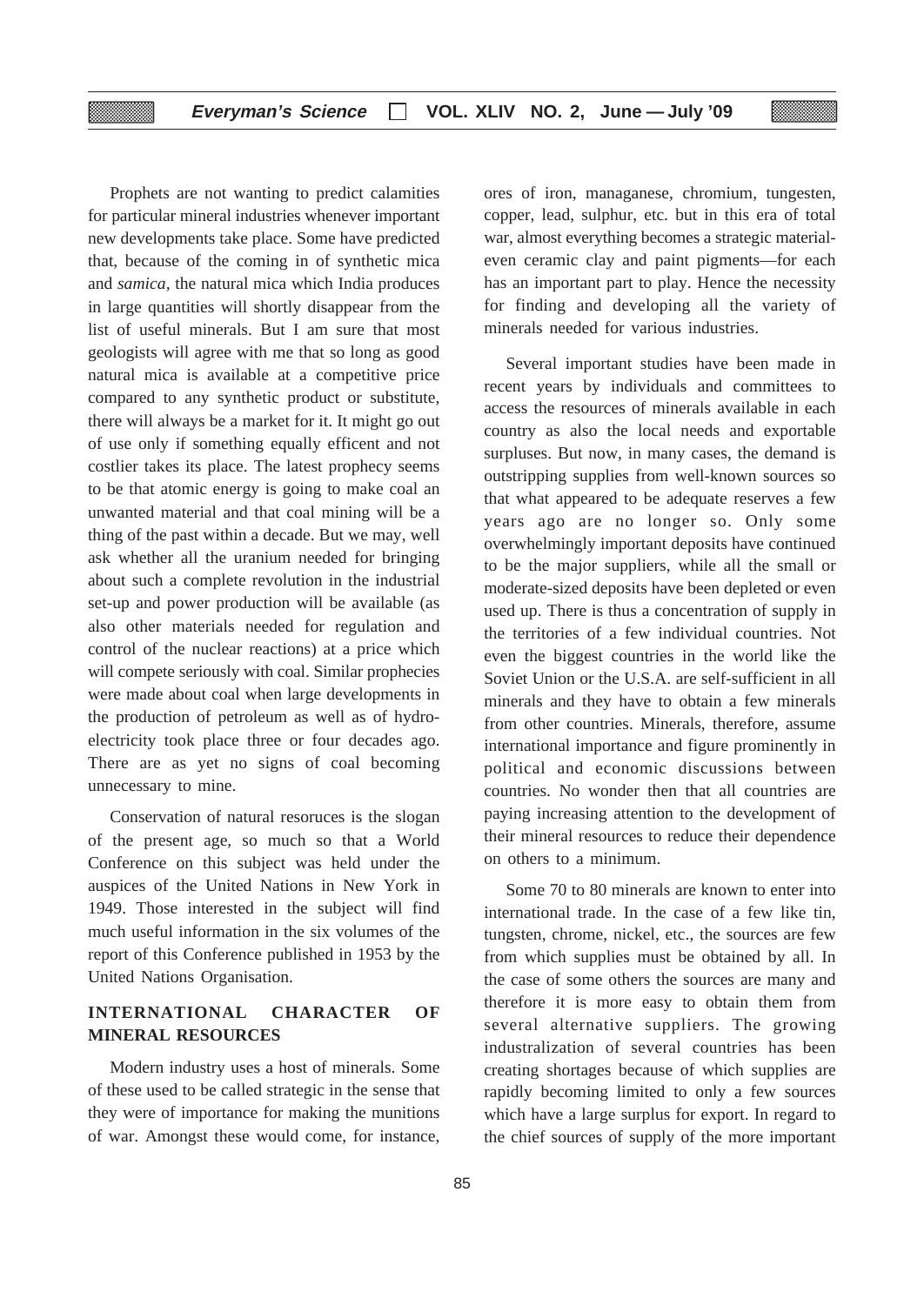Prophets are not wanting to predict calamities for particular mineral industries whenever important new developments take place. Some have predicted that, because of the coming in of synthetic mica and *samica*, the natural mica which India produces in large quantities will shortly disappear from the list of useful minerals. But I am sure that most geologists will agree with me that so long as good natural mica is available at a competitive price compared to any synthetic product or substitute, there will always be a market for it. It might go out of use only if something equally efficent and not costlier takes its place. The latest prophecy seems to be that atomic energy is going to make coal an unwanted material and that coal mining will be a thing of the past within a decade. But we may, well ask whether all the uranium needed for bringing about such a complete revolution in the industrial set-up and power production will be available (as also other materials needed for regulation and control of the nuclear reactions) at a price which will compete seriously with coal. Similar prophecies were made about coal when large developments in the production of petroleum as well as of hydro-electricity took place three or four decades ago. There are as yet no signs of coal becoming unnecessary to mine.

Conservation of natural resoruces is the slogan of the present age, so much so that a World Conference on this subject was held under the auspices of the United Nations in New York in 1949. Those interested in the subject will find much useful information in the six volumes of the report of this Conference published in 1953 by the United Nations Organisation.

## INTERNATIONAL CHARACTER OF MINERAL RESOURCES

Modern industry uses a host of minerals. Some of these used to be called strategic in the sense that they were of importance for making the munitions of war. Amongst these would come, for instance, ores of iron, managanese, chromium, tungesten, copper, lead, sulphur, etc. but in this era of total war, almost everything becomes a strategic material-even ceramic clay and paint pigments—for each has an important part to play. Hence the necessity for finding and developing all the variety of minerals needed for various industries.

Several important studies have been made in recent years by individuals and committees to access the resources of minerals available in each country as also the local needs and exportable surpluses. But now, in many cases, the demand is outstripping supplies from well-known sources so that what appeared to be adequate reserves a few years ago are no longer so. Only some overwhelmingly important deposits have continued to be the major suppliers, while all the small or moderate-sized deposits have been depleted or even used up. There is thus a concentration of supply in the territories of a few individual countries. Not even the biggest countries in the world like the Soviet Union or the U.S.A. are self-sufficient in all minerals and they have to obtain a few minerals from other countries. Minerals, therefore, assume international importance and figure prominently in political and economic discussions between countries. No wonder then that all countries are paying increasing attention to the development of their mineral resources to reduce their dependence on others to a minimum.

Some 70 to 80 minerals are known to enter into international trade. In the case of a few like tin, tungsten, chrome, nickel, etc., the sources are few from which supplies must be obtained by all. In the case of some others the sources are many and therefore it is more easy to obtain them from several alternative suppliers. The growing industralization of several countries has been creating shortages because of which supplies are rapidly becoming limited to only a few sources which have a large surplus for export. In regard to the chief sources of supply of the more important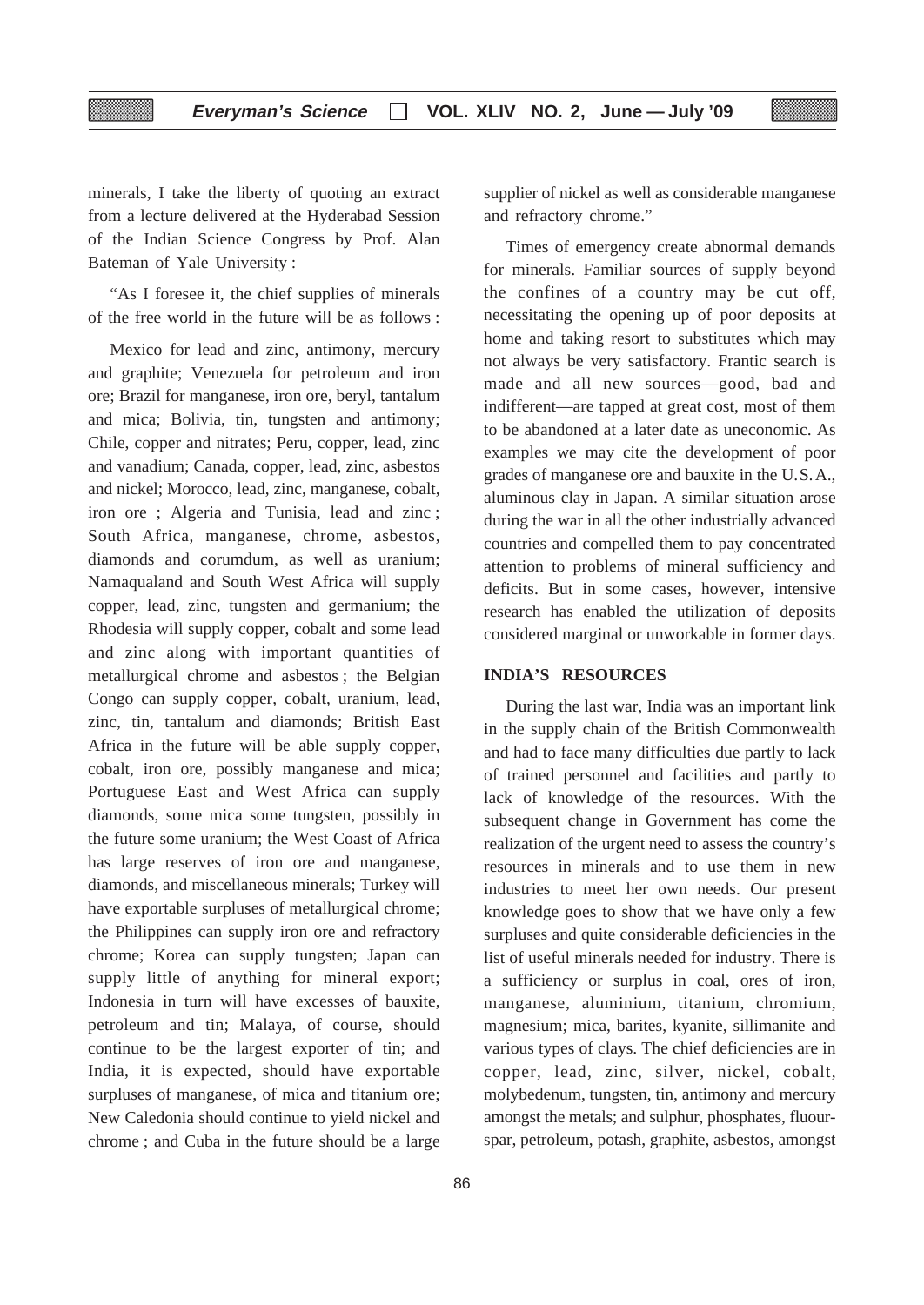minerals, I take the liberty of quoting an extract from a lecture delivered at the Hyderabad Session of the Indian Science Congress by Prof. Alan Bateman of Yale University :

"As I foresee it, the chief supplies of minerals of the free world in the future will be as follows :

Mexico for lead and zinc, antimony, mercury and graphite; Venezuela for petroleum and iron ore; Brazil for manganese, iron ore, beryl, tantalum and mica; Bolivia, tin, tungsten and antimony; Chile, copper and nitrates; Peru, copper, lead, zinc and vanadium; Canada, copper, lead, zinc, asbestos and nickel; Morocco, lead, zinc, manganese, cobalt, iron ore ; Algeria and Tunisia, lead and zinc ; South Africa, manganese, chrome, asbestos, diamonds and corumdum, as well as uranium; Namaqualand and South West Africa will supply copper, lead, zinc, tungsten and germanium; the Rhodesia will supply copper, cobalt and some lead and zinc along with important quantities of metallurgical chrome and asbestos ; the Belgian Congo can supply copper, cobalt, uranium, lead, zinc, tin, tantalum and diamonds; British East Africa in the future will be able supply copper, cobalt, iron ore, possibly manganese and mica; Portuguese East and West Africa can supply diamonds, some mica some tungsten, possibly in the future some uranium; the West Coast of Africa has large reserves of iron ore and manganese, diamonds, and miscellaneous minerals; Turkey will have exportable surpluses of metallurgical chrome; the Philippines can supply iron ore and refractory chrome; Korea can supply tungsten; Japan can supply little of anything for mineral export; Indonesia in turn will have excesses of bauxite, petroleum and tin; Malaya, of course, should continue to be the largest exporter of tin; and India, it is expected, should have exportable surpluses of manganese, of mica and titanium ore; New Caledonia should continue to yield nickel and chrome ; and Cuba in the future should be a large supplier of nickel as well as considerable manganese and refractory chrome."

Times of emergency create abnormal demands for minerals. Familiar sources of supply beyond the confines of a country may be cut off, necessitating the opening up of poor deposits at home and taking resort to substitutes which may not always be very satisfactory. Frantic search is made and all new sources—good, bad and indifferent—are tapped at great cost, most of them to be abandoned at a later date as uneconomic. As examples we may cite the development of poor grades of manganese ore and bauxite in the U.S.A., aluminous clay in Japan. A similar situation arose during the war in all the other industrially advanced countries and compelled them to pay concentrated attention to problems of mineral sufficiency and deficits. But in some cases, however, intensive research has enabled the utilization of deposits considered marginal or unworkable in former days.

## INDIA'S RESOURCES

During the last war, India was an important link in the supply chain of the British Commonwealth and had to face many difficulties due partly to lack of trained personnel and facilities and partly to lack of knowledge of the resources. With the subsequent change in Government has come the realization of the urgent need to assess the country's resources in minerals and to use them in new industries to meet her own needs. Our present knowledge goes to show that we have only a few surpluses and quite considerable deficiencies in the list of useful minerals needed for industry. There is a sufficiency or surplus in coal, ores of iron, manganese, aluminium, titanium, chromium, magnesium; mica, barites, kyanite, sillimanite and various types of clays. The chief deficiencies are in copper, lead, zinc, silver, nickel, cobalt, molybedenum, tungsten, tin, antimony and mercury amongst the metals; and sulphur, phosphates, fluour-spar, petroleum, potash, graphite, asbestos, amongst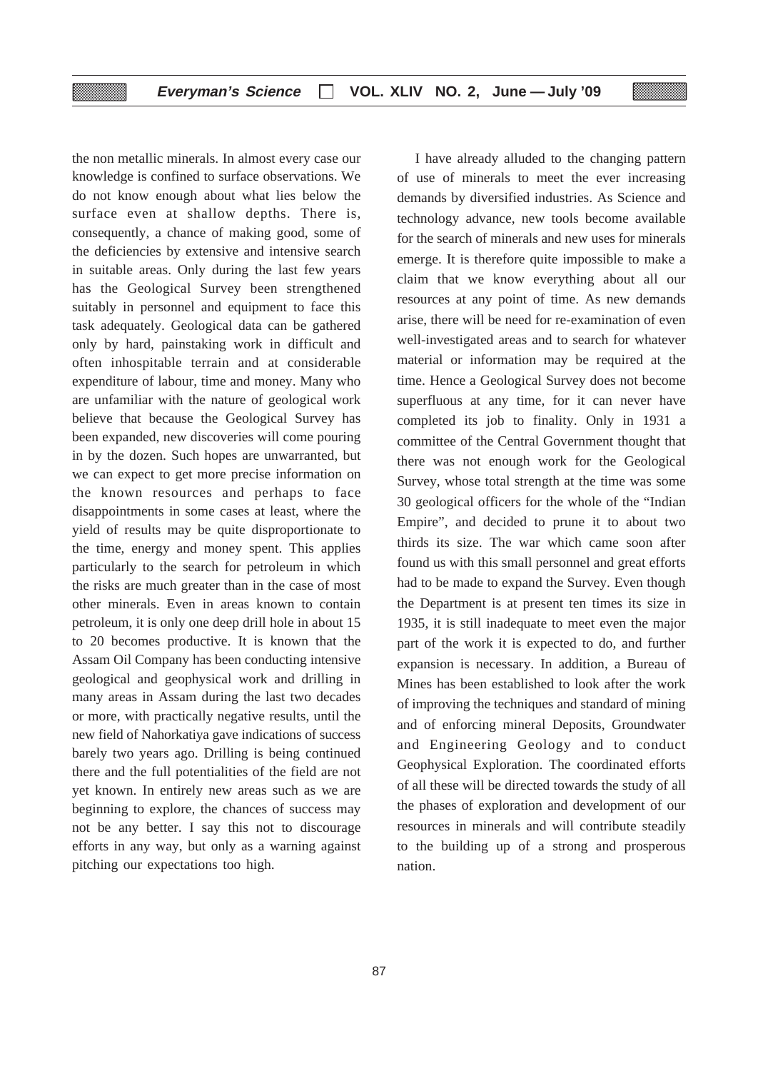the non metallic minerals. In almost every case our knowledge is confined to surface observations. We do not know enough about what lies below the surface even at shallow depths. There is, consequently, a chance of making good, some of the deficiencies by extensive and intensive search in suitable areas. Only during the last few years has the Geological Survey been strengthened suitably in personnel and equipment to face this task adequately. Geological data can be gathered only by hard, painstaking work in difficult and often inhospitable terrain and at considerable expenditure of labour, time and money. Many who are unfamiliar with the nature of geological work believe that because the Geological Survey has been expanded, new discoveries will come pouring in by the dozen. Such hopes are unwarranted, but we can expect to get more precise information on the known resources and perhaps to face disappointments in some cases at least, where the yield of results may be quite disproportionate to the time, energy and money spent. This applies particularly to the search for petroleum in which the risks are much greater than in the case of most other minerals. Even in areas known to contain petroleum, it is only one deep drill hole in about 15 to 20 becomes productive. It is known that the Assam Oil Company has been conducting intensive geological and geophysical work and drilling in many areas in Assam during the last two decades or more, with practically negative results, until the new field of Nahorkatiya gave indications of success barely two years ago. Drilling is being continued there and the full potentialities of the field are not yet known. In entirely new areas such as we are beginning to explore, the chances of success may not be any better. I say this not to discourage efforts in any way, but only as a warning against pitching our expectations too high.

I have already alluded to the changing pattern of use of minerals to meet the ever increasing demands by diversified industries. As Science and technology advance, new tools become available for the search of minerals and new uses for minerals emerge. It is therefore quite impossible to make a claim that we know everything about all our resources at any point of time. As new demands arise, there will be need for re-examination of even well-investigated areas and to search for whatever material or information may be required at the time. Hence a Geological Survey does not become superfluous at any time, for it can never have completed its job to finality. Only in 1931 a committee of the Central Government thought that there was not enough work for the Geological Survey, whose total strength at the time was some 30 geological officers for the whole of the "Indian Empire", and decided to prune it to about two thirds its size. The war which came soon after found us with this small personnel and great efforts had to be made to expand the Survey. Even though the Department is at present ten times its size in 1935, it is still inadequate to meet even the major part of the work it is expected to do, and further expansion is necessary. In addition, a Bureau of Mines has been established to look after the work of improving the techniques and standard of mining and of enforcing mineral Deposits, Groundwater and Engineering Geology and to conduct Geophysical Exploration. The coordinated efforts of all these will be directed towards the study of all the phases of exploration and development of our resources in minerals and will contribute steadily to the building up of a strong and prosperous nation.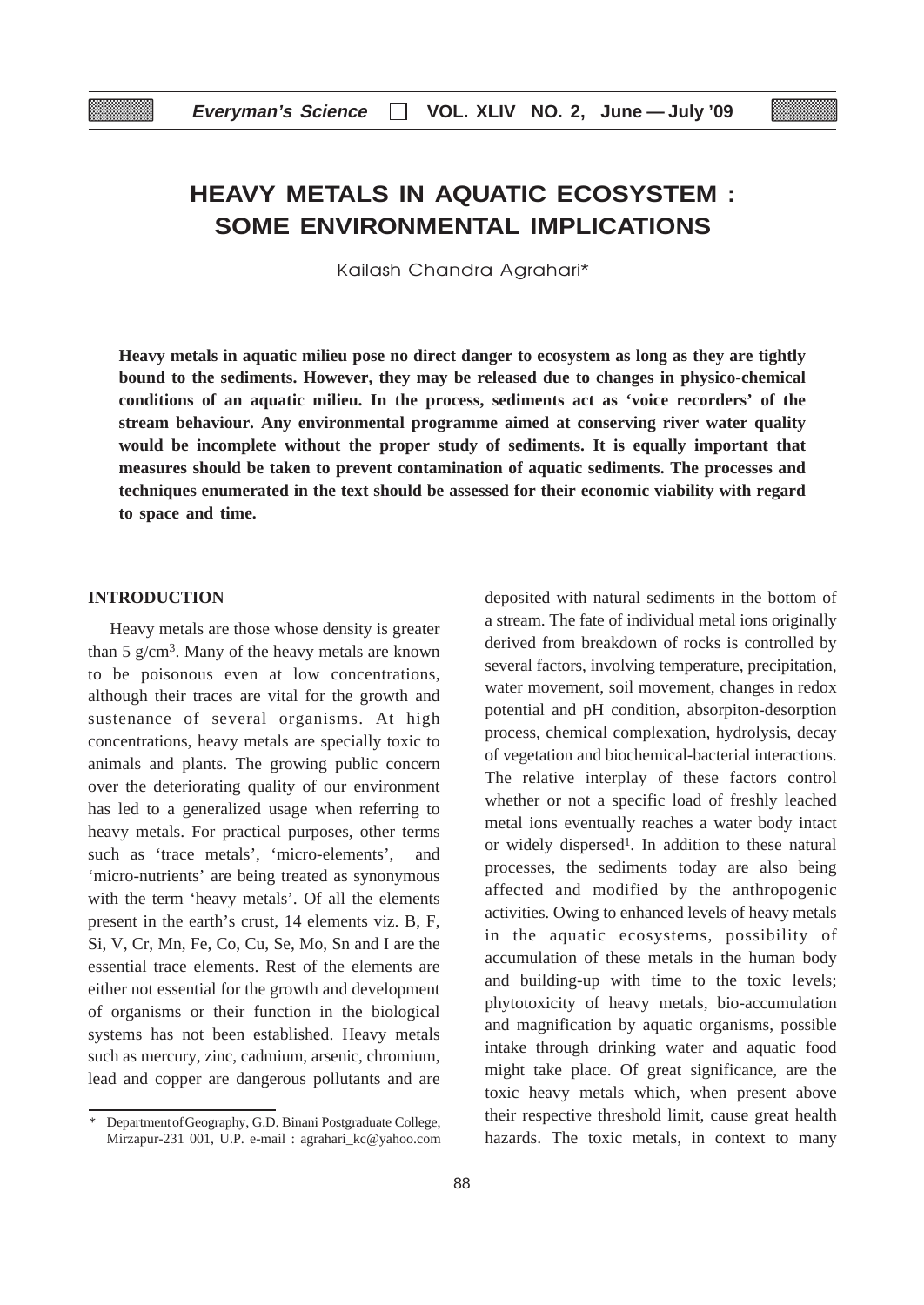# HEAVY METALS IN AQUATIC ECOSYSTEM : SOME ENVIRONMENTAL IMPLICATIONS

Kailash Chandra Agrahari*

**Heavy metals in aquatic milieu pose no direct danger to ecosystem as long as they are tightly bound to the sediments. However, they may be released due to changes in physico-chemical conditions of an aquatic milieu. In the process, sediments act as 'voice recorders' of the stream behaviour. Any environmental programme aimed at conserving river water quality would be incomplete without the proper study of sediments. It is equally important that measures should be taken to prevent contamination of aquatic sediments. The processes and techniques enumerated in the text should be assessed for their economic viability with regard to space and time.**

## INTRODUCTION

Heavy metals are those whose density is greater than 5 g/cm$^3$. Many of the heavy metals are known to be poisonous even at low concentrations, although their traces are vital for the growth and sustenance of several organisms. At high concentrations, heavy metals are specially toxic to animals and plants. The growing public concern over the deteriorating quality of our environment has led to a generalized usage when referring to heavy metals. For practical purposes, other terms such as 'trace metals', 'micro-elements', and 'micro-nutrients' are being treated as synonymous with the term 'heavy metals'. Of all the elements present in the earth's crust, 14 elements viz. B, F, Si, V, Cr, Mn, Fe, Co, Cu, Se, Mo, Sn and I are the essential trace elements. Rest of the elements are either not essential for the growth and development of organisms or their function in the biological systems has not been established. Heavy metals such as mercury, zinc, cadmium, arsenic, chromium, lead and copper are dangerous pollutants and are deposited with natural sediments in the bottom of a stream. The fate of individual metal ions originally derived from breakdown of rocks is controlled by several factors, involving temperature, precipitation, water movement, soil movement, changes in redox potential and pH condition, absorpiton-desorption process, chemical complexation, hydrolysis, decay of vegetation and biochemical-bacterial interactions. The relative interplay of these factors control whether or not a specific load of freshly leached metal ions eventually reaches a water body intact or widely dispersed[1]. In addition to these natural processes, the sediments today are also being affected and modified by the anthropogenic activities. Owing to enhanced levels of heavy metals in the aquatic ecosystems, possibility of accumulation of these metals in the human body and building-up with time to the toxic levels; phytotoxicity of heavy metals, bio-accumulation and magnification by aquatic organisms, possible intake through drinking water and aquatic food might take place. Of great significance, are the toxic heavy metals which, when present above their respective threshold limit, cause great health hazards. The toxic metals, in context to many

* Department of Geography, G.D. Binani Postgraduate College, Mirzapur-231 001, U.P. e-mail : agrahari_kc@yahoo.com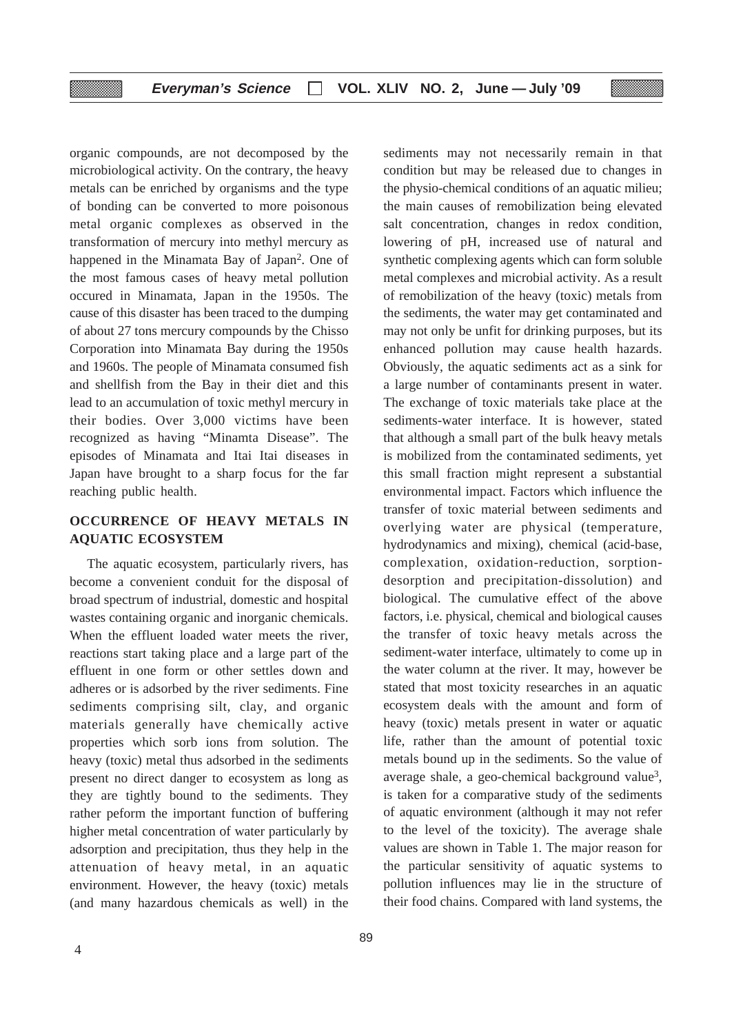organic compounds, are not decomposed by the microbiological activity. On the contrary, the heavy metals can be enriched by organisms and the type of bonding can be converted to more poisonous metal organic complexes as observed in the transformation of mercury into methyl mercury as happened in the Minamata Bay of Japan[2]. One of the most famous cases of heavy metal pollution occured in Minamata, Japan in the 1950s. The cause of this disaster has been traced to the dumping of about 27 tons mercury compounds by the Chisso Corporation into Minamata Bay during the 1950s and 1960s. The people of Minamata consumed fish and shellfish from the Bay in their diet and this lead to an accumulation of toxic methyl mercury in their bodies. Over 3,000 victims have been recognized as having "Minamta Disease". The episodes of Minamata and Itai Itai diseases in Japan have brought to a sharp focus for the far reaching public health.

## OCCURRENCE OF HEAVY METALS IN AQUATIC ECOSYSTEM

The aquatic ecosystem, particularly rivers, has become a convenient conduit for the disposal of broad spectrum of industrial, domestic and hospital wastes containing organic and inorganic chemicals. When the effluent loaded water meets the river, reactions start taking place and a large part of the effluent in one form or other settles down and adheres or is adsorbed by the river sediments. Fine sediments comprising silt, clay, and organic materials generally have chemically active properties which sorb ions from solution. The heavy (toxic) metal thus adsorbed in the sediments present no direct danger to ecosystem as long as they are tightly bound to the sediments. They rather peform the important function of buffering higher metal concentration of water particularly by adsorption and precipitation, thus they help in the attenuation of heavy metal, in an aquatic environment. However, the heavy (toxic) metals (and many hazardous chemicals as well) in the sediments may not necessarily remain in that condition but may be released due to changes in the physio-chemical conditions of an aquatic milieu; the main causes of remobilization being elevated salt concentration, changes in redox condition, lowering of pH, increased use of natural and synthetic complexing agents which can form soluble metal complexes and microbial activity. As a result of remobilization of the heavy (toxic) metals from the sediments, the water may get contaminated and may not only be unfit for drinking purposes, but its enhanced pollution may cause health hazards. Obviously, the aquatic sediments act as a sink for a large number of contaminants present in water. The exchange of toxic materials take place at the sediments-water interface. It is however, stated that although a small part of the bulk heavy metals is mobilized from the contaminated sediments, yet this small fraction might represent a substantial environmental impact. Factors which influence the transfer of toxic material between sediments and overlying water are physical (temperature, hydrodynamics and mixing), chemical (acid-base, complexation, oxidation-reduction, sorption-desorption and precipitation-dissolution) and biological. The cumulative effect of the above factors, i.e. physical, chemical and biological causes the transfer of toxic heavy metals across the sediment-water interface, ultimately to come up in the water column at the river. It may, however be stated that most toxicity researches in an aquatic ecosystem deals with the amount and form of heavy (toxic) metals present in water or aquatic life, rather than the amount of potential toxic metals bound up in the sediments. So the value of average shale, a geo-chemical background value[3], is taken for a comparative study of the sediments of aquatic environment (although it may not refer to the level of the toxicity). The average shale values are shown in Table 1. The major reason for the particular sensitivity of aquatic systems to pollution influences may lie in the structure of their food chains. Compared with land systems, the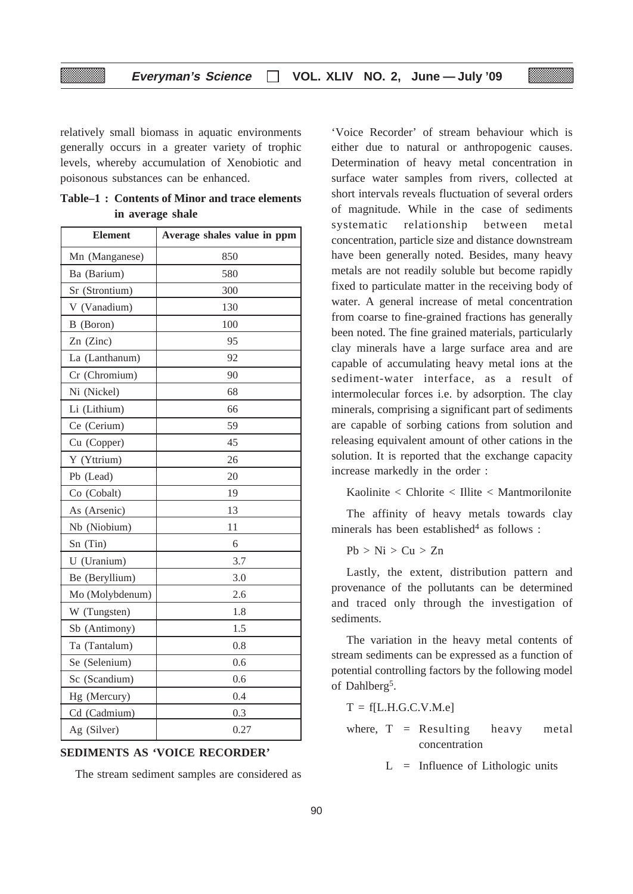relatively small biomass in aquatic environments generally occurs in a greater variety of trophic levels, whereby accumulation of Xenobiotic and poisonous substances can be enhanced.

**Table–1 : Contents of Minor and trace elements in average shale**

| Element | Average shales value in ppm |
|---|---|
| Mn (Manganese) | 850 |
| Ba (Barium) | 580 |
| Sr (Strontium) | 300 |
| V (Vanadium) | 130 |
| B (Boron) | 100 |
| Zn (Zinc) | 95 |
| La (Lanthanum) | 92 |
| Cr (Chromium) | 90 |
| Ni (Nickel) | 68 |
| Li (Lithium) | 66 |
| Ce (Cerium) | 59 |
| Cu (Copper) | 45 |
| Y (Yttrium) | 26 |
| Pb (Lead) | 20 |
| Co (Cobalt) | 19 |
| As (Arsenic) | 13 |
| Nb (Niobium) | 11 |
| Sn (Tin) | 6 |
| U (Uranium) | 3.7 |
| Be (Beryllium) | 3.0 |
| Mo (Molybdenum) | 2.6 |
| W (Tungsten) | 1.8 |
| Sb (Antimony) | 1.5 |
| Ta (Tantalum) | 0.8 |
| Se (Selenium) | 0.6 |
| Sc (Scandium) | 0.6 |
| Hg (Mercury) | 0.4 |
| Cd (Cadmium) | 0.3 |
| Ag (Silver) | 0.27 |

## SEDIMENTS AS 'VOICE RECORDER'

The stream sediment samples are considered as 'Voice Recorder' of stream behaviour which is either due to natural or anthropogenic causes. Determination of heavy metal concentration in surface water samples from rivers, collected at short intervals reveals fluctuation of several orders of magnitude. While in the case of sediments systematic relationship between metal concentration, particle size and distance downstream have been generally noted. Besides, many heavy metals are not readily soluble but become rapidly fixed to particulate matter in the receiving body of water. A general increase of metal concentration from coarse to fine-grained fractions has generally been noted. The fine grained materials, particularly clay minerals have a large surface area and are capable of accumulating heavy metal ions at the sediment-water interface, as a result of intermolecular forces i.e. by adsorption. The clay minerals, comprising a significant part of sediments are capable of sorbing cations from solution and releasing equivalent amount of other cations in the solution. It is reported that the exchange capacity increase markedly in the order :

Kaolinite < Chlorite < Illite < Mantmorilonite

The affinity of heavy metals towards clay minerals has been established[4] as follows :

Pb > Ni > Cu > Zn

Lastly, the extent, distribution pattern and provenance of the pollutants can be determined and traced only through the investigation of sediments.

The variation in the heavy metal contents of stream sediments can be expressed as a function of potential controlling factors by the following model of Dahlberg[5].

$T = f[L.H.G.C.V.M.e]$

where, $T$ = Resulting heavy metal concentration

$L$ = Influence of Lithologic units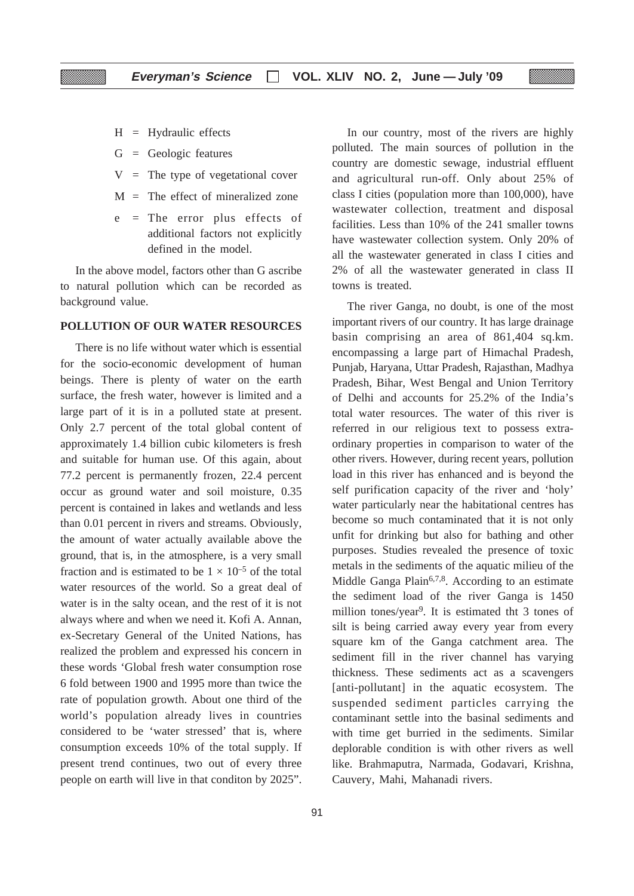H = Hydraulic effects

G = Geologic features

V = The type of vegetational cover

M = The effect of mineralized zone

e = The error plus effects of additional factors not explicitly defined in the model.

In the above model, factors other than G ascribe to natural pollution which can be recorded as background value.

## POLLUTION OF OUR WATER RESOURCES

There is no life without water which is essential for the socio-economic development of human beings. There is plenty of water on the earth surface, the fresh water, however is limited and a large part of it is in a polluted state at present. Only 2.7 percent of the total global content of approximately 1.4 billion cubic kilometers is fresh and suitable for human use. Of this again, about 77.2 percent is permanently frozen, 22.4 percent occur as ground water and soil moisture, 0.35 percent is contained in lakes and wetlands and less than 0.01 percent in rivers and streams. Obviously, the amount of water actually available above the ground, that is, in the atmosphere, is a very small fraction and is estimated to be $1 \times 10^{-5}$ of the total water resources of the world. So a great deal of water is in the salty ocean, and the rest of it is not always where and when we need it. Kofi A. Annan, ex-Secretary General of the United Nations, has realized the problem and expressed his concern in these words 'Global fresh water consumption rose 6 fold between 1900 and 1995 more than twice the rate of population growth. About one third of the world's population already lives in countries considered to be 'water stressed' that is, where consumption exceeds 10% of the total supply. If present trend continues, two out of every three people on earth will live in that conditon by 2025".

In our country, most of the rivers are highly polluted. The main sources of pollution in the country are domestic sewage, industrial effluent and agricultural run-off. Only about 25% of class I cities (population more than 100,000), have wastewater collection, treatment and disposal facilities. Less than 10% of the 241 smaller towns have wastewater collection system. Only 20% of all the wastewater generated in class I cities and 2% of all the wastewater generated in class II towns is treated.

The river Ganga, no doubt, is one of the most important rivers of our country. It has large drainage basin comprising an area of 861,404 sq.km. encompassing a large part of Himachal Pradesh, Punjab, Haryana, Uttar Pradesh, Rajasthan, Madhya Pradesh, Bihar, West Bengal and Union Territory of Delhi and accounts for 25.2% of the India's total water resources. The water of this river is referred in our religious text to possess extra-ordinary properties in comparison to water of the other rivers. However, during recent years, pollution load in this river has enhanced and is beyond the self purification capacity of the river and 'holy' water particularly near the habitational centres has become so much contaminated that it is not only unfit for drinking but also for bathing and other purposes. Studies revealed the presence of toxic metals in the sediments of the aquatic milieu of the Middle Ganga Plain[6,7,8]. According to an estimate the sediment load of the river Ganga is 1450 million tones/year[9]. It is estimated tht 3 tones of silt is being carried away every year from every square km of the Ganga catchment area. The sediment fill in the river channel has varying thickness. These sediments act as a scavengers [anti-pollutant] in the aquatic ecosystem. The suspended sediment particles carrying the contaminant settle into the basinal sediments and with time get burried in the sediments. Similar deplorable condition is with other rivers as well like. Brahmaputra, Narmada, Godavari, Krishna, Cauvery, Mahi, Mahanadi rivers.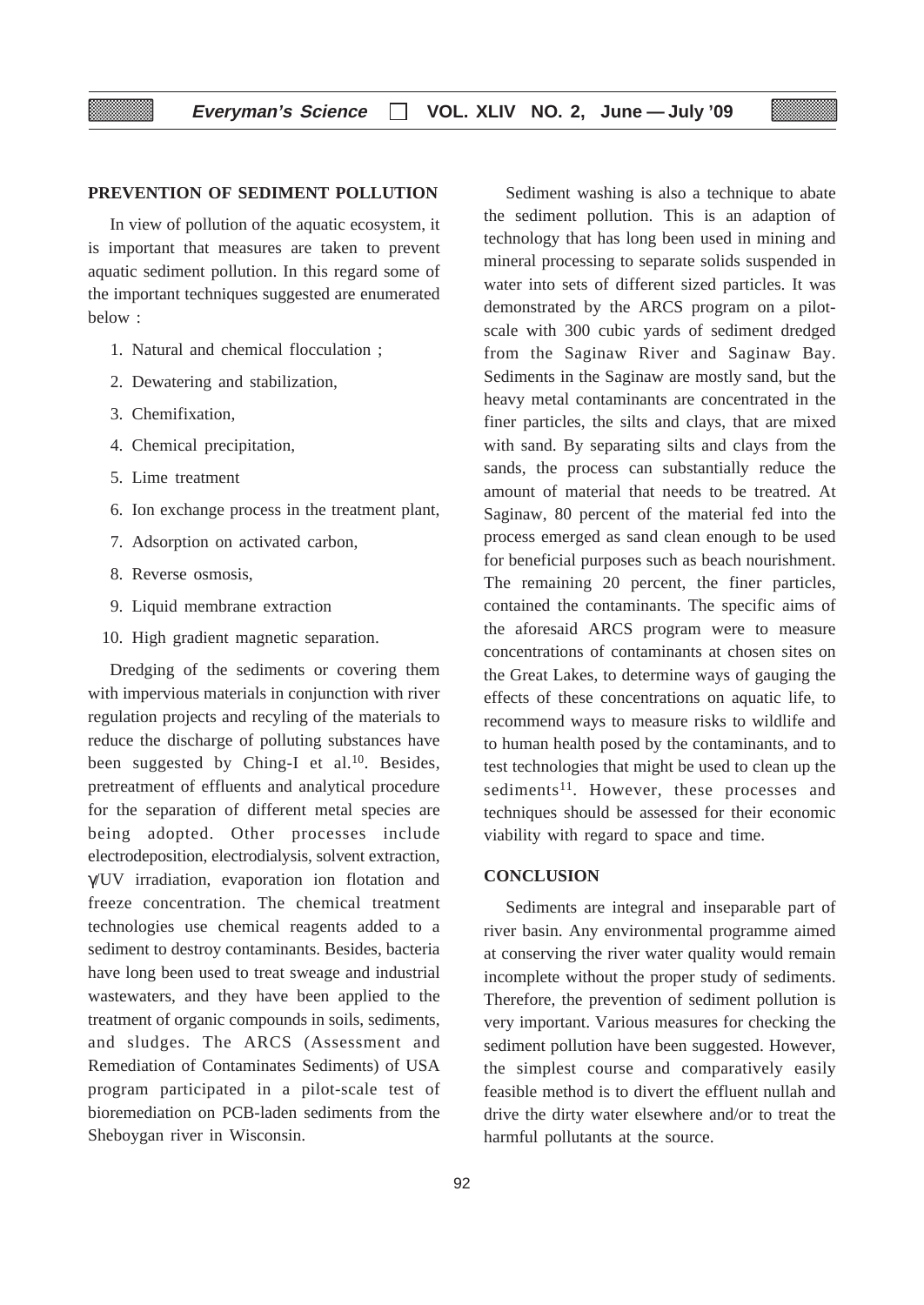## PREVENTION OF SEDIMENT POLLUTION

In view of pollution of the aquatic ecosystem, it is important that measures are taken to prevent aquatic sediment pollution. In this regard some of the important techniques suggested are enumerated below :

1. Natural and chemical flocculation ;
2. Dewatering and stabilization,
3. Chemifixation,
4. Chemical precipitation,
5. Lime treatment
6. Ion exchange process in the treatment plant,
7. Adsorption on activated carbon,
8. Reverse osmosis,
9. Liquid membrane extraction
10. High gradient magnetic separation.

Dredging of the sediments or covering them with impervious materials in conjunction with river regulation projects and recyling of the materials to reduce the discharge of polluting substances have been suggested by Ching-I et al.[10]. Besides, pretreatment of effluents and analytical procedure for the separation of different metal species are being adopted. Other processes include electrodeposition, electrodialysis, solvent extraction, γ/UV irradiation, evaporation ion flotation and freeze concentration. The chemical treatment technologies use chemical reagents added to a sediment to destroy contaminants. Besides, bacteria have long been used to treat sweage and industrial wastewaters, and they have been applied to the treatment of organic compounds in soils, sediments, and sludges. The ARCS (Assessment and Remediation of Contaminates Sediments) of USA program participated in a pilot-scale test of bioremediation on PCB-laden sediments from the Sheboygan river in Wisconsin.

Sediment washing is also a technique to abate the sediment pollution. This is an adaption of technology that has long been used in mining and mineral processing to separate solids suspended in water into sets of different sized particles. It was demonstrated by the ARCS program on a pilot-scale with 300 cubic yards of sediment dredged from the Saginaw River and Saginaw Bay. Sediments in the Saginaw are mostly sand, but the heavy metal contaminants are concentrated in the finer particles, the silts and clays, that are mixed with sand. By separating silts and clays from the sands, the process can substantially reduce the amount of material that needs to be treatred. At Saginaw, 80 percent of the material fed into the process emerged as sand clean enough to be used for beneficial purposes such as beach nourishment. The remaining 20 percent, the finer particles, contained the contaminants. The specific aims of the aforesaid ARCS program were to measure concentrations of contaminants at chosen sites on the Great Lakes, to determine ways of gauging the effects of these concentrations on aquatic life, to recommend ways to measure risks to wildlife and to human health posed by the contaminants, and to test technologies that might be used to clean up the sediments[11]. However, these processes and techniques should be assessed for their economic viability with regard to space and time.

## CONCLUSION

Sediments are integral and inseparable part of river basin. Any environmental programme aimed at conserving the river water quality would remain incomplete without the proper study of sediments. Therefore, the prevention of sediment pollution is very important. Various measures for checking the sediment pollution have been suggested. However, the simplest course and comparatively easily feasible method is to divert the effluent nullah and drive the dirty water elsewhere and/or to treat the harmful pollutants at the source.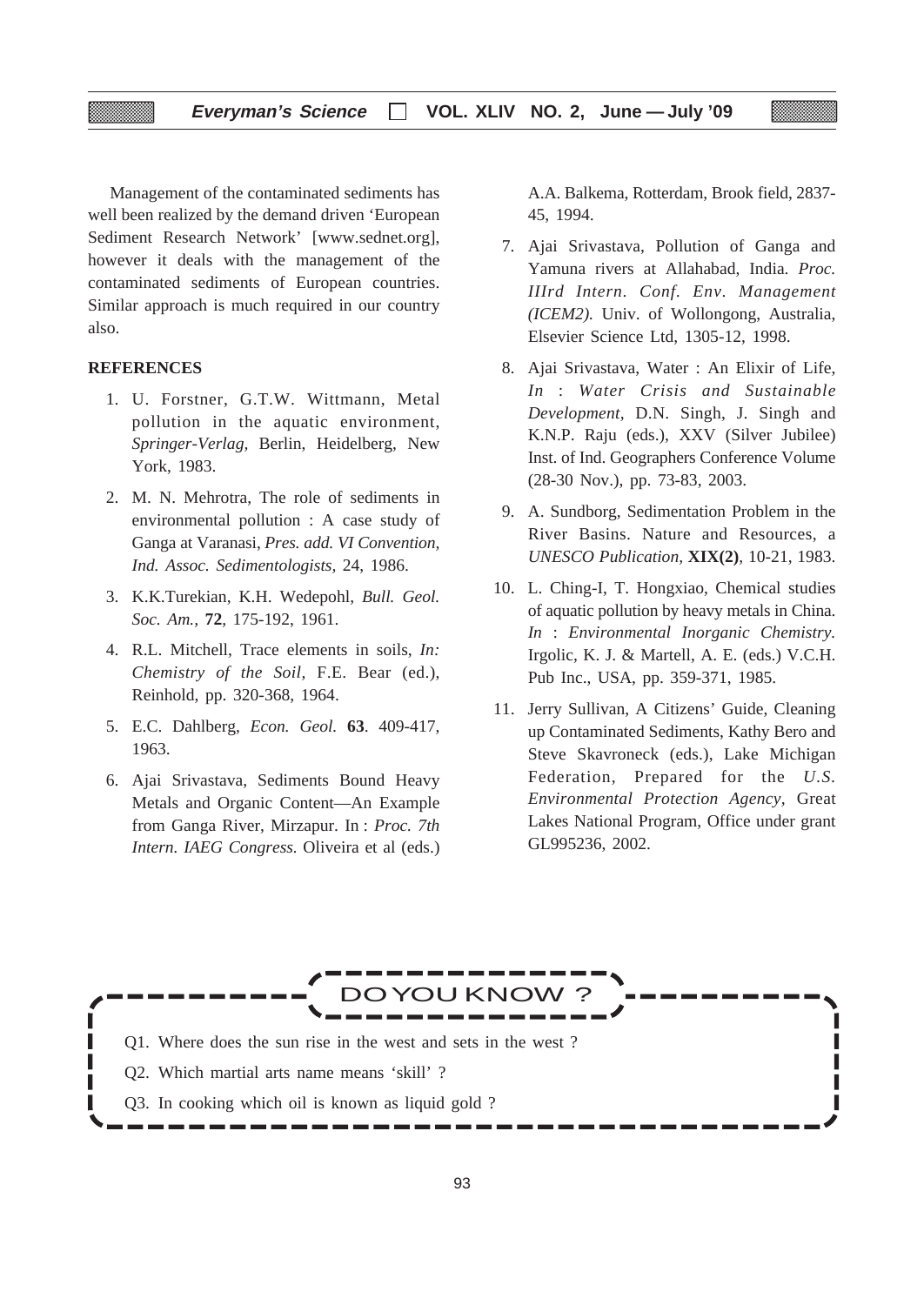Management of the contaminated sediments has well been realized by the demand driven 'European Sediment Research Network' [www.sednet.org], however it deals with the management of the contaminated sediments of European countries. Similar approach is much required in our country also.

**REFERENCES**

1. U. Forstner, G.T.W. Wittmann, Metal pollution in the aquatic environment, *Springer-Verlag*, Berlin, Heidelberg, New York, 1983.
2. M. N. Mehrotra, The role of sediments in environmental pollution : A case study of Ganga at Varanasi, *Pres. add. VI Convention, Ind. Assoc. Sedimentologists,* 24, 1986.
3. K.K.Turekian, K.H. Wedepohl, *Bull. Geol. Soc. Am.,* **72**, 175-192, 1961.
4. R.L. Mitchell, Trace elements in soils, *In: Chemistry of the Soil*, F.E. Bear (ed.), Reinhold, pp. 320-368, 1964.
5. E.C. Dahlberg, *Econ. Geol.* **63**. 409-417, 1963.
6. Ajai Srivastava, Sediments Bound Heavy Metals and Organic Content—An Example from Ganga River, Mirzapur. In : *Proc. 7th Intern. IAEG Congress.* Oliveira et al (eds.) A.A. Balkema, Rotterdam, Brook field, 2837-45, 1994.
7. Ajai Srivastava, Pollution of Ganga and Yamuna rivers at Allahabad, India. *Proc. IIIrd Intern. Conf. Env. Management (ICEM2).* Univ. of Wollongong, Australia, Elsevier Science Ltd, 1305-12, 1998.
8. Ajai Srivastava, Water : An Elixir of Life, *In* : *Water Crisis and Sustainable Development*, D.N. Singh, J. Singh and K.N.P. Raju (eds.), XXV (Silver Jubilee) Inst. of Ind. Geographers Conference Volume (28-30 Nov.), pp. 73-83, 2003.
9. A. Sundborg, Sedimentation Problem in the River Basins. Nature and Resources, a *UNESCO Publication*, **XIX(2)**, 10-21, 1983.
10. L. Ching-I, T. Hongxiao, Chemical studies of aquatic pollution by heavy metals in China. *In* : *Environmental Inorganic Chemistry.* Irgolic, K. J. & Martell, A. E. (eds.) V.C.H. Pub Inc., USA, pp. 359-371, 1985.
11. Jerry Sullivan, A Citizens' Guide, Cleaning up Contaminated Sediments, Kathy Bero and Steve Skavroneck (eds.), Lake Michigan Federation, Prepared for the *U.S. Environmental Protection Agency*, Great Lakes National Program, Office under grant GL995236, 2002.

## DO YOU KNOW ?

Q1. Where does the sun rise in the west and sets in the west ?

Q2. Which martial arts name means 'skill' ?

Q3. In cooking which oil is known as liquid gold ?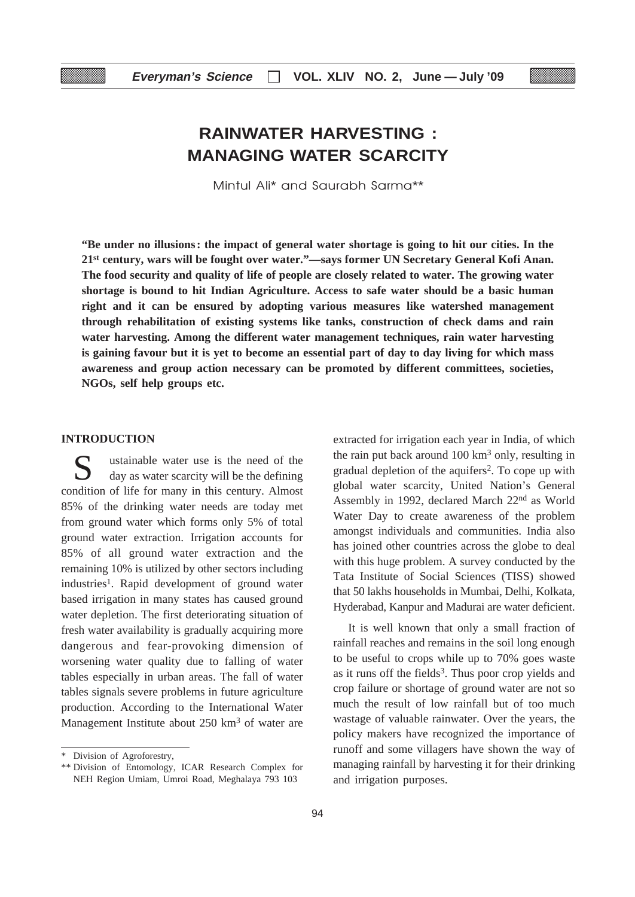# RAINWATER HARVESTING : MANAGING WATER SCARCITY

Mintul Ali* and Saurabh Sarma**

**"Be under no illusions: the impact of general water shortage is going to hit our cities. In the 21st century, wars will be fought over water."—says former UN Secretary General Kofi Anan. The food security and quality of life of people are closely related to water. The growing water shortage is bound to hit Indian Agriculture. Access to safe water should be a basic human right and it can be ensured by adopting various measures like watershed management through rehabilitation of existing systems like tanks, construction of check dams and rain water harvesting. Among the different water management techniques, rain water harvesting is gaining favour but it is yet to become an essential part of day to day living for which mass awareness and group action necessary can be promoted by different committees, societies, NGOs, self help groups etc.**

## INTRODUCTION

Sustainable water use is the need of the day as water scarcity will be the defining condition of life for many in this century. Almost 85% of the drinking water needs are today met from ground water which forms only 5% of total ground water extraction. Irrigation accounts for 85% of all ground water extraction and the remaining 10% is utilized by other sectors including industries[1]. Rapid development of ground water based irrigation in many states has caused ground water depletion. The first deteriorating situation of fresh water availability is gradually acquiring more dangerous and fear-provoking dimension of worsening water quality due to falling of water tables especially in urban areas. The fall of water tables signals severe problems in future agriculture production. According to the International Water Management Institute about 250 $km^3$ of water are extracted for irrigation each year in India, of which the rain put back around 100 $km^3$ only, resulting in gradual depletion of the aquifers[2]. To cope up with global water scarcity, United Nation's General Assembly in 1992, declared March 22nd as World Water Day to create awareness of the problem amongst individuals and communities. India also has joined other countries across the globe to deal with this huge problem. A survey conducted by the Tata Institute of Social Sciences (TISS) showed that 50 lakhs households in Mumbai, Delhi, Kolkata, Hyderabad, Kanpur and Madurai are water deficient.

It is well known that only a small fraction of rainfall reaches and remains in the soil long enough to be useful to crops while up to 70% goes waste as it runs off the fields[3]. Thus poor crop yields and crop failure or shortage of ground water are not so much the result of low rainfall but of too much wastage of valuable rainwater. Over the years, the policy makers have recognized the importance of runoff and some villagers have shown the way of managing rainfall by harvesting it for their drinking and irrigation purposes.

---

\* Division of Agroforestry,

\** Division of Entomology, ICAR Research Complex for NEH Region Umiam, Umroi Road, Meghalaya 793 103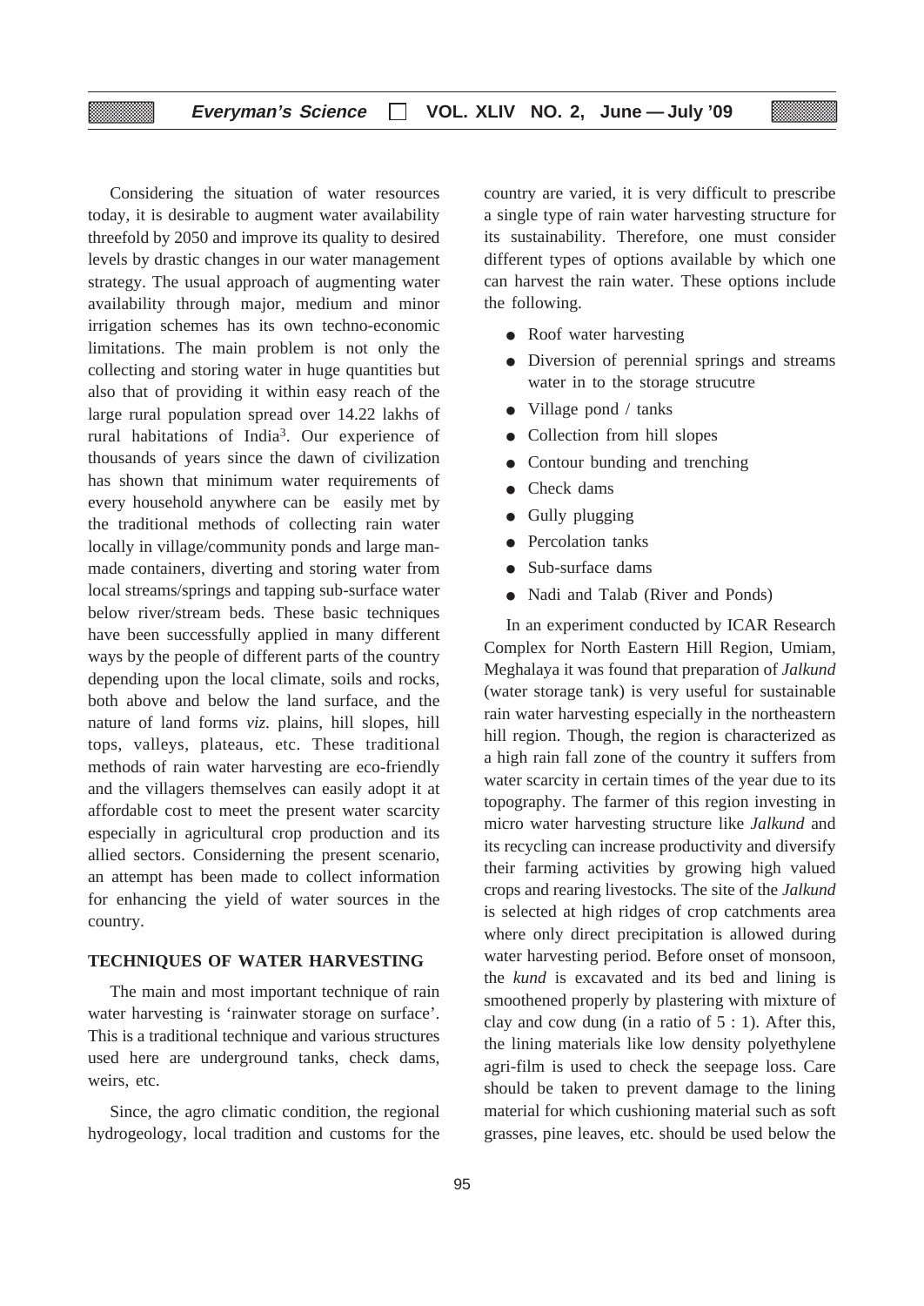Considering the situation of water resources today, it is desirable to augment water availability threefold by 2050 and improve its quality to desired levels by drastic changes in our water management strategy. The usual approach of augmenting water availability through major, medium and minor irrigation schemes has its own techno-economic limitations. The main problem is not only the collecting and storing water in huge quantities but also that of providing it within easy reach of the large rural population spread over 14.22 lakhs of rural habitations of India[3]. Our experience of thousands of years since the dawn of civilization has shown that minimum water requirements of every household anywhere can be easily met by the traditional methods of collecting rain water locally in village/community ponds and large man-made containers, diverting and storing water from local streams/springs and tapping sub-surface water below river/stream beds. These basic techniques have been successfully applied in many different ways by the people of different parts of the country depending upon the local climate, soils and rocks, both above and below the land surface, and the nature of land forms *viz.* plains, hill slopes, hill tops, valleys, plateaus, etc. These traditional methods of rain water harvesting are eco-friendly and the villagers themselves can easily adopt it at affordable cost to meet the present water scarcity especially in agricultural crop production and its allied sectors. Considerning the present scenario, an attempt has been made to collect information for enhancing the yield of water sources in the country.

## TECHNIQUES OF WATER HARVESTING

The main and most important technique of rain water harvesting is 'rainwater storage on surface'. This is a traditional technique and various structures used here are underground tanks, check dams, weirs, etc.

Since, the agro climatic condition, the regional hydrogeology, local tradition and customs for the country are varied, it is very difficult to prescribe a single type of rain water harvesting structure for its sustainability. Therefore, one must consider different types of options available by which one can harvest the rain water. These options include the following.

- Roof water harvesting
- Diversion of perennial springs and streams water in to the storage strucutre
- Village pond / tanks
- Collection from hill slopes
- Contour bunding and trenching
- Check dams
- Gully plugging
- Percolation tanks
- Sub-surface dams
- Nadi and Talab (River and Ponds)

In an experiment conducted by ICAR Research Complex for North Eastern Hill Region, Umiam, Meghalaya it was found that preparation of *Jalkund* (water storage tank) is very useful for sustainable rain water harvesting especially in the northeastern hill region. Though, the region is characterized as a high rain fall zone of the country it suffers from water scarcity in certain times of the year due to its topography. The farmer of this region investing in micro water harvesting structure like *Jalkund* and its recycling can increase productivity and diversify their farming activities by growing high valued crops and rearing livestocks. The site of the *Jalkund* is selected at high ridges of crop catchments area where only direct precipitation is allowed during water harvesting period. Before onset of monsoon, the *kund* is excavated and its bed and lining is smoothened properly by plastering with mixture of clay and cow dung (in a ratio of 5 : 1). After this, the lining materials like low density polyethylene agri-film is used to check the seepage loss. Care should be taken to prevent damage to the lining material for which cushioning material such as soft grasses, pine leaves, etc. should be used below the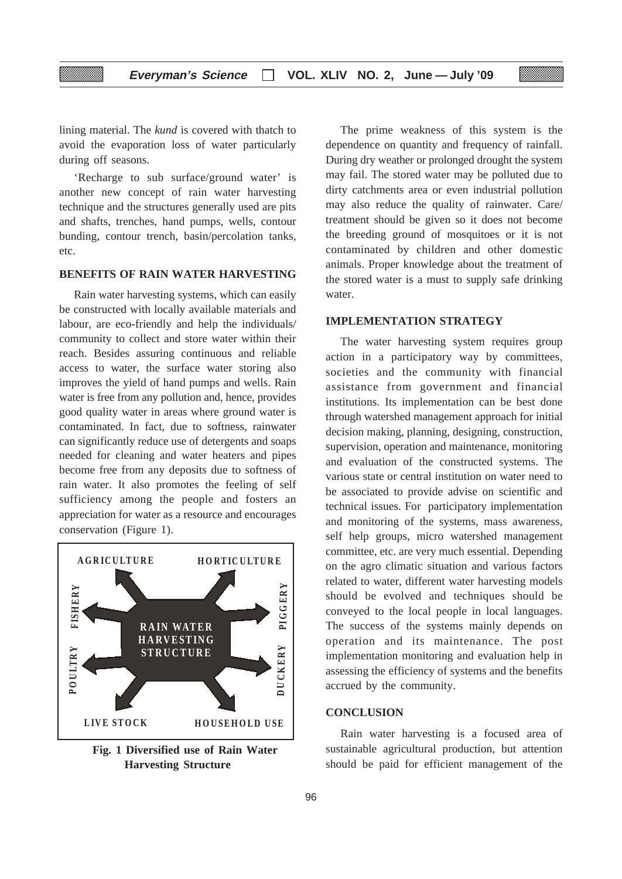lining material. The *kund* is covered with thatch to avoid the evaporation loss of water particularly during off seasons.

'Recharge to sub surface/ground water' is another new concept of rain water harvesting technique and the structures generally used are pits and shafts, trenches, hand pumps, wells, contour bunding, contour trench, basin/percolation tanks, etc.

## BENEFITS OF RAIN WATER HARVESTING

Rain water harvesting systems, which can easily be constructed with locally available materials and labour, are eco-friendly and help the individuals/ community to collect and store water within their reach. Besides assuring continuous and reliable access to water, the surface water storing also improves the yield of hand pumps and wells. Rain water is free from any pollution and, hence, provides good quality water in areas where ground water is contaminated. In fact, due to softness, rainwater can significantly reduce use of detergents and soaps needed for cleaning and water heaters and pipes become free from any deposits due to softness of rain water. It also promotes the feeling of self sufficiency among the people and fosters an appreciation for water as a resource and encourages conservation (Figure 1).

AGRICULTURE — HORTICULTURE — FISHERY — PIGGERY — RAIN WATER HARVESTING STRUCTURE — POULTRY — DUCKERY — LIVE STOCK — HOUSEHOLD USE

**Fig. 1 Diversified use of Rain Water Harvesting Structure**

The prime weakness of this system is the dependence on quantity and frequency of rainfall. During dry weather or prolonged drought the system may fail. The stored water may be polluted due to dirty catchments area or even industrial pollution may also reduce the quality of rainwater. Care/ treatment should be given so it does not become the breeding ground of mosquitoes or it is not contaminated by children and other domestic animals. Proper knowledge about the treatment of the stored water is a must to supply safe drinking water.

## IMPLEMENTATION STRATEGY

The water harvesting system requires group action in a participatory way by committees, societies and the community with financial assistance from government and financial institutions. Its implementation can be best done through watershed management approach for initial decision making, planning, designing, construction, supervision, operation and maintenance, monitoring and evaluation of the constructed systems. The various state or central institution on water need to be associated to provide advise on scientific and technical issues. For participatory implementation and monitoring of the systems, mass awareness, self help groups, micro watershed management committee, etc. are very much essential. Depending on the agro climatic situation and various factors related to water, different water harvesting models should be evolved and techniques should be conveyed to the local people in local languages. The success of the systems mainly depends on operation and its maintenance. The post implementation monitoring and evaluation help in assessing the efficiency of systems and the benefits accrued by the community.

## CONCLUSION

Rain water harvesting is a focused area of sustainable agricultural production, but attention should be paid for efficient management of the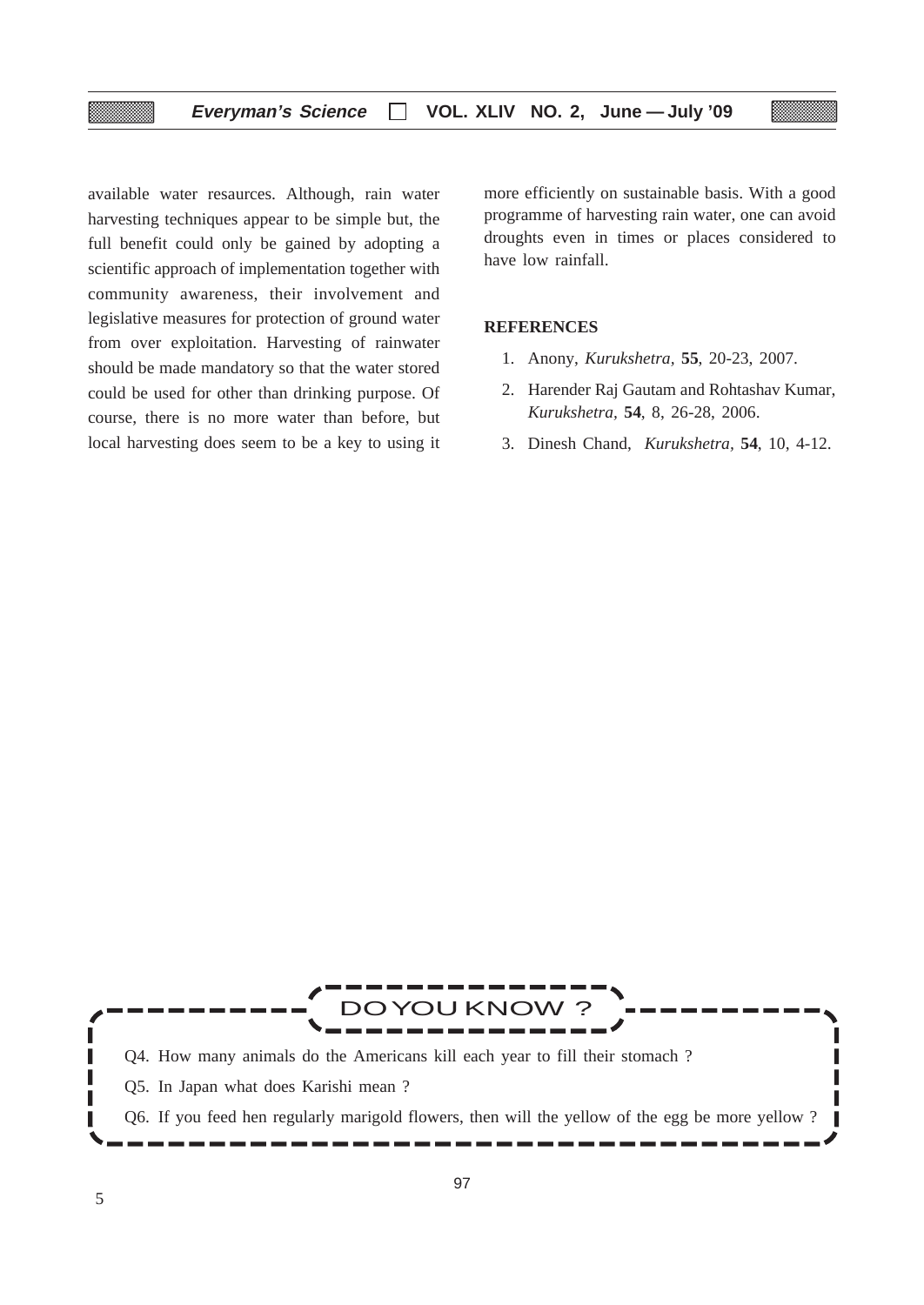available water resaurces. Although, rain water harvesting techniques appear to be simple but, the full benefit could only be gained by adopting a scientific approach of implementation together with community awareness, their involvement and legislative measures for protection of ground water from over exploitation. Harvesting of rainwater should be made mandatory so that the water stored could be used for other than drinking purpose. Of course, there is no more water than before, but local harvesting does seem to be a key to using it more efficiently on sustainable basis. With a good programme of harvesting rain water, one can avoid droughts even in times or places considered to have low rainfall.

## REFERENCES

1. Anony, *Kurukshetra*, **55**, 20-23, 2007.
2. Harender Raj Gautam and Rohtashav Kumar, *Kurukshetra*, **54**, 8, 26-28, 2006.
3. Dinesh Chand, *Kurukshetra*, **54**, 10, 4-12.

## DO YOU KNOW ?

Q4. How many animals do the Americans kill each year to fill their stomach ?

Q5. In Japan what does Karishi mean ?

Q6. If you feed hen regularly marigold flowers, then will the yellow of the egg be more yellow ?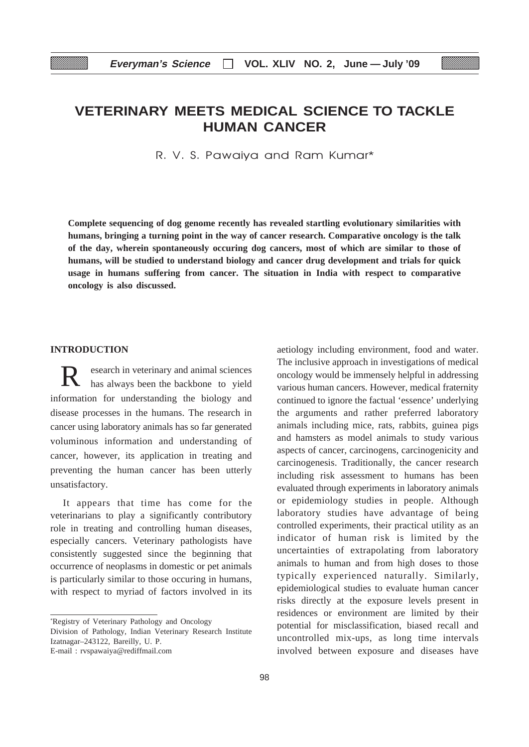# VETERINARY MEETS MEDICAL SCIENCE TO TACKLE HUMAN CANCER

R. V. S. Pawaiya and Ram Kumar*

**Complete sequencing of dog genome recently has revealed startling evolutionary similarities with humans, bringing a turning point in the way of cancer research. Comparative oncology is the talk of the day, wherein spontaneously occuring dog cancers, most of which are similar to those of humans, will be studied to understand biology and cancer drug development and trials for quick usage in humans suffering from cancer. The situation in India with respect to comparative oncology is also discussed.**

## INTRODUCTION

Research in veterinary and animal sciences has always been the backbone to yield information for understanding the biology and disease processes in the humans. The research in cancer using laboratory animals has so far generated voluminous information and understanding of cancer, however, its application in treating and preventing the human cancer has been utterly unsatisfactory.

It appears that time has come for the veterinarians to play a significantly contributory role in treating and controlling human diseases, especially cancers. Veterinary pathologists have consistently suggested since the beginning that occurrence of neoplasms in domestic or pet animals is particularly similar to those occuring in humans, with respect to myriad of factors involved in its aetiology including environment, food and water. The inclusive approach in investigations of medical oncology would be immensely helpful in addressing various human cancers. However, medical fraternity continued to ignore the factual 'essence' underlying the arguments and rather preferred laboratory animals including mice, rats, rabbits, guinea pigs and hamsters as model animals to study various aspects of cancer, carcinogens, carcinogenicity and carcinogenesis. Traditionally, the cancer research including risk assessment to humans has been evaluated through experiments in laboratory animals or epidemiology studies in people. Although laboratory studies have advantage of being controlled experiments, their practical utility as an indicator of human risk is limited by the uncertainties of extrapolating from laboratory animals to human and from high doses to those typically experienced naturally. Similarly, epidemiological studies to evaluate human cancer risks directly at the exposure levels present in residences or environment are limited by their potential for misclassification, biased recall and uncontrolled mix-ups, as long time intervals involved between exposure and diseases have

---

*Registry of Veterinary Pathology and Oncology
Division of Pathology, Indian Veterinary Research Institute Izatnagar–243122, Bareilly, U. P.
E-mail : rvspawaiya@rediffmail.com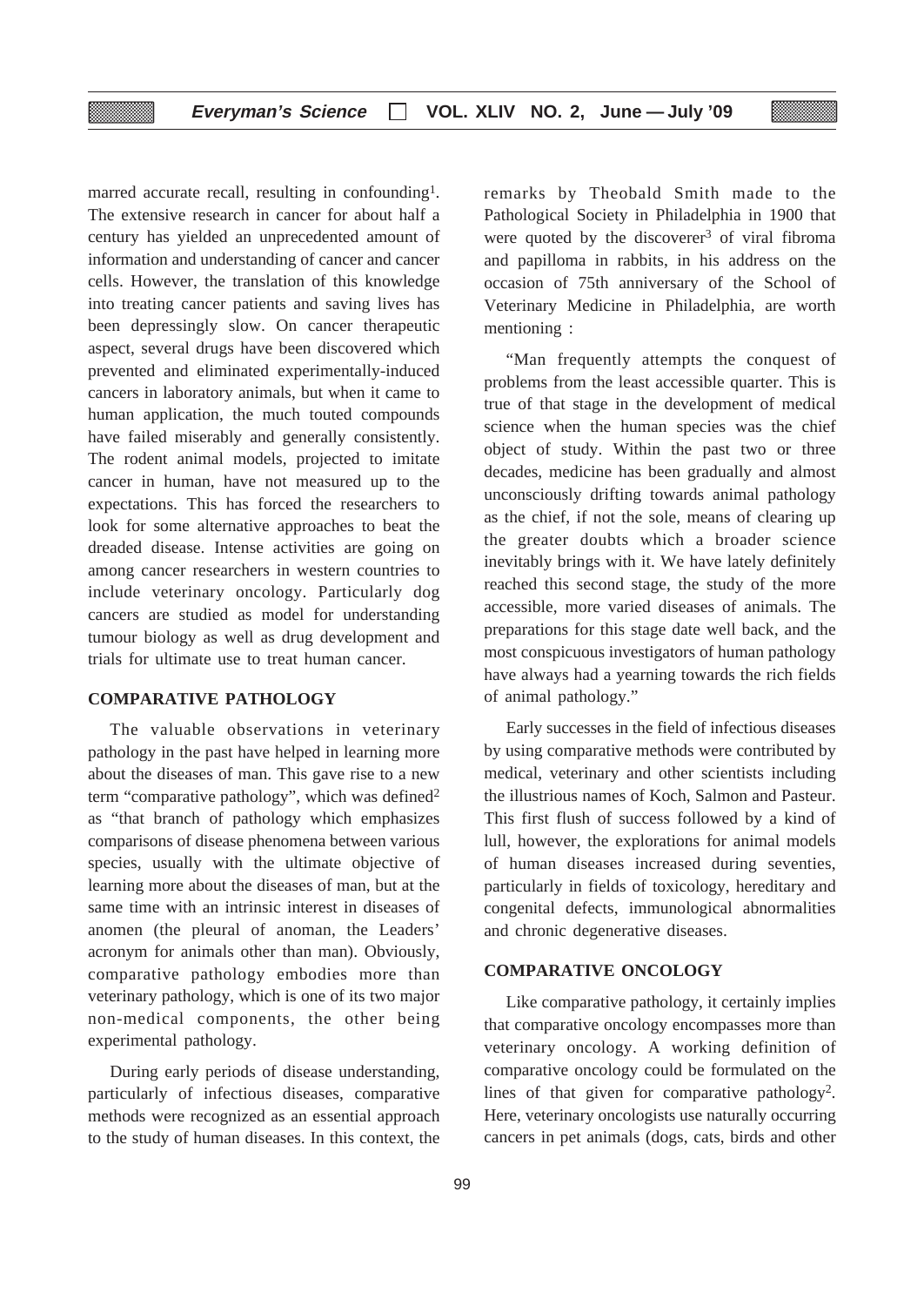marred accurate recall, resulting in confounding[1]. The extensive research in cancer for about half a century has yielded an unprecedented amount of information and understanding of cancer and cancer cells. However, the translation of this knowledge into treating cancer patients and saving lives has been depressingly slow. On cancer therapeutic aspect, several drugs have been discovered which prevented and eliminated experimentally-induced cancers in laboratory animals, but when it came to human application, the much touted compounds have failed miserably and generally consistently. The rodent animal models, projected to imitate cancer in human, have not measured up to the expectations. This has forced the researchers to look for some alternative approaches to beat the dreaded disease. Intense activities are going on among cancer researchers in western countries to include veterinary oncology. Particularly dog cancers are studied as model for understanding tumour biology as well as drug development and trials for ultimate use to treat human cancer.

## COMPARATIVE PATHOLOGY

The valuable observations in veterinary pathology in the past have helped in learning more about the diseases of man. This gave rise to a new term "comparative pathology", which was defined[2] as "that branch of pathology which emphasizes comparisons of disease phenomena between various species, usually with the ultimate objective of learning more about the diseases of man, but at the same time with an intrinsic interest in diseases of anomen (the pleural of anoman, the Leaders' acronym for animals other than man). Obviously, comparative pathology embodies more than veterinary pathology, which is one of its two major non-medical components, the other being experimental pathology.

During early periods of disease understanding, particularly of infectious diseases, comparative methods were recognized as an essential approach to the study of human diseases. In this context, the remarks by Theobald Smith made to the Pathological Society in Philadelphia in 1900 that were quoted by the discoverer[3] of viral fibroma and papilloma in rabbits, in his address on the occasion of 75th anniversary of the School of Veterinary Medicine in Philadelphia, are worth mentioning :

"Man frequently attempts the conquest of problems from the least accessible quarter. This is true of that stage in the development of medical science when the human species was the chief object of study. Within the past two or three decades, medicine has been gradually and almost unconsciously drifting towards animal pathology as the chief, if not the sole, means of clearing up the greater doubts which a broader science inevitably brings with it. We have lately definitely reached this second stage, the study of the more accessible, more varied diseases of animals. The preparations for this stage date well back, and the most conspicuous investigators of human pathology have always had a yearning towards the rich fields of animal pathology."

Early successes in the field of infectious diseases by using comparative methods were contributed by medical, veterinary and other scientists including the illustrious names of Koch, Salmon and Pasteur. This first flush of success followed by a kind of lull, however, the explorations for animal models of human diseases increased during seventies, particularly in fields of toxicology, hereditary and congenital defects, immunological abnormalities and chronic degenerative diseases.

## COMPARATIVE ONCOLOGY

Like comparative pathology, it certainly implies that comparative oncology encompasses more than veterinary oncology. A working definition of comparative oncology could be formulated on the lines of that given for comparative pathology[2]. Here, veterinary oncologists use naturally occurring cancers in pet animals (dogs, cats, birds and other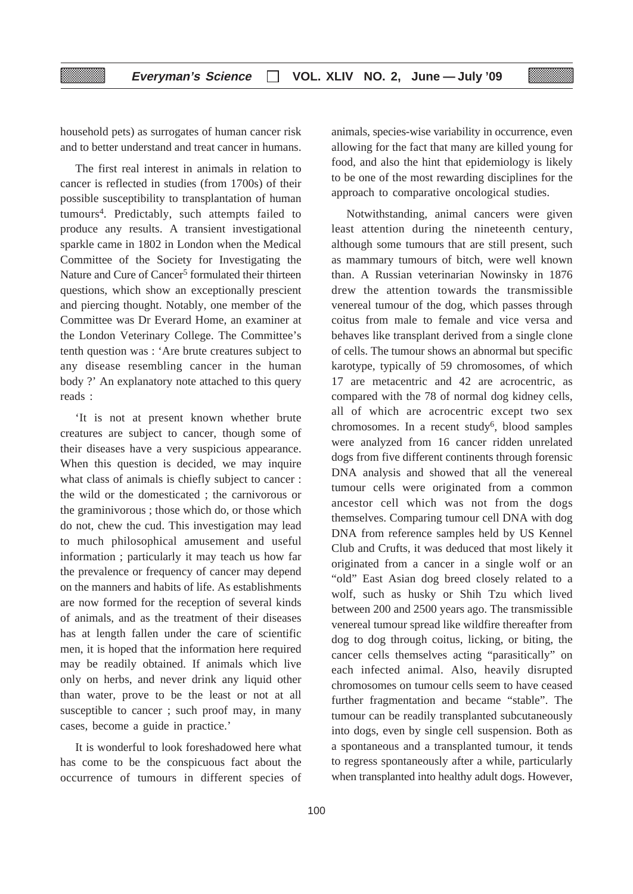household pets) as surrogates of human cancer risk and to better understand and treat cancer in humans.

The first real interest in animals in relation to cancer is reflected in studies (from 1700s) of their possible susceptibility to transplantation of human tumours[4]. Predictably, such attempts failed to produce any results. A transient investigational sparkle came in 1802 in London when the Medical Committee of the Society for Investigating the Nature and Cure of Cancer[5] formulated their thirteen questions, which show an exceptionally prescient and piercing thought. Notably, one member of the Committee was Dr Everard Home, an examiner at the London Veterinary College. The Committee's tenth question was : 'Are brute creatures subject to any disease resembling cancer in the human body ?' An explanatory note attached to this query reads :

'It is not at present known whether brute creatures are subject to cancer, though some of their diseases have a very suspicious appearance. When this question is decided, we may inquire what class of animals is chiefly subject to cancer : the wild or the domesticated ; the carnivorous or the graminivorous ; those which do, or those which do not, chew the cud. This investigation may lead to much philosophical amusement and useful information ; particularly it may teach us how far the prevalence or frequency of cancer may depend on the manners and habits of life. As establishments are now formed for the reception of several kinds of animals, and as the treatment of their diseases has at length fallen under the care of scientific men, it is hoped that the information here required may be readily obtained. If animals which live only on herbs, and never drink any liquid other than water, prove to be the least or not at all susceptible to cancer ; such proof may, in many cases, become a guide in practice.'

It is wonderful to look foreshadowed here what has come to be the conspicuous fact about the occurrence of tumours in different species of animals, species-wise variability in occurrence, even allowing for the fact that many are killed young for food, and also the hint that epidemiology is likely to be one of the most rewarding disciplines for the approach to comparative oncological studies.

Notwithstanding, animal cancers were given least attention during the nineteenth century, although some tumours that are still present, such as mammary tumours of bitch, were well known than. A Russian veterinarian Nowinsky in 1876 drew the attention towards the transmissible venereal tumour of the dog, which passes through coitus from male to female and vice versa and behaves like transplant derived from a single clone of cells. The tumour shows an abnormal but specific karotype, typically of 59 chromosomes, of which 17 are metacentric and 42 are acrocentric, as compared with the 78 of normal dog kidney cells, all of which are acrocentric except two sex chromosomes. In a recent study[6], blood samples were analyzed from 16 cancer ridden unrelated dogs from five different continents through forensic DNA analysis and showed that all the venereal tumour cells were originated from a common ancestor cell which was not from the dogs themselves. Comparing tumour cell DNA with dog DNA from reference samples held by US Kennel Club and Crufts, it was deduced that most likely it originated from a cancer in a single wolf or an "old" East Asian dog breed closely related to a wolf, such as husky or Shih Tzu which lived between 200 and 2500 years ago. The transmissible venereal tumour spread like wildfire thereafter from dog to dog through coitus, licking, or biting, the cancer cells themselves acting "parasitically" on each infected animal. Also, heavily disrupted chromosomes on tumour cells seem to have ceased further fragmentation and became "stable". The tumour can be readily transplanted subcutaneously into dogs, even by single cell suspension. Both as a spontaneous and a transplanted tumour, it tends to regress spontaneously after a while, particularly when transplanted into healthy adult dogs. However,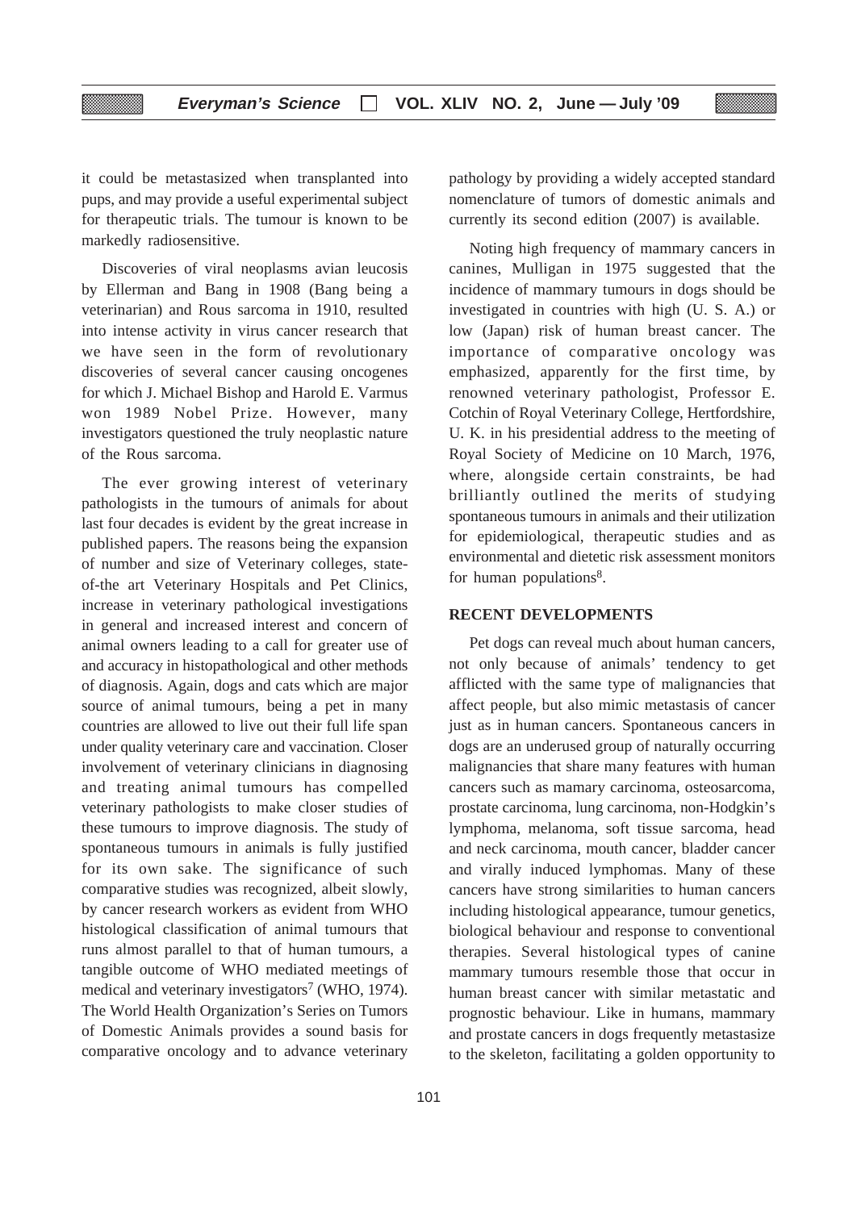it could be metastasized when transplanted into pups, and may provide a useful experimental subject for therapeutic trials. The tumour is known to be markedly radiosensitive.

Discoveries of viral neoplasms avian leucosis by Ellerman and Bang in 1908 (Bang being a veterinarian) and Rous sarcoma in 1910, resulted into intense activity in virus cancer research that we have seen in the form of revolutionary discoveries of several cancer causing oncogenes for which J. Michael Bishop and Harold E. Varmus won 1989 Nobel Prize. However, many investigators questioned the truly neoplastic nature of the Rous sarcoma.

The ever growing interest of veterinary pathologists in the tumours of animals for about last four decades is evident by the great increase in published papers. The reasons being the expansion of number and size of Veterinary colleges, state-of-the art Veterinary Hospitals and Pet Clinics, increase in veterinary pathological investigations in general and increased interest and concern of animal owners leading to a call for greater use of and accuracy in histopathological and other methods of diagnosis. Again, dogs and cats which are major source of animal tumours, being a pet in many countries are allowed to live out their full life span under quality veterinary care and vaccination. Closer involvement of veterinary clinicians in diagnosing and treating animal tumours has compelled veterinary pathologists to make closer studies of these tumours to improve diagnosis. The study of spontaneous tumours in animals is fully justified for its own sake. The significance of such comparative studies was recognized, albeit slowly, by cancer research workers as evident from WHO histological classification of animal tumours that runs almost parallel to that of human tumours, a tangible outcome of WHO mediated meetings of medical and veterinary investigators[7] (WHO, 1974). The World Health Organization's Series on Tumors of Domestic Animals provides a sound basis for comparative oncology and to advance veterinary pathology by providing a widely accepted standard nomenclature of tumors of domestic animals and currently its second edition (2007) is available.

Noting high frequency of mammary cancers in canines, Mulligan in 1975 suggested that the incidence of mammary tumours in dogs should be investigated in countries with high (U. S. A.) or low (Japan) risk of human breast cancer. The importance of comparative oncology was emphasized, apparently for the first time, by renowned veterinary pathologist, Professor E. Cotchin of Royal Veterinary College, Hertfordshire, U. K. in his presidential address to the meeting of Royal Society of Medicine on 10 March, 1976, where, alongside certain constraints, be had brilliantly outlined the merits of studying spontaneous tumours in animals and their utilization for epidemiological, therapeutic studies and as environmental and dietetic risk assessment monitors for human populations[8].

## RECENT DEVELOPMENTS

Pet dogs can reveal much about human cancers, not only because of animals' tendency to get afflicted with the same type of malignancies that affect people, but also mimic metastasis of cancer just as in human cancers. Spontaneous cancers in dogs are an underused group of naturally occurring malignancies that share many features with human cancers such as mamary carcinoma, osteosarcoma, prostate carcinoma, lung carcinoma, non-Hodgkin's lymphoma, melanoma, soft tissue sarcoma, head and neck carcinoma, mouth cancer, bladder cancer and virally induced lymphomas. Many of these cancers have strong similarities to human cancers including histological appearance, tumour genetics, biological behaviour and response to conventional therapies. Several histological types of canine mammary tumours resemble those that occur in human breast cancer with similar metastatic and prognostic behaviour. Like in humans, mammary and prostate cancers in dogs frequently metastasize to the skeleton, facilitating a golden opportunity to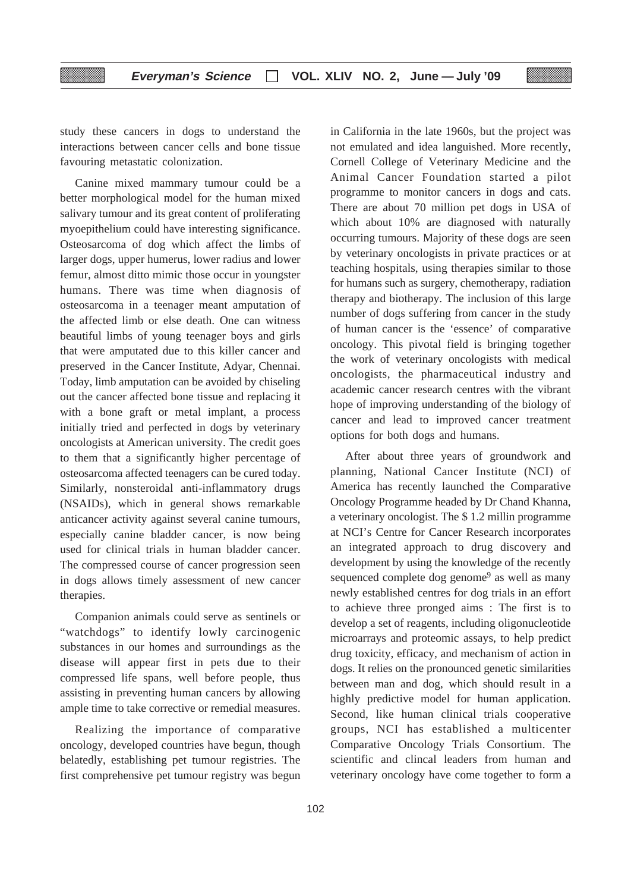study these cancers in dogs to understand the interactions between cancer cells and bone tissue favouring metastatic colonization.

Canine mixed mammary tumour could be a better morphological model for the human mixed salivary tumour and its great content of proliferating myoepithelium could have interesting significance. Osteosarcoma of dog which affect the limbs of larger dogs, upper humerus, lower radius and lower femur, almost ditto mimic those occur in youngster humans. There was time when diagnosis of osteosarcoma in a teenager meant amputation of the affected limb or else death. One can witness beautiful limbs of young teenager boys and girls that were amputated due to this killer cancer and preserved in the Cancer Institute, Adyar, Chennai. Today, limb amputation can be avoided by chiseling out the cancer affected bone tissue and replacing it with a bone graft or metal implant, a process initially tried and perfected in dogs by veterinary oncologists at American university. The credit goes to them that a significantly higher percentage of osteosarcoma affected teenagers can be cured today. Similarly, nonsteroidal anti-inflammatory drugs (NSAIDs), which in general shows remarkable anticancer activity against several canine tumours, especially canine bladder cancer, is now being used for clinical trials in human bladder cancer. The compressed course of cancer progression seen in dogs allows timely assessment of new cancer therapies.

Companion animals could serve as sentinels or "watchdogs" to identify lowly carcinogenic substances in our homes and surroundings as the disease will appear first in pets due to their compressed life spans, well before people, thus assisting in preventing human cancers by allowing ample time to take corrective or remedial measures.

Realizing the importance of comparative oncology, developed countries have begun, though belatedly, establishing pet tumour registries. The first comprehensive pet tumour registry was begun in California in the late 1960s, but the project was not emulated and idea languished. More recently, Cornell College of Veterinary Medicine and the Animal Cancer Foundation started a pilot programme to monitor cancers in dogs and cats. There are about 70 million pet dogs in USA of which about 10% are diagnosed with naturally occurring tumours. Majority of these dogs are seen by veterinary oncologists in private practices or at teaching hospitals, using therapies similar to those for humans such as surgery, chemotherapy, radiation therapy and biotherapy. The inclusion of this large number of dogs suffering from cancer in the study of human cancer is the 'essence' of comparative oncology. This pivotal field is bringing together the work of veterinary oncologists with medical oncologists, the pharmaceutical industry and academic cancer research centres with the vibrant hope of improving understanding of the biology of cancer and lead to improved cancer treatment options for both dogs and humans.

After about three years of groundwork and planning, National Cancer Institute (NCI) of America has recently launched the Comparative Oncology Programme headed by Dr Chand Khanna, a veterinary oncologist. The $ 1.2 millin programme at NCI's Centre for Cancer Research incorporates an integrated approach to drug discovery and development by using the knowledge of the recently sequenced complete dog genome[9] as well as many newly established centres for dog trials in an effort to achieve three pronged aims : The first is to develop a set of reagents, including oligonucleotide microarrays and proteomic assays, to help predict drug toxicity, efficacy, and mechanism of action in dogs. It relies on the pronounced genetic similarities between man and dog, which should result in a highly predictive model for human application. Second, like human clinical trials cooperative groups, NCI has established a multicenter Comparative Oncology Trials Consortium. The scientific and clincal leaders from human and veterinary oncology have come together to form a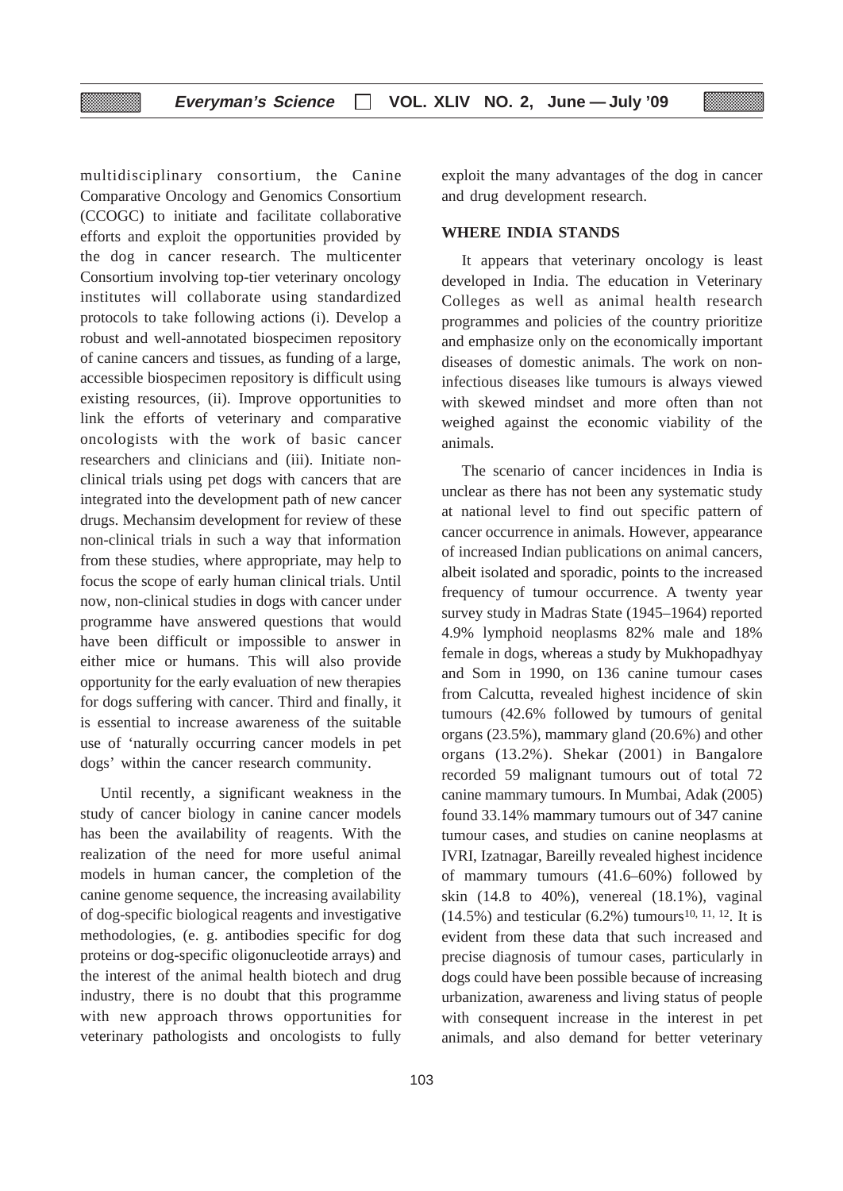multidisciplinary consortium, the Canine Comparative Oncology and Genomics Consortium (CCOGC) to initiate and facilitate collaborative efforts and exploit the opportunities provided by the dog in cancer research. The multicenter Consortium involving top-tier veterinary oncology institutes will collaborate using standardized protocols to take following actions (i). Develop a robust and well-annotated biospecimen repository of canine cancers and tissues, as funding of a large, accessible biospecimen repository is difficult using existing resources, (ii). Improve opportunities to link the efforts of veterinary and comparative oncologists with the work of basic cancer researchers and clinicians and (iii). Initiate non-clinical trials using pet dogs with cancers that are integrated into the development path of new cancer drugs. Mechansim development for review of these non-clinical trials in such a way that information from these studies, where appropriate, may help to focus the scope of early human clinical trials. Until now, non-clinical studies in dogs with cancer under programme have answered questions that would have been difficult or impossible to answer in either mice or humans. This will also provide opportunity for the early evaluation of new therapies for dogs suffering with cancer. Third and finally, it is essential to increase awareness of the suitable use of 'naturally occurring cancer models in pet dogs' within the cancer research community.

Until recently, a significant weakness in the study of cancer biology in canine cancer models has been the availability of reagents. With the realization of the need for more useful animal models in human cancer, the completion of the canine genome sequence, the increasing availability of dog-specific biological reagents and investigative methodologies, (e. g. antibodies specific for dog proteins or dog-specific oligonucleotide arrays) and the interest of the animal health biotech and drug industry, there is no doubt that this programme with new approach throws opportunities for veterinary pathologists and oncologists to fully exploit the many advantages of the dog in cancer and drug development research.

## WHERE INDIA STANDS

It appears that veterinary oncology is least developed in India. The education in Veterinary Colleges as well as animal health research programmes and policies of the country prioritize and emphasize only on the economically important diseases of domestic animals. The work on non-infectious diseases like tumours is always viewed with skewed mindset and more often than not weighed against the economic viability of the animals.

The scenario of cancer incidences in India is unclear as there has not been any systematic study at national level to find out specific pattern of cancer occurrence in animals. However, appearance of increased Indian publications on animal cancers, albeit isolated and sporadic, points to the increased frequency of tumour occurrence. A twenty year survey study in Madras State (1945–1964) reported 4.9% lymphoid neoplasms 82% male and 18% female in dogs, whereas a study by Mukhopadhyay and Som in 1990, on 136 canine tumour cases from Calcutta, revealed highest incidence of skin tumours (42.6% followed by tumours of genital organs (23.5%), mammary gland (20.6%) and other organs (13.2%). Shekar (2001) in Bangalore recorded 59 malignant tumours out of total 72 canine mammary tumours. In Mumbai, Adak (2005) found 33.14% mammary tumours out of 347 canine tumour cases, and studies on canine neoplasms at IVRI, Izatnagar, Bareilly revealed highest incidence of mammary tumours (41.6–60%) followed by skin (14.8 to 40%), venereal (18.1%), vaginal (14.5%) and testicular (6.2%) tumours[10, 11, 12]. It is evident from these data that such increased and precise diagnosis of tumour cases, particularly in dogs could have been possible because of increasing urbanization, awareness and living status of people with consequent increase in the interest in pet animals, and also demand for better veterinary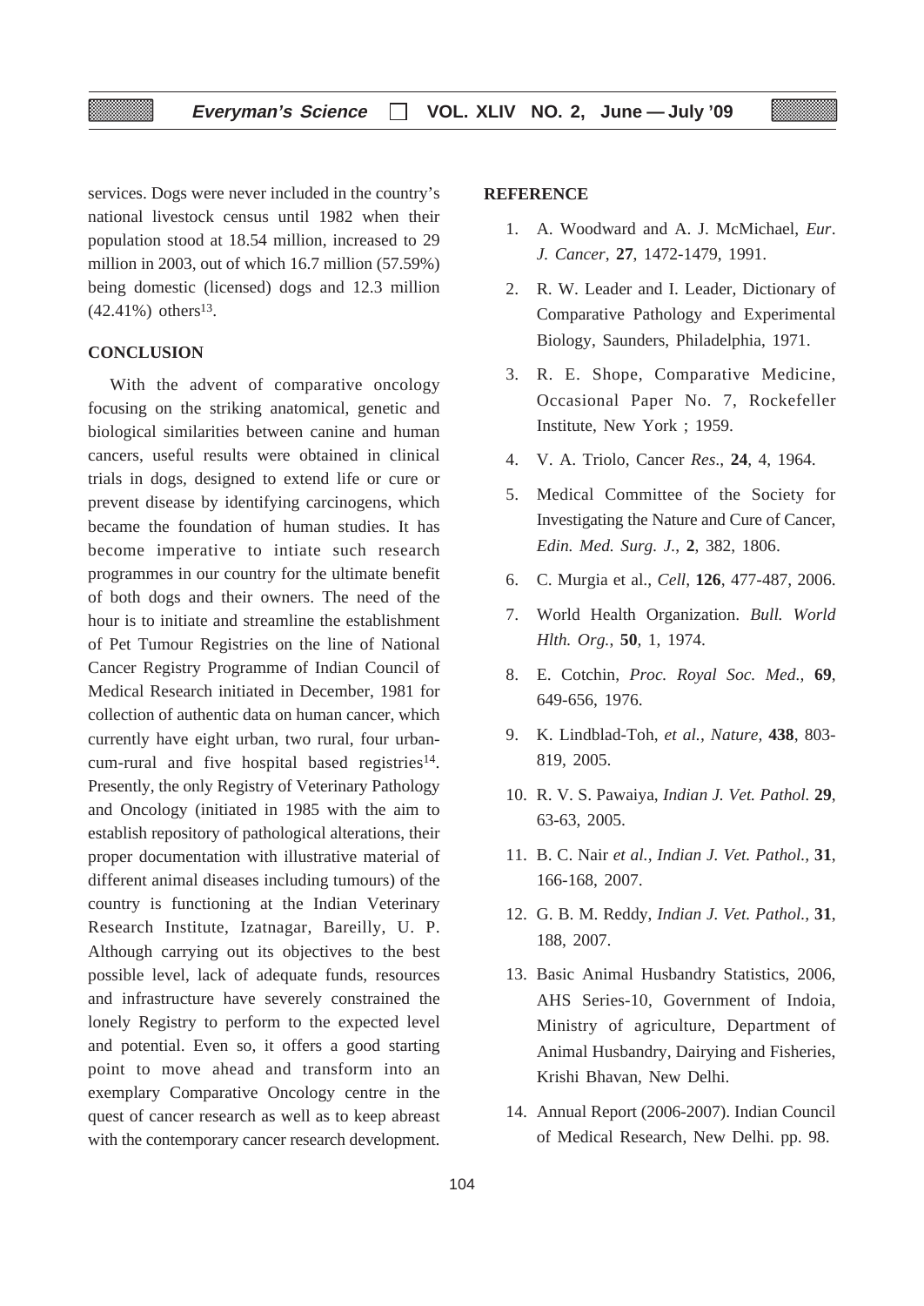services. Dogs were never included in the country's national livestock census until 1982 when their population stood at 18.54 million, increased to 29 million in 2003, out of which 16.7 million (57.59%) being domestic (licensed) dogs and 12.3 million (42.41%) others[13].

## CONCLUSION

With the advent of comparative oncology focusing on the striking anatomical, genetic and biological similarities between canine and human cancers, useful results were obtained in clinical trials in dogs, designed to extend life or cure or prevent disease by identifying carcinogens, which became the foundation of human studies. It has become imperative to intiate such research programmes in our country for the ultimate benefit of both dogs and their owners. The need of the hour is to initiate and streamline the establishment of Pet Tumour Registries on the line of National Cancer Registry Programme of Indian Council of Medical Research initiated in December, 1981 for collection of authentic data on human cancer, which currently have eight urban, two rural, four urban-cum-rural and five hospital based registries[14]. Presently, the only Registry of Veterinary Pathology and Oncology (initiated in 1985 with the aim to establish repository of pathological alterations, their proper documentation with illustrative material of different animal diseases including tumours) of the country is functioning at the Indian Veterinary Research Institute, Izatnagar, Bareilly, U. P. Although carrying out its objectives to the best possible level, lack of adequate funds, resources and infrastructure have severely constrained the lonely Registry to perform to the expected level and potential. Even so, it offers a good starting point to move ahead and transform into an exemplary Comparative Oncology centre in the quest of cancer research as well as to keep abreast with the contemporary cancer research development.

## REFERENCE

1. A. Woodward and A. J. McMichael, *Eur. J. Cancer*, **27**, 1472-1479, 1991.
2. R. W. Leader and I. Leader, Dictionary of Comparative Pathology and Experimental Biology, Saunders, Philadelphia, 1971.
3. R. E. Shope, Comparative Medicine, Occasional Paper No. 7, Rockefeller Institute, New York ; 1959.
4. V. A. Triolo, Cancer *Res*., **24**, 4, 1964.
5. Medical Committee of the Society for Investigating the Nature and Cure of Cancer, *Edin. Med. Surg. J.*, **2**, 382, 1806.
6. C. Murgia et al., *Cell*, **126**, 477-487, 2006.
7. World Health Organization. *Bull. World Hlth. Org.*, **50**, 1, 1974.
8. E. Cotchin, *Proc. Royal Soc. Med.*, **69**, 649-656, 1976.
9. K. Lindblad-Toh, *et al., Nature*, **438**, 803-819, 2005.
10. R. V. S. Pawaiya, *Indian J. Vet. Pathol.* **29**, 63-63, 2005.
11. B. C. Nair *et al., Indian J. Vet. Pathol.,* **31**, 166-168, 2007.
12. G. B. M. Reddy, *Indian J. Vet. Pathol.,* **31**, 188, 2007.
13. Basic Animal Husbandry Statistics, 2006, AHS Series-10, Government of Indoia, Ministry of agriculture, Department of Animal Husbandry, Dairying and Fisheries, Krishi Bhavan, New Delhi.
14. Annual Report (2006-2007). Indian Council of Medical Research, New Delhi. pp. 98.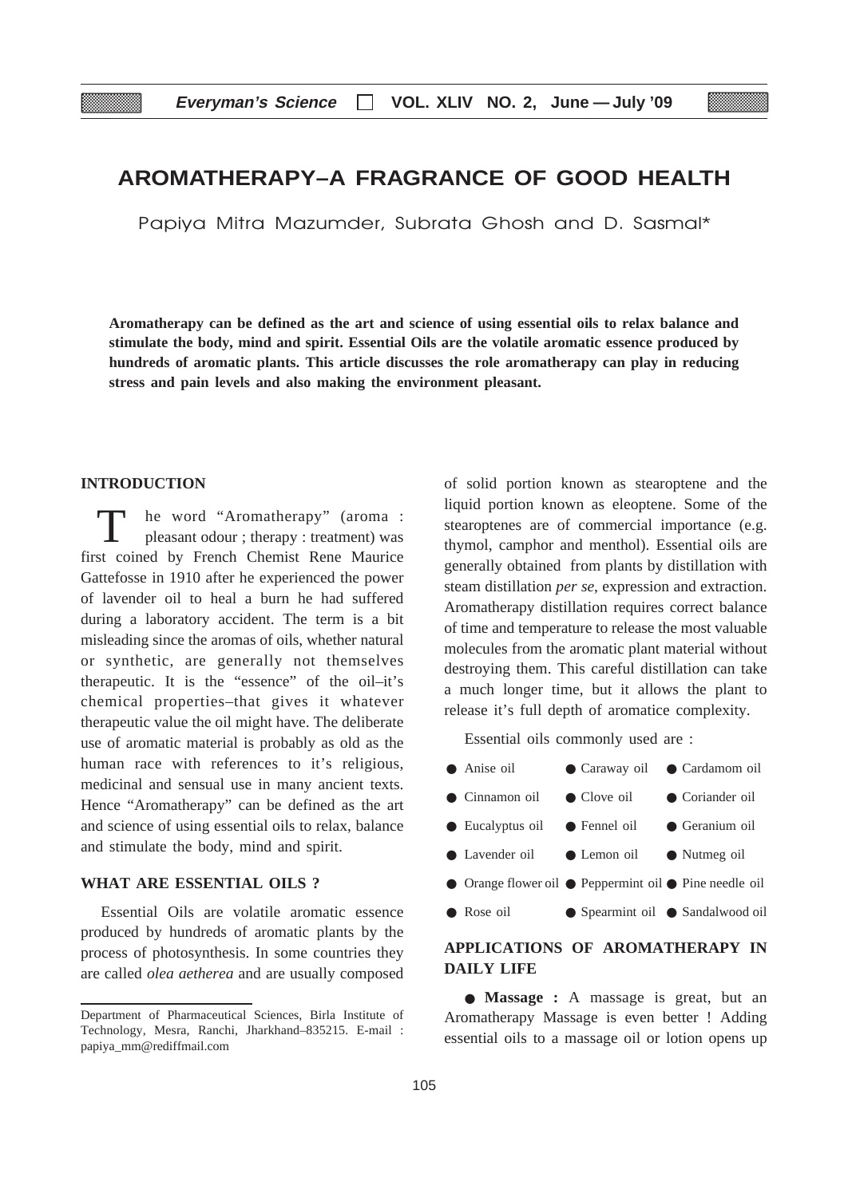# AROMATHERAPY–A FRAGRANCE OF GOOD HEALTH

Papiya Mitra Mazumder, Subrata Ghosh and D. Sasmal*

**Aromatherapy can be defined as the art and science of using essential oils to relax balance and stimulate the body, mind and spirit. Essential Oils are the volatile aromatic essence produced by hundreds of aromatic plants. This article discusses the role aromatherapy can play in reducing stress and pain levels and also making the environment pleasant.**

## INTRODUCTION

The word "Aromatherapy" (aroma : pleasant odour ; therapy : treatment) was first coined by French Chemist Rene Maurice Gattefosse in 1910 after he experienced the power of lavender oil to heal a burn he had suffered during a laboratory accident. The term is a bit misleading since the aromas of oils, whether natural or synthetic, are generally not themselves therapeutic. It is the "essence" of the oil–it's chemical properties–that gives it whatever therapeutic value the oil might have. The deliberate use of aromatic material is probably as old as the human race with references to it's religious, medicinal and sensual use in many ancient texts. Hence "Aromatherapy" can be defined as the art and science of using essential oils to relax, balance and stimulate the body, mind and spirit.

## WHAT ARE ESSENTIAL OILS ?

Essential Oils are volatile aromatic essence produced by hundreds of aromatic plants by the process of photosynthesis. In some countries they are called *olea aetherea* and are usually composed of solid portion known as stearoptene and the liquid portion known as eleoptene. Some of the stearoptenes are of commercial importance (e.g. thymol, camphor and menthol). Essential oils are generally obtained from plants by distillation with steam distillation *per se*, expression and extraction. Aromatherapy distillation requires correct balance of time and temperature to release the most valuable molecules from the aromatic plant material without destroying them. This careful distillation can take a much longer time, but it allows the plant to release it's full depth of aromatice complexity.

Essential oils commonly used are :

- Anise oil
- Caraway oil
- Cardamom oil
- Cinnamon oil
- Clove oil
- Coriander oil
- Eucalyptus oil
- Fennel oil
- Geranium oil
- Lavender oil
- Lemon oil
- Nutmeg oil
- Orange flower oil
- Peppermint oil
- Pine needle oil
- Rose oil
- Spearmint oil
- Sandalwood oil

## APPLICATIONS OF AROMATHERAPY IN DAILY LIFE

- **Massage :** A massage is great, but an Aromatherapy Massage is even better ! Adding essential oils to a massage oil or lotion opens up

---

Department of Pharmaceutical Sciences, Birla Institute of Technology, Mesra, Ranchi, Jharkhand–835215. E-mail : papiya_mm@rediffmail.com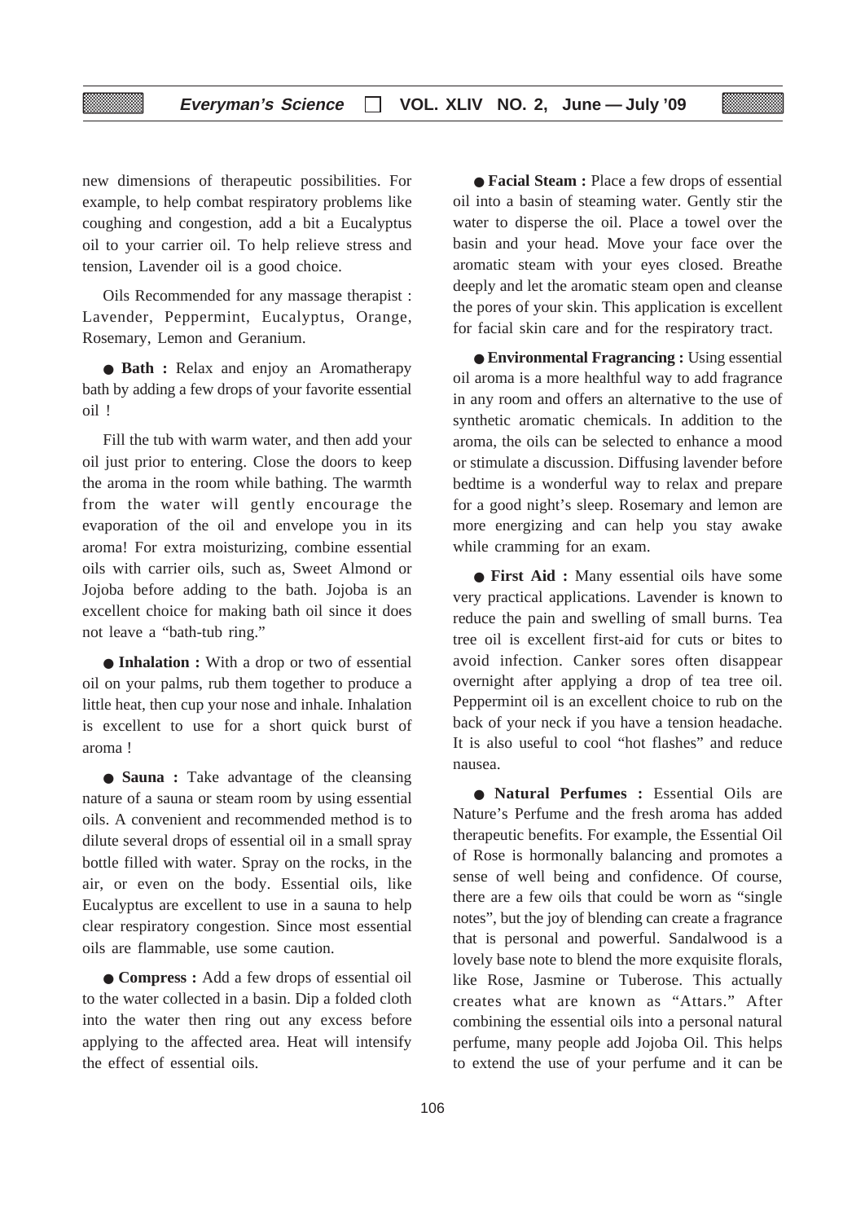new dimensions of therapeutic possibilities. For example, to help combat respiratory problems like coughing and congestion, add a bit a Eucalyptus oil to your carrier oil. To help relieve stress and tension, Lavender oil is a good choice.

Oils Recommended for any massage therapist : Lavender, Peppermint, Eucalyptus, Orange, Rosemary, Lemon and Geranium.

● **Bath :** Relax and enjoy an Aromatherapy bath by adding a few drops of your favorite essential oil !

Fill the tub with warm water, and then add your oil just prior to entering. Close the doors to keep the aroma in the room while bathing. The warmth from the water will gently encourage the evaporation of the oil and envelope you in its aroma! For extra moisturizing, combine essential oils with carrier oils, such as, Sweet Almond or Jojoba before adding to the bath. Jojoba is an excellent choice for making bath oil since it does not leave a "bath-tub ring."

● **Inhalation :** With a drop or two of essential oil on your palms, rub them together to produce a little heat, then cup your nose and inhale. Inhalation is excellent to use for a short quick burst of aroma !

● **Sauna :** Take advantage of the cleansing nature of a sauna or steam room by using essential oils. A convenient and recommended method is to dilute several drops of essential oil in a small spray bottle filled with water. Spray on the rocks, in the air, or even on the body. Essential oils, like Eucalyptus are excellent to use in a sauna to help clear respiratory congestion. Since most essential oils are flammable, use some caution.

● **Compress :** Add a few drops of essential oil to the water collected in a basin. Dip a folded cloth into the water then ring out any excess before applying to the affected area. Heat will intensify the effect of essential oils.

● **Facial Steam :** Place a few drops of essential oil into a basin of steaming water. Gently stir the water to disperse the oil. Place a towel over the basin and your head. Move your face over the aromatic steam with your eyes closed. Breathe deeply and let the aromatic steam open and cleanse the pores of your skin. This application is excellent for facial skin care and for the respiratory tract.

● **Environmental Fragrancing :** Using essential oil aroma is a more healthful way to add fragrance in any room and offers an alternative to the use of synthetic aromatic chemicals. In addition to the aroma, the oils can be selected to enhance a mood or stimulate a discussion. Diffusing lavender before bedtime is a wonderful way to relax and prepare for a good night's sleep. Rosemary and lemon are more energizing and can help you stay awake while cramming for an exam.

● **First Aid :** Many essential oils have some very practical applications. Lavender is known to reduce the pain and swelling of small burns. Tea tree oil is excellent first-aid for cuts or bites to avoid infection. Canker sores often disappear overnight after applying a drop of tea tree oil. Peppermint oil is an excellent choice to rub on the back of your neck if you have a tension headache. It is also useful to cool "hot flashes" and reduce nausea.

● **Natural Perfumes :** Essential Oils are Nature's Perfume and the fresh aroma has added therapeutic benefits. For example, the Essential Oil of Rose is hormonally balancing and promotes a sense of well being and confidence. Of course, there are a few oils that could be worn as "single notes", but the joy of blending can create a fragrance that is personal and powerful. Sandalwood is a lovely base note to blend the more exquisite florals, like Rose, Jasmine or Tuberose. This actually creates what are known as "Attars." After combining the essential oils into a personal natural perfume, many people add Jojoba Oil. This helps to extend the use of your perfume and it can be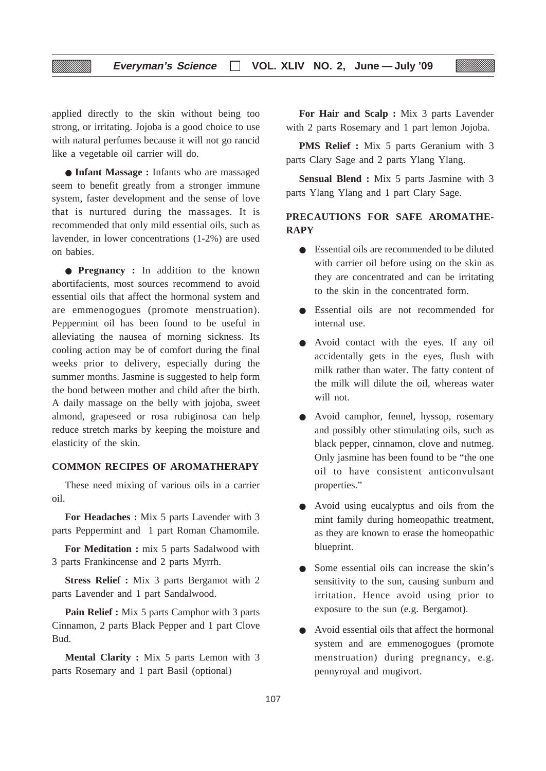applied directly to the skin without being too strong, or irritating. Jojoba is a good choice to use with natural perfumes because it will not go rancid like a vegetable oil carrier will do.

● **Infant Massage :** Infants who are massaged seem to benefit greatly from a stronger immune system, faster development and the sense of love that is nurtured during the massages. It is recommended that only mild essential oils, such as lavender, in lower concentrations (1-2%) are used on babies.

● **Pregnancy :** In addition to the known abortifacients, most sources recommend to avoid essential oils that affect the hormonal system and are emmenogogues (promote menstruation). Peppermint oil has been found to be useful in alleviating the nausea of morning sickness. Its cooling action may be of comfort during the final weeks prior to delivery, especially during the summer months. Jasmine is suggested to help form the bond between mother and child after the birth. A daily massage on the belly with jojoba, sweet almond, grapeseed or rosa rubiginosa can help reduce stretch marks by keeping the moisture and elasticity of the skin.

## COMMON RECIPES OF AROMATHERAPY

These need mixing of various oils in a carrier oil.

**For Headaches :** Mix 5 parts Lavender with 3 parts Peppermint and 1 part Roman Chamomile.

**For Meditation :** mix 5 parts Sadalwood with 3 parts Frankincense and 2 parts Myrrh.

**Stress Relief :** Mix 3 parts Bergamot with 2 parts Lavender and 1 part Sandalwood.

**Pain Relief :** Mix 5 parts Camphor with 3 parts Cinnamon, 2 parts Black Pepper and 1 part Clove Bud.

**Mental Clarity :** Mix 5 parts Lemon with 3 parts Rosemary and 1 part Basil (optional)

**For Hair and Scalp :** Mix 3 parts Lavender with 2 parts Rosemary and 1 part lemon Jojoba.

**PMS Relief :** Mix 5 parts Geranium with 3 parts Clary Sage and 2 parts Ylang Ylang.

**Sensual Blend :** Mix 5 parts Jasmine with 3 parts Ylang Ylang and 1 part Clary Sage.

## PRECAUTIONS FOR SAFE AROMATHERAPY

- Essential oils are recommended to be diluted with carrier oil before using on the skin as they are concentrated and can be irritating to the skin in the concentrated form.
- Essential oils are not recommended for internal use.
- Avoid contact with the eyes. If any oil accidentally gets in the eyes, flush with milk rather than water. The fatty content of the milk will dilute the oil, whereas water will not.
- Avoid camphor, fennel, hyssop, rosemary and possibly other stimulating oils, such as black pepper, cinnamon, clove and nutmeg. Only jasmine has been found to be "the one oil to have consistent anticonvulsant properties."
- Avoid using eucalyptus and oils from the mint family during homeopathic treatment, as they are known to erase the homeopathic blueprint.
- Some essential oils can increase the skin's sensitivity to the sun, causing sunburn and irritation. Hence avoid using prior to exposure to the sun (e.g. Bergamot).
- Avoid essential oils that affect the hormonal system and are emmenogogues (promote menstruation) during pregnancy, e.g. pennyroyal and mugivort.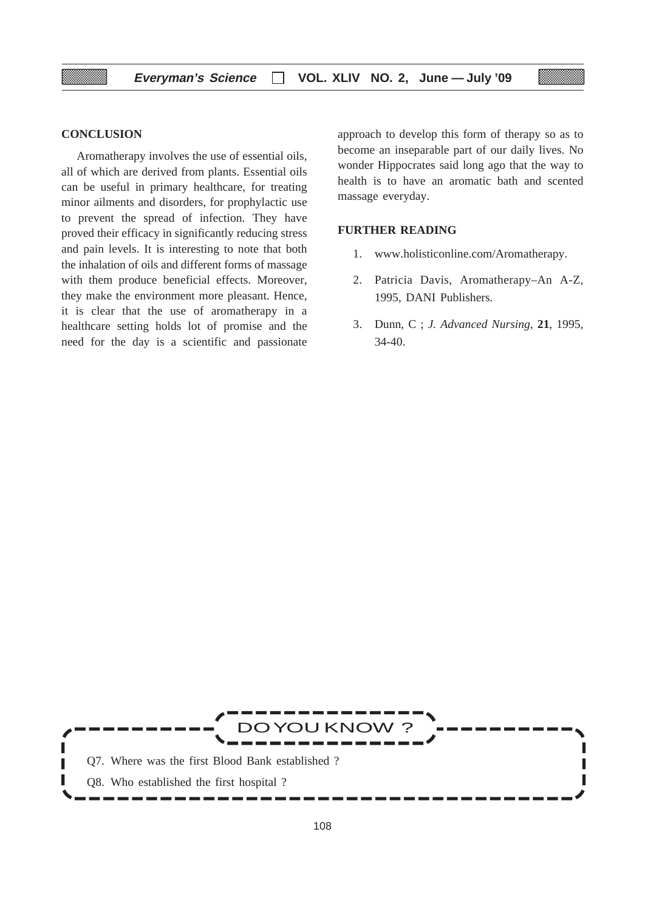## CONCLUSION

Aromatherapy involves the use of essential oils, all of which are derived from plants. Essential oils can be useful in primary healthcare, for treating minor ailments and disorders, for prophylactic use to prevent the spread of infection. They have proved their efficacy in significantly reducing stress and pain levels. It is interesting to note that both the inhalation of oils and different forms of massage with them produce beneficial effects. Moreover, they make the environment more pleasant. Hence, it is clear that the use of aromatherapy in a healthcare setting holds lot of promise and the need for the day is a scientific and passionate approach to develop this form of therapy so as to become an inseparable part of our daily lives. No wonder Hippocrates said long ago that the way to health is to have an aromatic bath and scented massage everyday.

## FURTHER READING

1. www.holisticonline.com/Aromatherapy.
2. Patricia Davis, Aromatherapy–An A-Z, 1995, DANI Publishers.
3. Dunn, C ; *J. Advanced Nursing*, **21**, 1995, 34-40.

---

**DO YOU KNOW ?**

Q7. Where was the first Blood Bank established ?

Q8. Who established the first hospital ?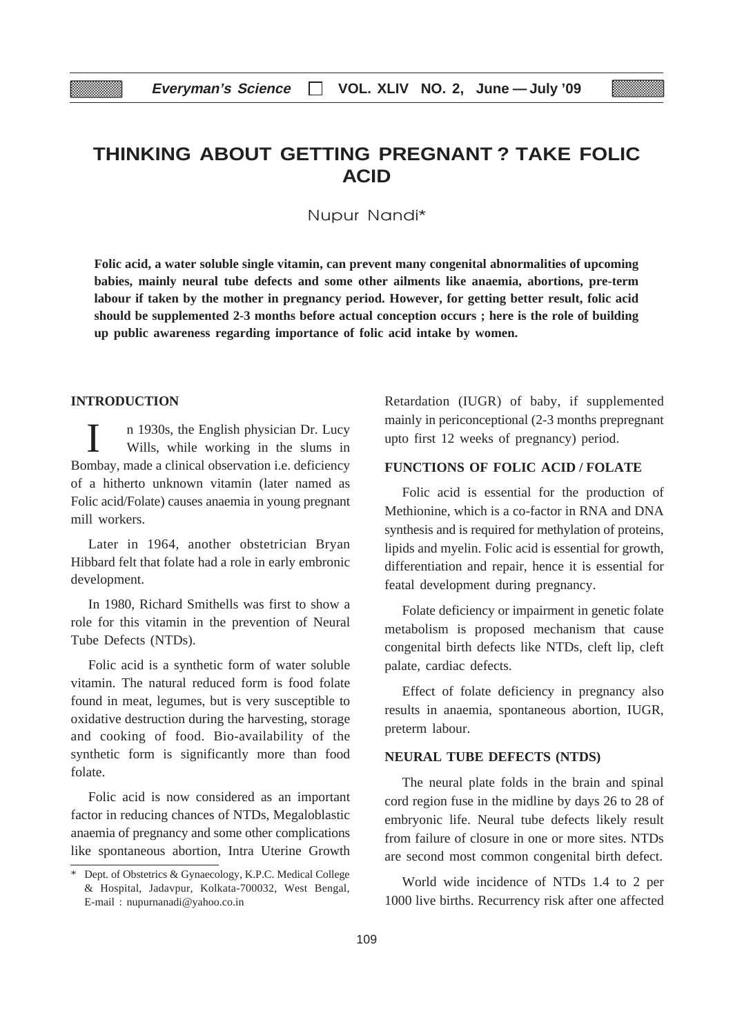# THINKING ABOUT GETTING PREGNANT ? TAKE FOLIC ACID

Nupur Nandi*

**Folic acid, a water soluble single vitamin, can prevent many congenital abnormalities of upcoming babies, mainly neural tube defects and some other ailments like anaemia, abortions, pre-term labour if taken by the mother in pregnancy period. However, for getting better result, folic acid should be supplemented 2-3 months before actual conception occurs ; here is the role of building up public awareness regarding importance of folic acid intake by women.**

## INTRODUCTION

In 1930s, the English physician Dr. Lucy Wills, while working in the slums in Bombay, made a clinical observation i.e. deficiency of a hitherto unknown vitamin (later named as Folic acid/Folate) causes anaemia in young pregnant mill workers.

Later in 1964, another obstetrician Bryan Hibbard felt that folate had a role in early embronic development.

In 1980, Richard Smithells was first to show a role for this vitamin in the prevention of Neural Tube Defects (NTDs).

Folic acid is a synthetic form of water soluble vitamin. The natural reduced form is food folate found in meat, legumes, but is very susceptible to oxidative destruction during the harvesting, storage and cooking of food. Bio-availability of the synthetic form is significantly more than food folate.

Folic acid is now considered as an important factor in reducing chances of NTDs, Megaloblastic anaemia of pregnancy and some other complications like spontaneous abortion, Intra Uterine Growth Retardation (IUGR) of baby, if supplemented mainly in periconceptional (2-3 months prepregnant upto first 12 weeks of pregnancy) period.

## FUNCTIONS OF FOLIC ACID / FOLATE

Folic acid is essential for the production of Methionine, which is a co-factor in RNA and DNA synthesis and is required for methylation of proteins, lipids and myelin. Folic acid is essential for growth, differentiation and repair, hence it is essential for featal development during pregnancy.

Folate deficiency or impairment in genetic folate metabolism is proposed mechanism that cause congenital birth defects like NTDs, cleft lip, cleft palate, cardiac defects.

Effect of folate deficiency in pregnancy also results in anaemia, spontaneous abortion, IUGR, preterm labour.

## NEURAL TUBE DEFECTS (NTDS)

The neural plate folds in the brain and spinal cord region fuse in the midline by days 26 to 28 of embryonic life. Neural tube defects likely result from failure of closure in one or more sites. NTDs are second most common congenital birth defect.

World wide incidence of NTDs 1.4 to 2 per 1000 live births. Recurrency risk after one affected

---

\* Dept. of Obstetrics & Gynaecology, K.P.C. Medical College & Hospital, Jadavpur, Kolkata-700032, West Bengal, E-mail : nupurnanadi@yahoo.co.in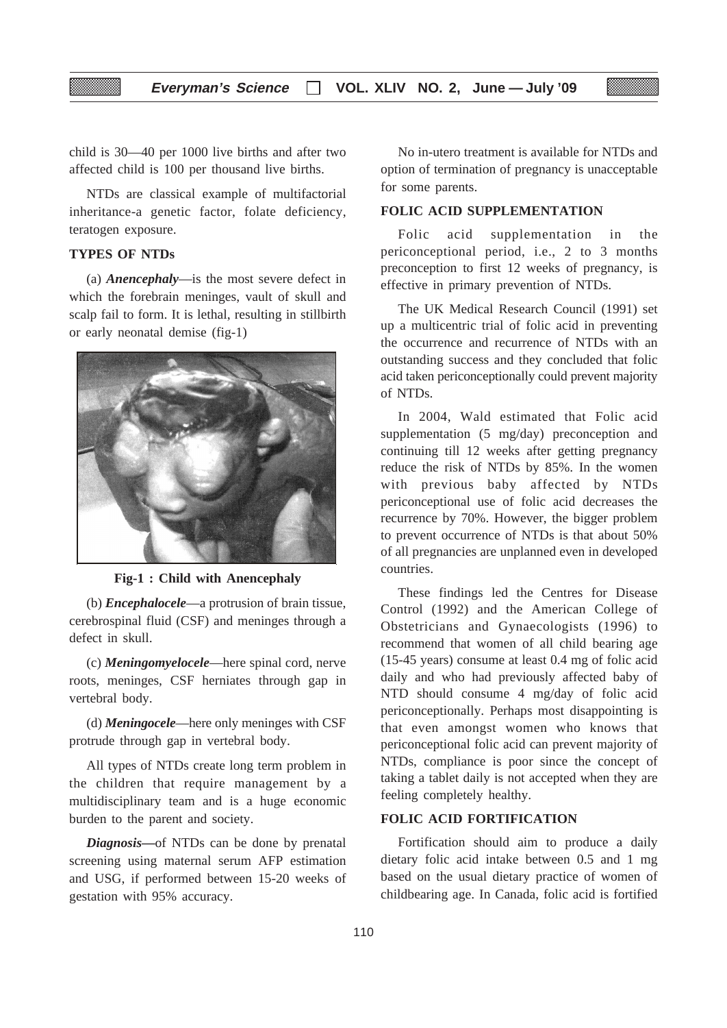child is 30—40 per 1000 live births and after two affected child is 100 per thousand live births.

NTDs are classical example of multifactorial inheritance-a genetic factor, folate deficiency, teratogen exposure.

**TYPES OF NTDs**

(a) ***Anencephaly***—is the most severe defect in which the forebrain meninges, vault of skull and scalp fail to form. It is lethal, resulting in stillbirth or early neonatal demise (fig-1)

**Fig-1 : Child with Anencephaly**

(b) ***Encephalocele***—a protrusion of brain tissue, cerebrospinal fluid (CSF) and meninges through a defect in skull.

(c) ***Meningomyelocele***—here spinal cord, nerve roots, meninges, CSF herniates through gap in vertebral body.

(d) ***Meningocele***—here only meninges with CSF protrude through gap in vertebral body.

All types of NTDs create long term problem in the children that require management by a multidisciplinary team and is a huge economic burden to the parent and society.

***Diagnosis—***of NTDs can be done by prenatal screening using maternal serum AFP estimation and USG, if performed between 15-20 weeks of gestation with 95% accuracy.

No in-utero treatment is available for NTDs and option of termination of pregnancy is unacceptable for some parents.

**FOLIC ACID SUPPLEMENTATION**

Folic acid supplementation in the periconceptional period, i.e., 2 to 3 months preconception to first 12 weeks of pregnancy, is effective in primary prevention of NTDs.

The UK Medical Research Council (1991) set up a multicentric trial of folic acid in preventing the occurrence and recurrence of NTDs with an outstanding success and they concluded that folic acid taken periconceptionally could prevent majority of NTDs.

In 2004, Wald estimated that Folic acid supplementation (5 mg/day) preconception and continuing till 12 weeks after getting pregnancy reduce the risk of NTDs by 85%. In the women with previous baby affected by NTDs periconceptional use of folic acid decreases the recurrence by 70%. However, the bigger problem to prevent occurrence of NTDs is that about 50% of all pregnancies are unplanned even in developed countries.

These findings led the Centres for Disease Control (1992) and the American College of Obstetricians and Gynaecologists (1996) to recommend that women of all child bearing age (15-45 years) consume at least 0.4 mg of folic acid daily and who had previously affected baby of NTD should consume 4 mg/day of folic acid periconceptionally. Perhaps most disappointing is that even amongst women who knows that periconceptional folic acid can prevent majority of NTDs, compliance is poor since the concept of taking a tablet daily is not accepted when they are feeling completely healthy.

**FOLIC ACID FORTIFICATION**

Fortification should aim to produce a daily dietary folic acid intake between 0.5 and 1 mg based on the usual dietary practice of women of childbearing age. In Canada, folic acid is fortified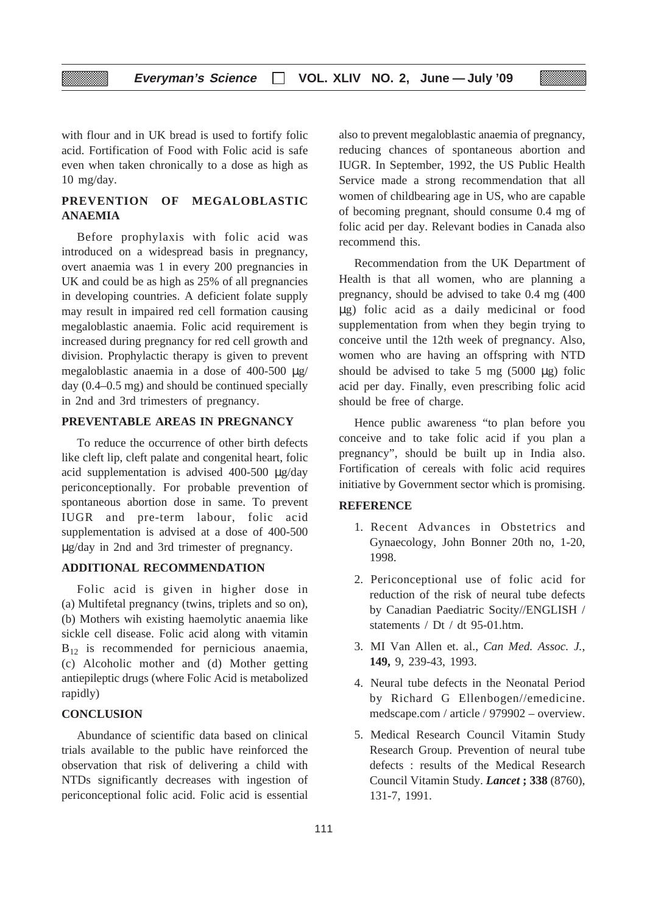with flour and in UK bread is used to fortify folic acid. Fortification of Food with Folic acid is safe even when taken chronically to a dose as high as 10 mg/day.

## PREVENTION OF MEGALOBLASTIC ANAEMIA

Before prophylaxis with folic acid was introduced on a widespread basis in pregnancy, overt anaemia was 1 in every 200 pregnancies in UK and could be as high as 25% of all pregnancies in developing countries. A deficient folate supply may result in impaired red cell formation causing megaloblastic anaemia. Folic acid requirement is increased during pregnancy for red cell growth and division. Prophylactic therapy is given to prevent megaloblastic anaemia in a dose of 400-500 μg/ day (0.4–0.5 mg) and should be continued specially in 2nd and 3rd trimesters of pregnancy.

## PREVENTABLE AREAS IN PREGNANCY

To reduce the occurrence of other birth defects like cleft lip, cleft palate and congenital heart, folic acid supplementation is advised 400-500 μg/day periconceptionally. For probable prevention of spontaneous abortion dose in same. To prevent IUGR and pre-term labour, folic acid supplementation is advised at a dose of 400-500 μg/day in 2nd and 3rd trimester of pregnancy.

## ADDITIONAL RECOMMENDATION

Folic acid is given in higher dose in (a) Multifetal pregnancy (twins, triplets and so on), (b) Mothers wih existing haemolytic anaemia like sickle cell disease. Folic acid along with vitamin $B_{12}$ is recommended for pernicious anaemia, (c) Alcoholic mother and (d) Mother getting antiepileptic drugs (where Folic Acid is metabolized rapidly)

## CONCLUSION

Abundance of scientific data based on clinical trials available to the public have reinforced the observation that risk of delivering a child with NTDs significantly decreases with ingestion of periconceptional folic acid. Folic acid is essential also to prevent megaloblastic anaemia of pregnancy, reducing chances of spontaneous abortion and IUGR. In September, 1992, the US Public Health Service made a strong recommendation that all women of childbearing age in US, who are capable of becoming pregnant, should consume 0.4 mg of folic acid per day. Relevant bodies in Canada also recommend this.

Recommendation from the UK Department of Health is that all women, who are planning a pregnancy, should be advised to take 0.4 mg (400 μg) folic acid as a daily medicinal or food supplementation from when they begin trying to conceive until the 12th week of pregnancy. Also, women who are having an offspring with NTD should be advised to take 5 mg (5000 μg) folic acid per day. Finally, even prescribing folic acid should be free of charge.

Hence public awareness "to plan before you conceive and to take folic acid if you plan a pregnancy", should be built up in India also. Fortification of cereals with folic acid requires initiative by Government sector which is promising.

## REFERENCE

1. Recent Advances in Obstetrics and Gynaecology, John Bonner 20th no, 1-20, 1998.
2. Periconceptional use of folic acid for reduction of the risk of neural tube defects by Canadian Paediatric Socity//ENGLISH / statements / Dt / dt 95-01.htm.
3. MI Van Allen et. al., *Can Med. Assoc. J.*, **149,** 9, 239-43, 1993.
4. Neural tube defects in the Neonatal Period by Richard G Ellenbogen//emedicine. medscape.com / article / 979902 – overview.
5. Medical Research Council Vitamin Study Research Group. Prevention of neural tube defects : results of the Medical Research Council Vitamin Study. ***Lancet*** **; 338** (8760), 131-7, 1991.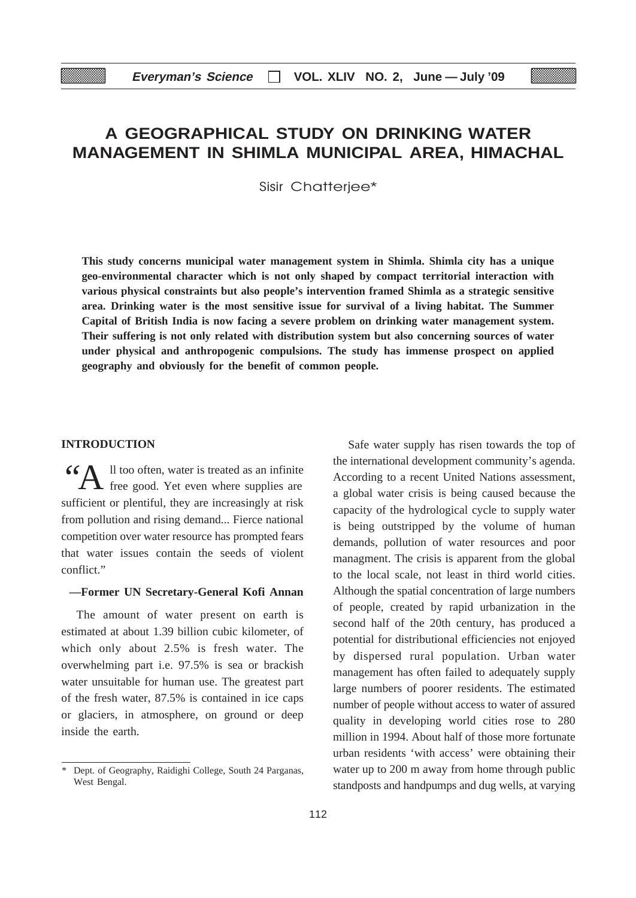# A GEOGRAPHICAL STUDY ON DRINKING WATER MANAGEMENT IN SHIMLA MUNICIPAL AREA, HIMACHAL

Sisir Chatterjee*

**This study concerns municipal water management system in Shimla. Shimla city has a unique geo-environmental character which is not only shaped by compact territorial interaction with various physical constraints but also people's intervention framed Shimla as a strategic sensitive area. Drinking water is the most sensitive issue for survival of a living habitat. The Summer Capital of British India is now facing a severe problem on drinking water management system. Their suffering is not only related with distribution system but also concerning sources of water under physical and anthropogenic compulsions. The study has immense prospect on applied geography and obviously for the benefit of common people.**

## INTRODUCTION

"All too often, water is treated as an infinite free good. Yet even where supplies are sufficient or plentiful, they are increasingly at risk from pollution and rising demand... Fierce national competition over water resource has prompted fears that water issues contain the seeds of violent conflict."

**—Former UN Secretary-General Kofi Annan**

The amount of water present on earth is estimated at about 1.39 billion cubic kilometer, of which only about 2.5% is fresh water. The overwhelming part i.e. 97.5% is sea or brackish water unsuitable for human use. The greatest part of the fresh water, 87.5% is contained in ice caps or glaciers, in atmosphere, on ground or deep inside the earth.

Safe water supply has risen towards the top of the international development community's agenda. According to a recent United Nations assessment, a global water crisis is being caused because the capacity of the hydrological cycle to supply water is being outstripped by the volume of human demands, pollution of water resources and poor managment. The crisis is apparent from the global to the local scale, not least in third world cities. Although the spatial concentration of large numbers of people, created by rapid urbanization in the second half of the 20th century, has produced a potential for distributional efficiencies not enjoyed by dispersed rural population. Urban water management has often failed to adequately supply large numbers of poorer residents. The estimated number of people without access to water of assured quality in developing world cities rose to 280 million in 1994. About half of those more fortunate urban residents 'with access' were obtaining their water up to 200 m away from home through public standposts and handpumps and dug wells, at varying

\* Dept. of Geography, Raidighi College, South 24 Parganas, West Bengal.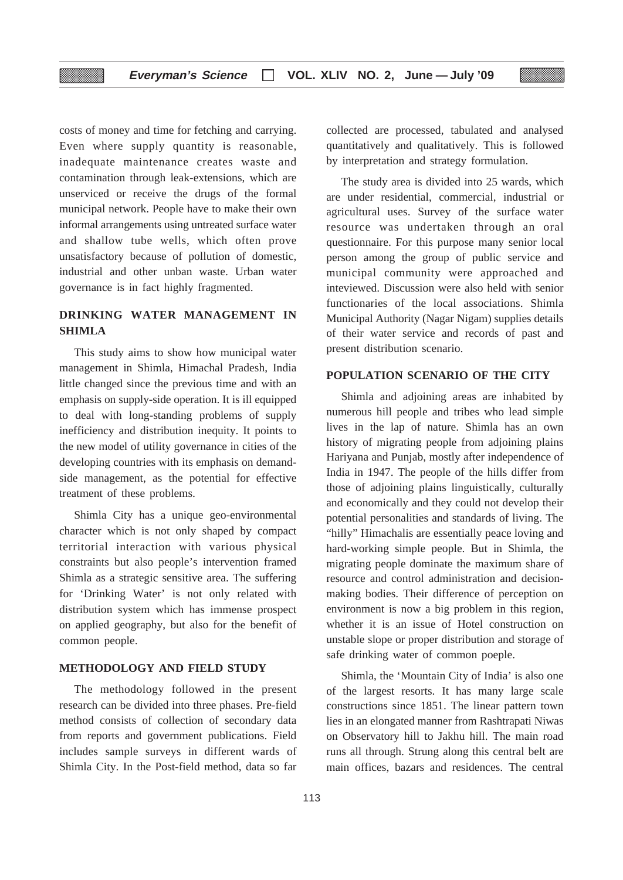costs of money and time for fetching and carrying. Even where supply quantity is reasonable, inadequate maintenance creates waste and contamination through leak-extensions, which are unserviced or receive the drugs of the formal municipal network. People have to make their own informal arrangements using untreated surface water and shallow tube wells, which often prove unsatisfactory because of pollution of domestic, industrial and other unban waste. Urban water governance is in fact highly fragmented.

## DRINKING WATER MANAGEMENT IN SHIMLA

This study aims to show how municipal water management in Shimla, Himachal Pradesh, India little changed since the previous time and with an emphasis on supply-side operation. It is ill equipped to deal with long-standing problems of supply inefficiency and distribution inequity. It points to the new model of utility governance in cities of the developing countries with its emphasis on demand-side management, as the potential for effective treatment of these problems.

Shimla City has a unique geo-environmental character which is not only shaped by compact territorial interaction with various physical constraints but also people's intervention framed Shimla as a strategic sensitive area. The suffering for 'Drinking Water' is not only related with distribution system which has immense prospect on applied geography, but also for the benefit of common people.

## METHODOLOGY AND FIELD STUDY

The methodology followed in the present research can be divided into three phases. Pre-field method consists of collection of secondary data from reports and government publications. Field includes sample surveys in different wards of Shimla City. In the Post-field method, data so far collected are processed, tabulated and analysed quantitatively and qualitatively. This is followed by interpretation and strategy formulation.

The study area is divided into 25 wards, which are under residential, commercial, industrial or agricultural uses. Survey of the surface water resource was undertaken through an oral questionnaire. For this purpose many senior local person among the group of public service and municipal community were approached and inteviewed. Discussion were also held with senior functionaries of the local associations. Shimla Municipal Authority (Nagar Nigam) supplies details of their water service and records of past and present distribution scenario.

## POPULATION SCENARIO OF THE CITY

Shimla and adjoining areas are inhabited by numerous hill people and tribes who lead simple lives in the lap of nature. Shimla has an own history of migrating people from adjoining plains Hariyana and Punjab, mostly after independence of India in 1947. The people of the hills differ from those of adjoining plains linguistically, culturally and economically and they could not develop their potential personalities and standards of living. The "hilly" Himachalis are essentially peace loving and hard-working simple people. But in Shimla, the migrating people dominate the maximum share of resource and control administration and decision-making bodies. Their difference of perception on environment is now a big problem in this region, whether it is an issue of Hotel construction on unstable slope or proper distribution and storage of safe drinking water of common poeple.

Shimla, the 'Mountain City of India' is also one of the largest resorts. It has many large scale constructions since 1851. The linear pattern town lies in an elongated manner from Rashtrapati Niwas on Observatory hill to Jakhu hill. The main road runs all through. Strung along this central belt are main offices, bazars and residences. The central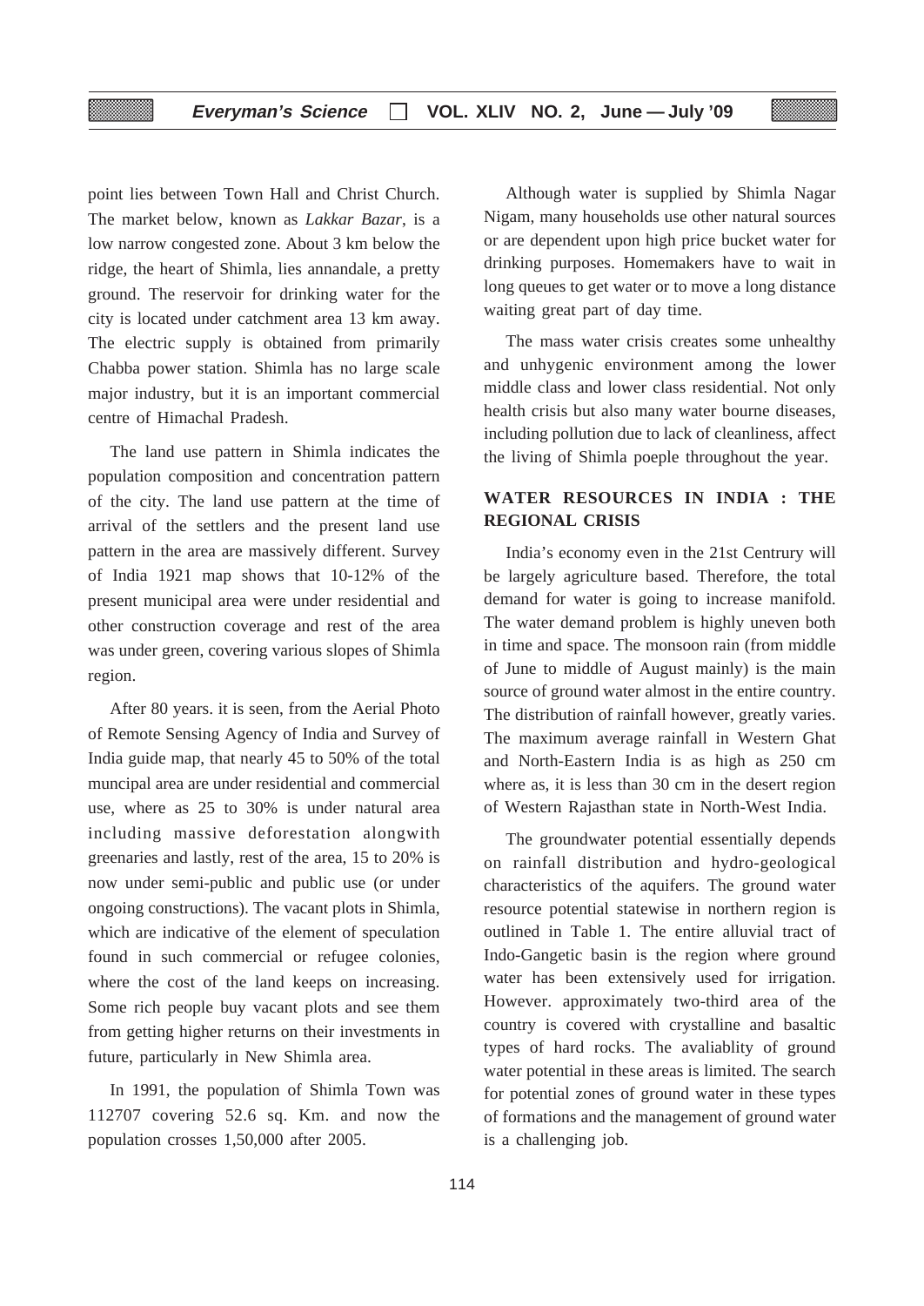point lies between Town Hall and Christ Church. The market below, known as *Lakkar Bazar*, is a low narrow congested zone. About 3 km below the ridge, the heart of Shimla, lies annandale, a pretty ground. The reservoir for drinking water for the city is located under catchment area 13 km away. The electric supply is obtained from primarily Chabba power station. Shimla has no large scale major industry, but it is an important commercial centre of Himachal Pradesh.

The land use pattern in Shimla indicates the population composition and concentration pattern of the city. The land use pattern at the time of arrival of the settlers and the present land use pattern in the area are massively different. Survey of India 1921 map shows that 10-12% of the present municipal area were under residential and other construction coverage and rest of the area was under green, covering various slopes of Shimla region.

After 80 years. it is seen, from the Aerial Photo of Remote Sensing Agency of India and Survey of India guide map, that nearly 45 to 50% of the total muncipal area are under residential and commercial use, where as 25 to 30% is under natural area including massive deforestation alongwith greenaries and lastly, rest of the area, 15 to 20% is now under semi-public and public use (or under ongoing constructions). The vacant plots in Shimla, which are indicative of the element of speculation found in such commercial or refugee colonies, where the cost of the land keeps on increasing. Some rich people buy vacant plots and see them from getting higher returns on their investments in future, particularly in New Shimla area.

In 1991, the population of Shimla Town was 112707 covering 52.6 sq. Km. and now the population crosses 1,50,000 after 2005.

Although water is supplied by Shimla Nagar Nigam, many households use other natural sources or are dependent upon high price bucket water for drinking purposes. Homemakers have to wait in long queues to get water or to move a long distance waiting great part of day time.

The mass water crisis creates some unhealthy and unhygenic environment among the lower middle class and lower class residential. Not only health crisis but also many water bourne diseases, including pollution due to lack of cleanliness, affect the living of Shimla poeple throughout the year.

## WATER RESOURCES IN INDIA : THE REGIONAL CRISIS

India's economy even in the 21st Centrury will be largely agriculture based. Therefore, the total demand for water is going to increase manifold. The water demand problem is highly uneven both in time and space. The monsoon rain (from middle of June to middle of August mainly) is the main source of ground water almost in the entire country. The distribution of rainfall however, greatly varies. The maximum average rainfall in Western Ghat and North-Eastern India is as high as 250 cm where as, it is less than 30 cm in the desert region of Western Rajasthan state in North-West India.

The groundwater potential essentially depends on rainfall distribution and hydro-geological characteristics of the aquifers. The ground water resource potential statewise in northern region is outlined in Table 1. The entire alluvial tract of Indo-Gangetic basin is the region where ground water has been extensively used for irrigation. However. approximately two-third area of the country is covered with crystalline and basaltic types of hard rocks. The avaliablity of ground water potential in these areas is limited. The search for potential zones of ground water in these types of formations and the management of ground water is a challenging job.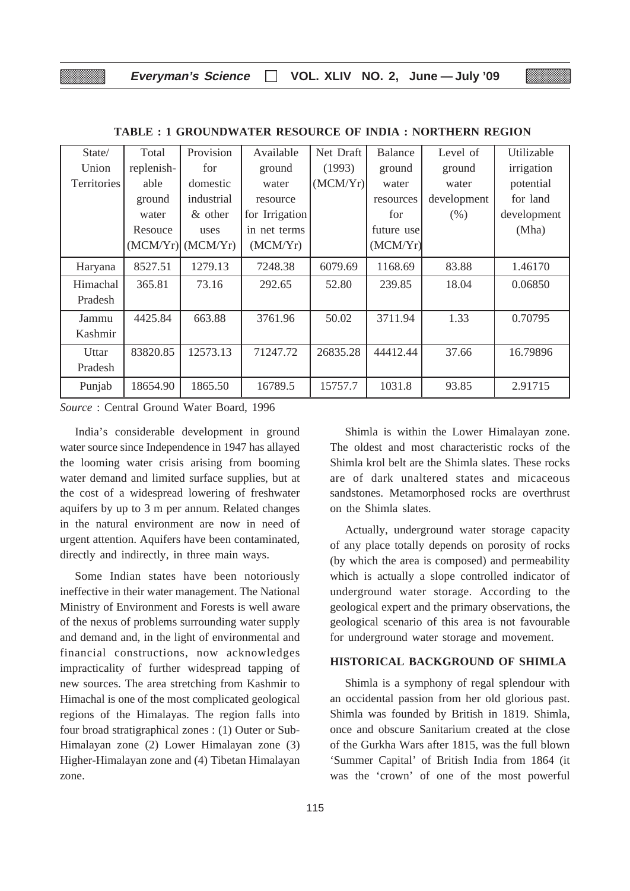**TABLE : 1 GROUNDWATER RESOURCE OF INDIA : NORTHERN REGION**

| State/ Union Territories | Total replenish-able ground water Resouce (MCM/Yr) | Provision for domestic industrial & other uses (MCM/Yr) | Available ground water resource for Irrigation in net terms (MCM/Yr) | Net Draft (1993) (MCM/Yr) | Balance ground water resources for future use (MCM/Yr) | Level of ground water development (%) | Utilizable irrigation potential for land development (Mha) |
|---|---|---|---|---|---|---|---|
| Haryana | 8527.51 | 1279.13 | 7248.38 | 6079.69 | 1168.69 | 83.88 | 1.46170 |
| Himachal Pradesh | 365.81 | 73.16 | 292.65 | 52.80 | 239.85 | 18.04 | 0.06850 |
| Jammu Kashmir | 4425.84 | 663.88 | 3761.96 | 50.02 | 3711.94 | 1.33 | 0.70795 |
| Uttar Pradesh | 83820.85 | 12573.13 | 71247.72 | 26835.28 | 44412.44 | 37.66 | 16.79896 |
| Punjab | 18654.90 | 1865.50 | 16789.5 | 15757.7 | 1031.8 | 93.85 | 2.91715 |

*Source* : Central Ground Water Board, 1996

India's considerable development in ground water source since Independence in 1947 has allayed the looming water crisis arising from booming water demand and limited surface supplies, but at the cost of a widespread lowering of freshwater aquifers by up to 3 m per annum. Related changes in the natural environment are now in need of urgent attention. Aquifers have been contaminated, directly and indirectly, in three main ways.

Some Indian states have been notoriously ineffective in their water management. The National Ministry of Environment and Forests is well aware of the nexus of problems surrounding water supply and demand and, in the light of environmental and financial constructions, now acknowledges impracticality of further widespread tapping of new sources. The area stretching from Kashmir to Himachal is one of the most complicated geological regions of the Himalayas. The region falls into four broad stratigraphical zones : (1) Outer or Sub-Himalayan zone (2) Lower Himalayan zone (3) Higher-Himalayan zone and (4) Tibetan Himalayan zone.

Shimla is within the Lower Himalayan zone. The oldest and most characteristic rocks of the Shimla krol belt are the Shimla slates. These rocks are of dark unaltered states and micaceous sandstones. Metamorphosed rocks are overthrust on the Shimla slates.

Actually, underground water storage capacity of any place totally depends on porosity of rocks (by which the area is composed) and permeability which is actually a slope controlled indicator of underground water storage. According to the geological expert and the primary observations, the geological scenario of this area is not favourable for underground water storage and movement.

## HISTORICAL BACKGROUND OF SHIMLA

Shimla is a symphony of regal splendour with an occidental passion from her old glorious past. Shimla was founded by British in 1819. Shimla, once and obscure Sanitarium created at the close of the Gurkha Wars after 1815, was the full blown 'Summer Capital' of British India from 1864 (it was the 'crown' of one of the most powerful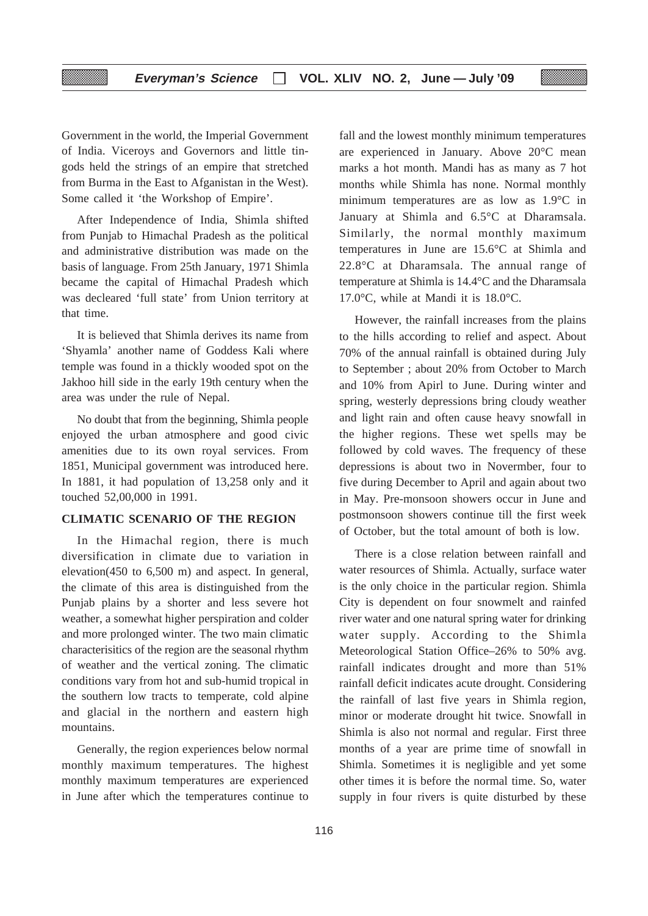Government in the world, the Imperial Government of India. Viceroys and Governors and little tin-gods held the strings of an empire that stretched from Burma in the East to Afganistan in the West). Some called it 'the Workshop of Empire'.

After Independence of India, Shimla shifted from Punjab to Himachal Pradesh as the political and administrative distribution was made on the basis of language. From 25th January, 1971 Shimla became the capital of Himachal Pradesh which was decleared 'full state' from Union territory at that time.

It is believed that Shimla derives its name from 'Shyamla' another name of Goddess Kali where temple was found in a thickly wooded spot on the Jakhoo hill side in the early 19th century when the area was under the rule of Nepal.

No doubt that from the beginning, Shimla people enjoyed the urban atmosphere and good civic amenities due to its own royal services. From 1851, Municipal government was introduced here. In 1881, it had population of 13,258 only and it touched 52,00,000 in 1991.

## CLIMATIC SCENARIO OF THE REGION

In the Himachal region, there is much diversification in climate due to variation in elevation(450 to 6,500 m) and aspect. In general, the climate of this area is distinguished from the Punjab plains by a shorter and less severe hot weather, a somewhat higher perspiration and colder and more prolonged winter. The two main climatic characterisitics of the region are the seasonal rhythm of weather and the vertical zoning. The climatic conditions vary from hot and sub-humid tropical in the southern low tracts to temperate, cold alpine and glacial in the northern and eastern high mountains.

Generally, the region experiences below normal monthly maximum temperatures. The highest monthly maximum temperatures are experienced in June after which the temperatures continue to fall and the lowest monthly minimum temperatures are experienced in January. Above 20°C mean marks a hot month. Mandi has as many as 7 hot months while Shimla has none. Normal monthly minimum temperatures are as low as 1.9°C in January at Shimla and 6.5°C at Dharamsala. Similarly, the normal monthly maximum temperatures in June are 15.6°C at Shimla and 22.8°C at Dharamsala. The annual range of temperature at Shimla is 14.4°C and the Dharamsala 17.0°C, while at Mandi it is 18.0°C.

However, the rainfall increases from the plains to the hills according to relief and aspect. About 70% of the annual rainfall is obtained during July to September ; about 20% from October to March and 10% from Apirl to June. During winter and spring, westerly depressions bring cloudy weather and light rain and often cause heavy snowfall in the higher regions. These wet spells may be followed by cold waves. The frequency of these depressions is about two in Novermber, four to five during December to April and again about two in May. Pre-monsoon showers occur in June and postmonsoon showers continue till the first week of October, but the total amount of both is low.

There is a close relation between rainfall and water resources of Shimla. Actually, surface water is the only choice in the particular region. Shimla City is dependent on four snowmelt and rainfed river water and one natural spring water for drinking water supply. According to the Shimla Meteorological Station Office–26% to 50% avg. rainfall indicates drought and more than 51% rainfall deficit indicates acute drought. Considering the rainfall of last five years in Shimla region, minor or moderate drought hit twice. Snowfall in Shimla is also not normal and regular. First three months of a year are prime time of snowfall in Shimla. Sometimes it is negligible and yet some other times it is before the normal time. So, water supply in four rivers is quite disturbed by these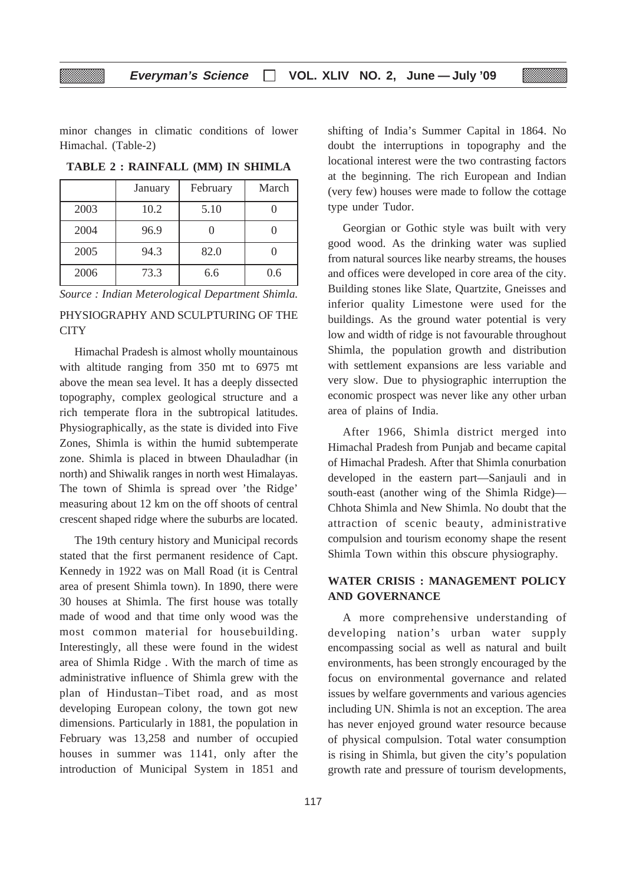minor changes in climatic conditions of lower Himachal. (Table-2)

**TABLE 2 : RAINFALL (MM) IN SHIMLA**

| | January | February | March |
|---|---|---|---|
| 2003 | 10.2 | 5.10 | 0 |
| 2004 | 96.9 | 0 | 0 |
| 2005 | 94.3 | 82.0 | 0 |
| 2006 | 73.3 | 6.6 | 0.6 |

*Source : Indian Meterological Department Shimla.*

## PHYSIOGRAPHY AND SCULPTURING OF THE CITY

Himachal Pradesh is almost wholly mountainous with altitude ranging from 350 mt to 6975 mt above the mean sea level. It has a deeply dissected topography, complex geological structure and a rich temperate flora in the subtropical latitudes. Physiographically, as the state is divided into Five Zones, Shimla is within the humid subtemperate zone. Shimla is placed in btween Dhauladhar (in north) and Shiwalik ranges in north west Himalayas. The town of Shimla is spread over 'the Ridge' measuring about 12 km on the off shoots of central crescent shaped ridge where the suburbs are located.

The 19th century history and Municipal records stated that the first permanent residence of Capt. Kennedy in 1922 was on Mall Road (it is Central area of present Shimla town). In 1890, there were 30 houses at Shimla. The first house was totally made of wood and that time only wood was the most common material for housebuilding. Interestingly, all these were found in the widest area of Shimla Ridge . With the march of time as administrative influence of Shimla grew with the plan of Hindustan–Tibet road, and as most developing European colony, the town got new dimensions. Particularly in 1881, the population in February was 13,258 and number of occupied houses in summer was 1141, only after the introduction of Municipal System in 1851 and shifting of India's Summer Capital in 1864. No doubt the interruptions in topography and the locational interest were the two contrasting factors at the beginning. The rich European and Indian (very few) houses were made to follow the cottage type under Tudor.

Georgian or Gothic style was built with very good wood. As the drinking water was suplied from natural sources like nearby streams, the houses and offices were developed in core area of the city. Building stones like Slate, Quartzite, Gneisses and inferior quality Limestone were used for the buildings. As the ground water potential is very low and width of ridge is not favourable throughout Shimla, the population growth and distribution with settlement expansions are less variable and very slow. Due to physiographic interruption the economic prospect was never like any other urban area of plains of India.

After 1966, Shimla district merged into Himachal Pradesh from Punjab and became capital of Himachal Pradesh. After that Shimla conurbation developed in the eastern part—Sanjauli and in south-east (another wing of the Shimla Ridge)—Chhota Shimla and New Shimla. No doubt that the attraction of scenic beauty, administrative compulsion and tourism economy shape the resent Shimla Town within this obscure physiography.

## WATER CRISIS : MANAGEMENT POLICY AND GOVERNANCE

A more comprehensive understanding of developing nation's urban water supply encompassing social as well as natural and built environments, has been strongly encouraged by the focus on environmental governance and related issues by welfare governments and various agencies including UN. Shimla is not an exception. The area has never enjoyed ground water resource because of physical compulsion. Total water consumption is rising in Shimla, but given the city's population growth rate and pressure of tourism developments,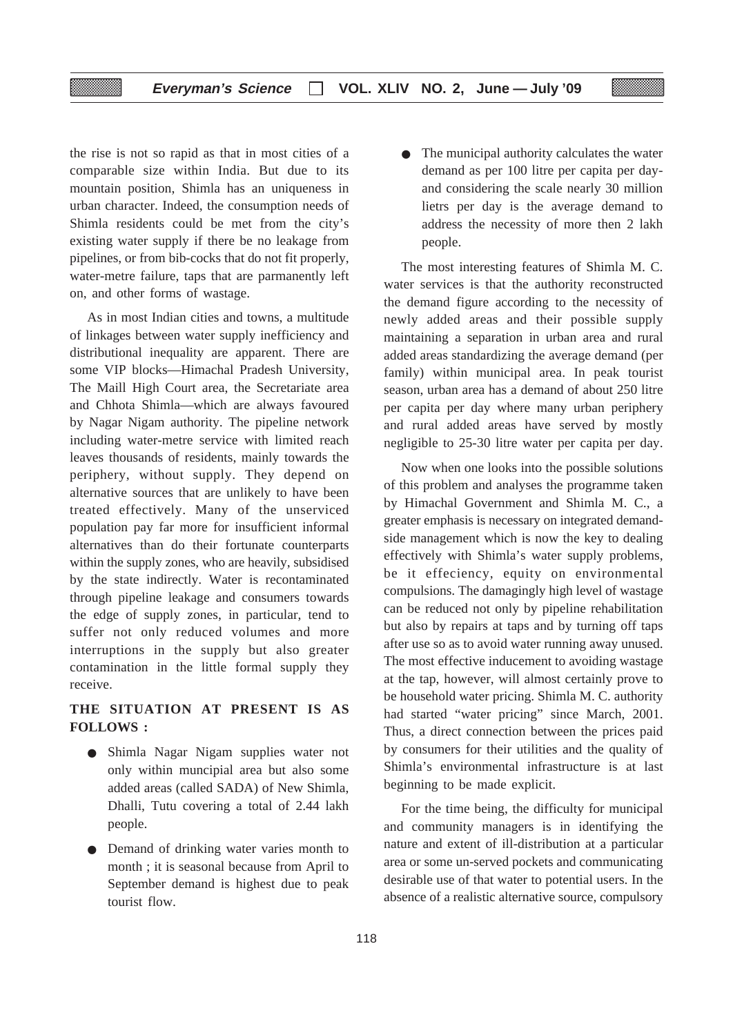the rise is not so rapid as that in most cities of a comparable size within India. But due to its mountain position, Shimla has an uniqueness in urban character. Indeed, the consumption needs of Shimla residents could be met from the city's existing water supply if there be no leakage from pipelines, or from bib-cocks that do not fit properly, water-metre failure, taps that are parmanently left on, and other forms of wastage.

As in most Indian cities and towns, a multitude of linkages between water supply inefficiency and distributional inequality are apparent. There are some VIP blocks—Himachal Pradesh University, The Maill High Court area, the Secretariate area and Chhota Shimla—which are always favoured by Nagar Nigam authority. The pipeline network including water-metre service with limited reach leaves thousands of residents, mainly towards the periphery, without supply. They depend on alternative sources that are unlikely to have been treated effectively. Many of the unserviced population pay far more for insufficient informal alternatives than do their fortunate counterparts within the supply zones, who are heavily, subsidised by the state indirectly. Water is recontaminated through pipeline leakage and consumers towards the edge of supply zones, in particular, tend to suffer not only reduced volumes and more interruptions in the supply but also greater contamination in the little formal supply they receive.

**THE SITUATION AT PRESENT IS AS FOLLOWS :**

- Shimla Nagar Nigam supplies water not only within muncipial area but also some added areas (called SADA) of New Shimla, Dhalli, Tutu covering a total of 2.44 lakh people.
- Demand of drinking water varies month to month ; it is seasonal because from April to September demand is highest due to peak tourist flow.
- The municipal authority calculates the water demand as per 100 litre per capita per day-and considering the scale nearly 30 million lietrs per day is the average demand to address the necessity of more then 2 lakh people.

The most interesting features of Shimla M. C. water services is that the authority reconstructed the demand figure according to the necessity of newly added areas and their possible supply maintaining a separation in urban area and rural added areas standardizing the average demand (per family) within municipal area. In peak tourist season, urban area has a demand of about 250 litre per capita per day where many urban periphery and rural added areas have served by mostly negligible to 25-30 litre water per capita per day.

Now when one looks into the possible solutions of this problem and analyses the programme taken by Himachal Government and Shimla M. C., a greater emphasis is necessary on integrated demand-side management which is now the key to dealing effectively with Shimla's water supply problems, be it effeciency, equity on environmental compulsions. The damagingly high level of wastage can be reduced not only by pipeline rehabilitation but also by repairs at taps and by turning off taps after use so as to avoid water running away unused. The most effective inducement to avoiding wastage at the tap, however, will almost certainly prove to be household water pricing. Shimla M. C. authority had started "water pricing" since March, 2001. Thus, a direct connection between the prices paid by consumers for their utilities and the quality of Shimla's environmental infrastructure is at last beginning to be made explicit.

For the time being, the difficulty for municipal and community managers is in identifying the nature and extent of ill-distribution at a particular area or some un-served pockets and communicating desirable use of that water to potential users. In the absence of a realistic alternative source, compulsory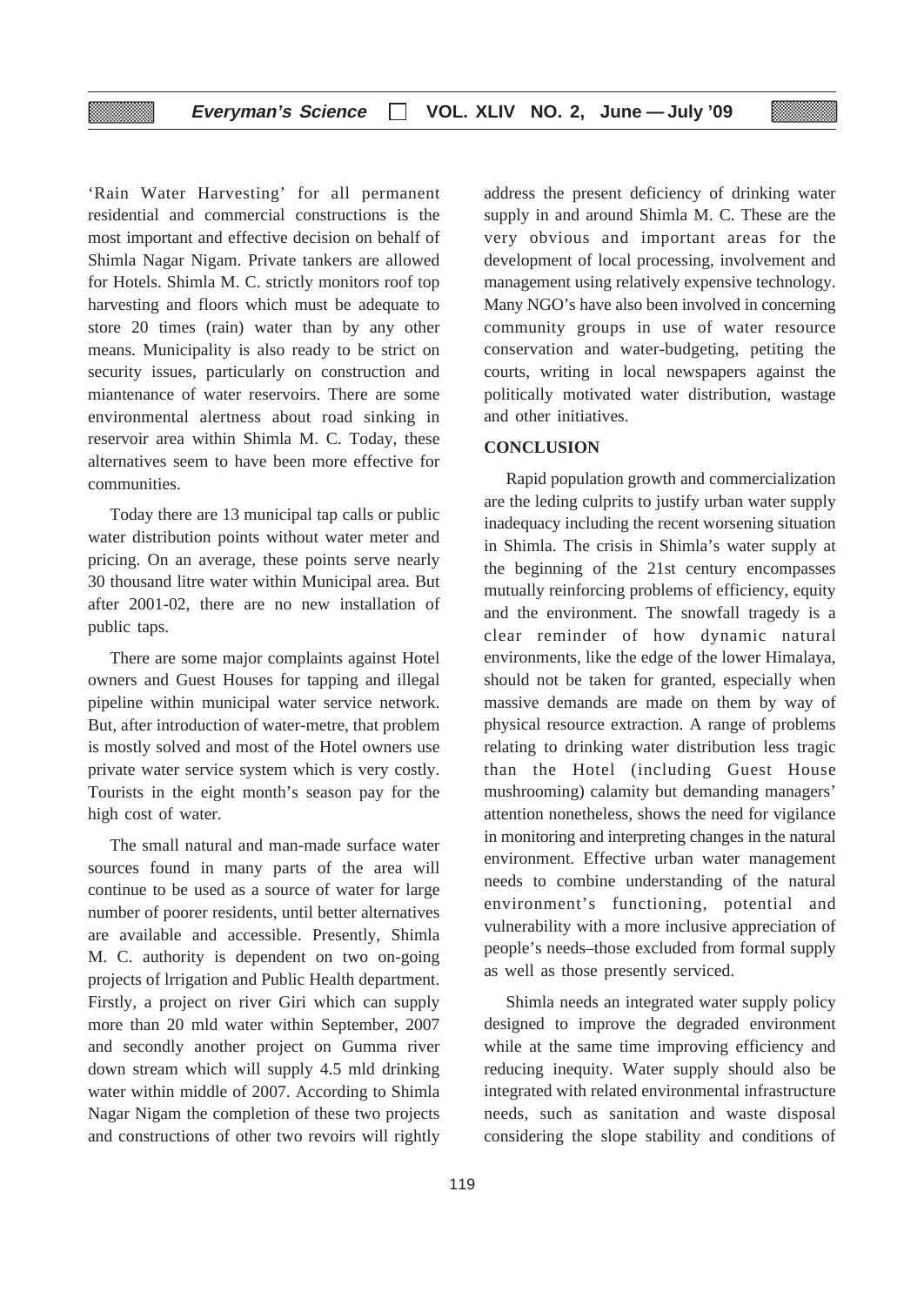'Rain Water Harvesting' for all permanent residential and commercial constructions is the most important and effective decision on behalf of Shimla Nagar Nigam. Private tankers are allowed for Hotels. Shimla M. C. strictly monitors roof top harvesting and floors which must be adequate to store 20 times (rain) water than by any other means. Municipality is also ready to be strict on security issues, particularly on construction and miantenance of water reservoirs. There are some environmental alertness about road sinking in reservoir area within Shimla M. C. Today, these alternatives seem to have been more effective for communities.

Today there are 13 municipal tap calls or public water distribution points without water meter and pricing. On an average, these points serve nearly 30 thousand litre water within Municipal area. But after 2001-02, there are no new installation of public taps.

There are some major complaints against Hotel owners and Guest Houses for tapping and illegal pipeline within municipal water service network. But, after introduction of water-metre, that problem is mostly solved and most of the Hotel owners use private water service system which is very costly. Tourists in the eight month's season pay for the high cost of water.

The small natural and man-made surface water sources found in many parts of the area will continue to be used as a source of water for large number of poorer residents, until better alternatives are available and accessible. Presently, Shimla M. C. authority is dependent on two on-going projects of lrrigation and Public Health department. Firstly, a project on river Giri which can supply more than 20 mld water within September, 2007 and secondly another project on Gumma river down stream which will supply 4.5 mld drinking water within middle of 2007. According to Shimla Nagar Nigam the completion of these two projects and constructions of other two revoirs will rightly address the present deficiency of drinking water supply in and around Shimla M. C. These are the very obvious and important areas for the development of local processing, involvement and management using relatively expensive technology. Many NGO's have also been involved in concerning community groups in use of water resource conservation and water-budgeting, petiting the courts, writing in local newspapers against the politically motivated water distribution, wastage and other initiatives.

## CONCLUSION

Rapid population growth and commercialization are the leding culprits to justify urban water supply inadequacy including the recent worsening situation in Shimla. The crisis in Shimla's water supply at the beginning of the 21st century encompasses mutually reinforcing problems of efficiency, equity and the environment. The snowfall tragedy is a clear reminder of how dynamic natural environments, like the edge of the lower Himalaya, should not be taken for granted, especially when massive demands are made on them by way of physical resource extraction. A range of problems relating to drinking water distribution less tragic than the Hotel (including Guest House mushrooming) calamity but demanding managers' attention nonetheless, shows the need for vigilance in monitoring and interpreting changes in the natural environment. Effective urban water management needs to combine understanding of the natural environment's functioning, potential and vulnerability with a more inclusive appreciation of people's needs–those excluded from formal supply as well as those presently serviced.

Shimla needs an integrated water supply policy designed to improve the degraded environment while at the same time improving efficiency and reducing inequity. Water supply should also be integrated with related environmental infrastructure needs, such as sanitation and waste disposal considering the slope stability and conditions of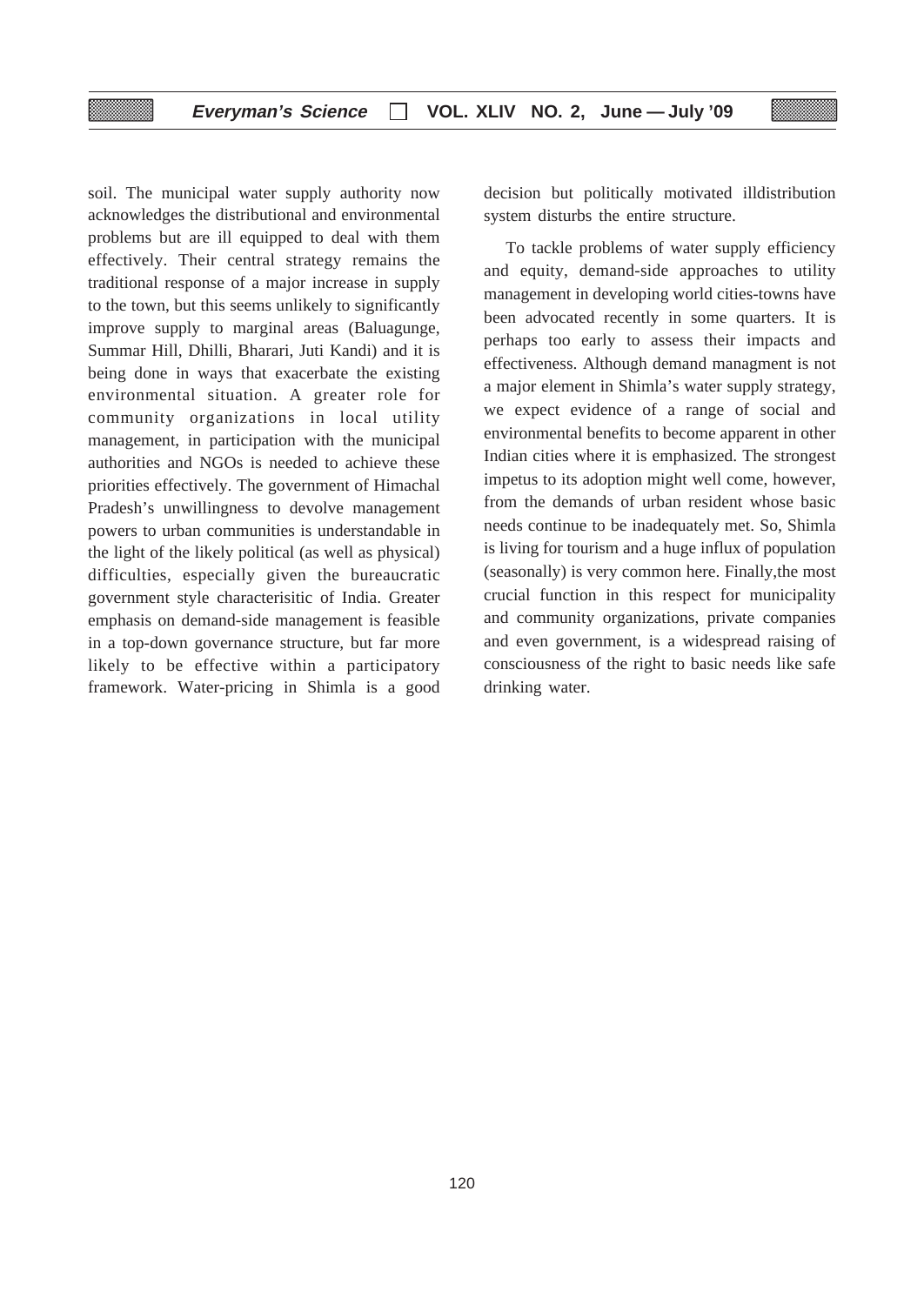soil. The municipal water supply authority now acknowledges the distributional and environmental problems but are ill equipped to deal with them effectively. Their central strategy remains the traditional response of a major increase in supply to the town, but this seems unlikely to significantly improve supply to marginal areas (Baluagunge, Summar Hill, Dhilli, Bharari, Juti Kandi) and it is being done in ways that exacerbate the existing environmental situation. A greater role for community organizations in local utility management, in participation with the municipal authorities and NGOs is needed to achieve these priorities effectively. The government of Himachal Pradesh's unwillingness to devolve management powers to urban communities is understandable in the light of the likely political (as well as physical) difficulties, especially given the bureaucratic government style characterisitic of India. Greater emphasis on demand-side management is feasible in a top-down governance structure, but far more likely to be effective within a participatory framework. Water-pricing in Shimla is a good decision but politically motivated illdistribution system disturbs the entire structure.

To tackle problems of water supply efficiency and equity, demand-side approaches to utility management in developing world cities-towns have been advocated recently in some quarters. It is perhaps too early to assess their impacts and effectiveness. Although demand managment is not a major element in Shimla's water supply strategy, we expect evidence of a range of social and environmental benefits to become apparent in other Indian cities where it is emphasized. The strongest impetus to its adoption might well come, however, from the demands of urban resident whose basic needs continue to be inadequately met. So, Shimla is living for tourism and a huge influx of population (seasonally) is very common here. Finally,the most crucial function in this respect for municipality and community organizations, private companies and even government, is a widespread raising of consciousness of the right to basic needs like safe drinking water.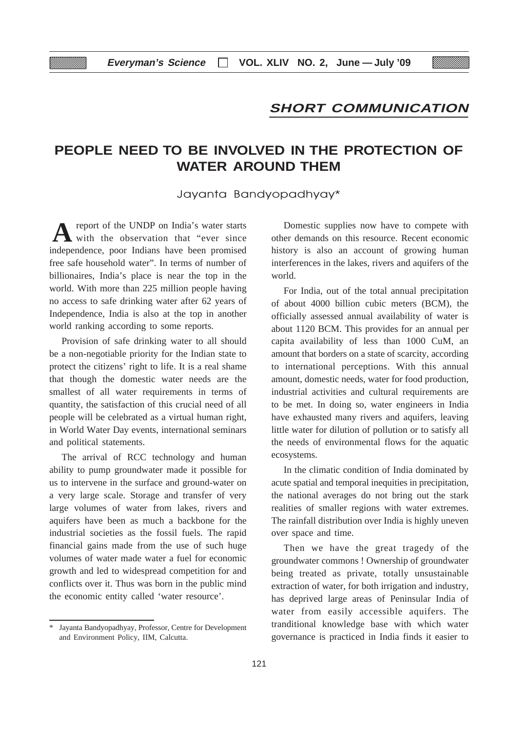## SHORT COMMUNICATION

# PEOPLE NEED TO BE INVOLVED IN THE PROTECTION OF WATER AROUND THEM

Jayanta Bandyopadhyay*

A report of the UNDP on India's water starts with the observation that "ever since independence, poor Indians have been promised free safe household water". In terms of number of billionaires, India's place is near the top in the world. With more than 225 million people having no access to safe drinking water after 62 years of Independence, India is also at the top in another world ranking according to some reports.

Provision of safe drinking water to all should be a non-negotiable priority for the Indian state to protect the citizens' right to life. It is a real shame that though the domestic water needs are the smallest of all water requirements in terms of quantity, the satisfaction of this crucial need of all people will be celebrated as a virtual human right, in World Water Day events, international seminars and political statements.

The arrival of RCC technology and human ability to pump groundwater made it possible for us to intervene in the surface and ground-water on a very large scale. Storage and transfer of very large volumes of water from lakes, rivers and aquifers have been as much a backbone for the industrial societies as the fossil fuels. The rapid financial gains made from the use of such huge volumes of water made water a fuel for economic growth and led to widespread competition for and conflicts over it. Thus was born in the public mind the economic entity called 'water resource'.

Domestic supplies now have to compete with other demands on this resource. Recent economic history is also an account of growing human interferences in the lakes, rivers and aquifers of the world.

For India, out of the total annual precipitation of about 4000 billion cubic meters (BCM), the officially assessed annual availability of water is about 1120 BCM. This provides for an annual per capita availability of less than 1000 CuM, an amount that borders on a state of scarcity, according to international perceptions. With this annual amount, domestic needs, water for food production, industrial activities and cultural requirements are to be met. In doing so, water engineers in India have exhausted many rivers and aquifers, leaving little water for dilution of pollution or to satisfy all the needs of environmental flows for the aquatic ecosystems.

In the climatic condition of India dominated by acute spatial and temporal inequities in precipitation, the national averages do not bring out the stark realities of smaller regions with water extremes. The rainfall distribution over India is highly uneven over space and time.

Then we have the great tragedy of the groundwater commons ! Ownership of groundwater being treated as private, totally unsustainable extraction of water, for both irrigation and industry, has deprived large areas of Peninsular India of water from easily accessible aquifers. The tranditional knowledge base with which water governance is practiced in India finds it easier to

---

\* Jayanta Bandyopadhyay, Professor, Centre for Development and Environment Policy, IIM, Calcutta.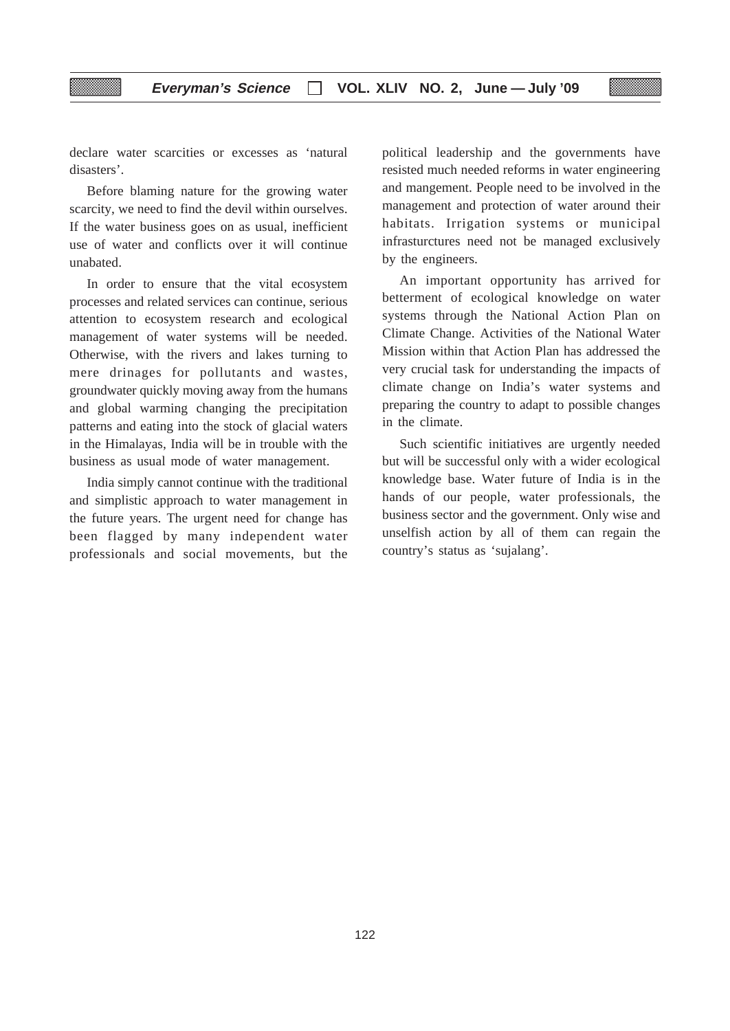declare water scarcities or excesses as 'natural disasters'.

Before blaming nature for the growing water scarcity, we need to find the devil within ourselves. If the water business goes on as usual, inefficient use of water and conflicts over it will continue unabated.

In order to ensure that the vital ecosystem processes and related services can continue, serious attention to ecosystem research and ecological management of water systems will be needed. Otherwise, with the rivers and lakes turning to mere drinages for pollutants and wastes, groundwater quickly moving away from the humans and global warming changing the precipitation patterns and eating into the stock of glacial waters in the Himalayas, India will be in trouble with the business as usual mode of water management.

India simply cannot continue with the traditional and simplistic approach to water management in the future years. The urgent need for change has been flagged by many independent water professionals and social movements, but the political leadership and the governments have resisted much needed reforms in water engineering and mangement. People need to be involved in the management and protection of water around their habitats. Irrigation systems or municipal infrasturctures need not be managed exclusively by the engineers.

An important opportunity has arrived for betterment of ecological knowledge on water systems through the National Action Plan on Climate Change. Activities of the National Water Mission within that Action Plan has addressed the very crucial task for understanding the impacts of climate change on India's water systems and preparing the country to adapt to possible changes in the climate.

Such scientific initiatives are urgently needed but will be successful only with a wider ecological knowledge base. Water future of India is in the hands of our people, water professionals, the business sector and the government. Only wise and unselfish action by all of them can regain the country's status as 'sujalang'.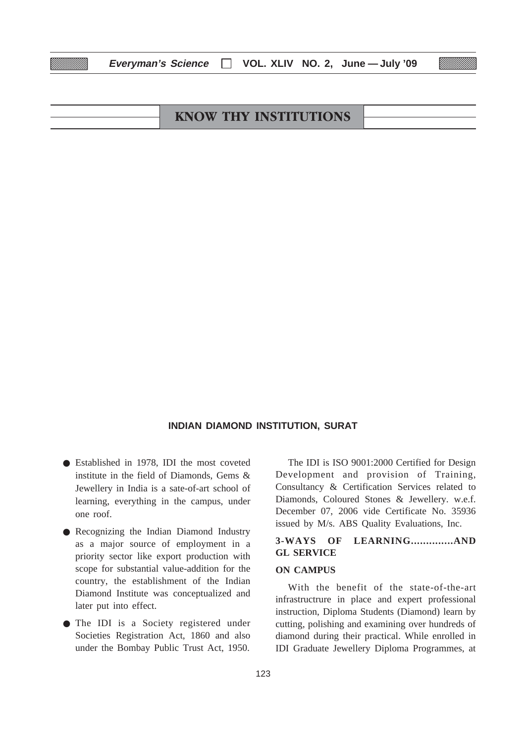# KNOW THY INSTITUTIONS

## INDIAN DIAMOND INSTITUTION, SURAT

- Established in 1978, IDI the most coveted institute in the field of Diamonds, Gems & Jewellery in India is a sate-of-art school of learning, everything in the campus, under one roof.
- Recognizing the Indian Diamond Industry as a major source of employment in a priority sector like export production with scope for substantial value-addition for the country, the establishment of the Indian Diamond Institute was conceptualized and later put into effect.
- The IDI is a Society registered under Societies Registration Act, 1860 and also under the Bombay Public Trust Act, 1950.

The IDI is ISO 9001:2000 Certified for Design Development and provision of Training, Consultancy & Certification Services related to Diamonds, Coloured Stones & Jewellery. w.e.f. December 07, 2006 vide Certificate No. 35936 issued by M/s. ABS Quality Evaluations, Inc.

### 3-WAYS OF LEARNING.............AND GL SERVICE

### ON CAMPUS

With the benefit of the state-of-the-art infrastructrure in place and expert professional instruction, Diploma Students (Diamond) learn by cutting, polishing and examining over hundreds of diamond during their practical. While enrolled in IDI Graduate Jewellery Diploma Programmes, at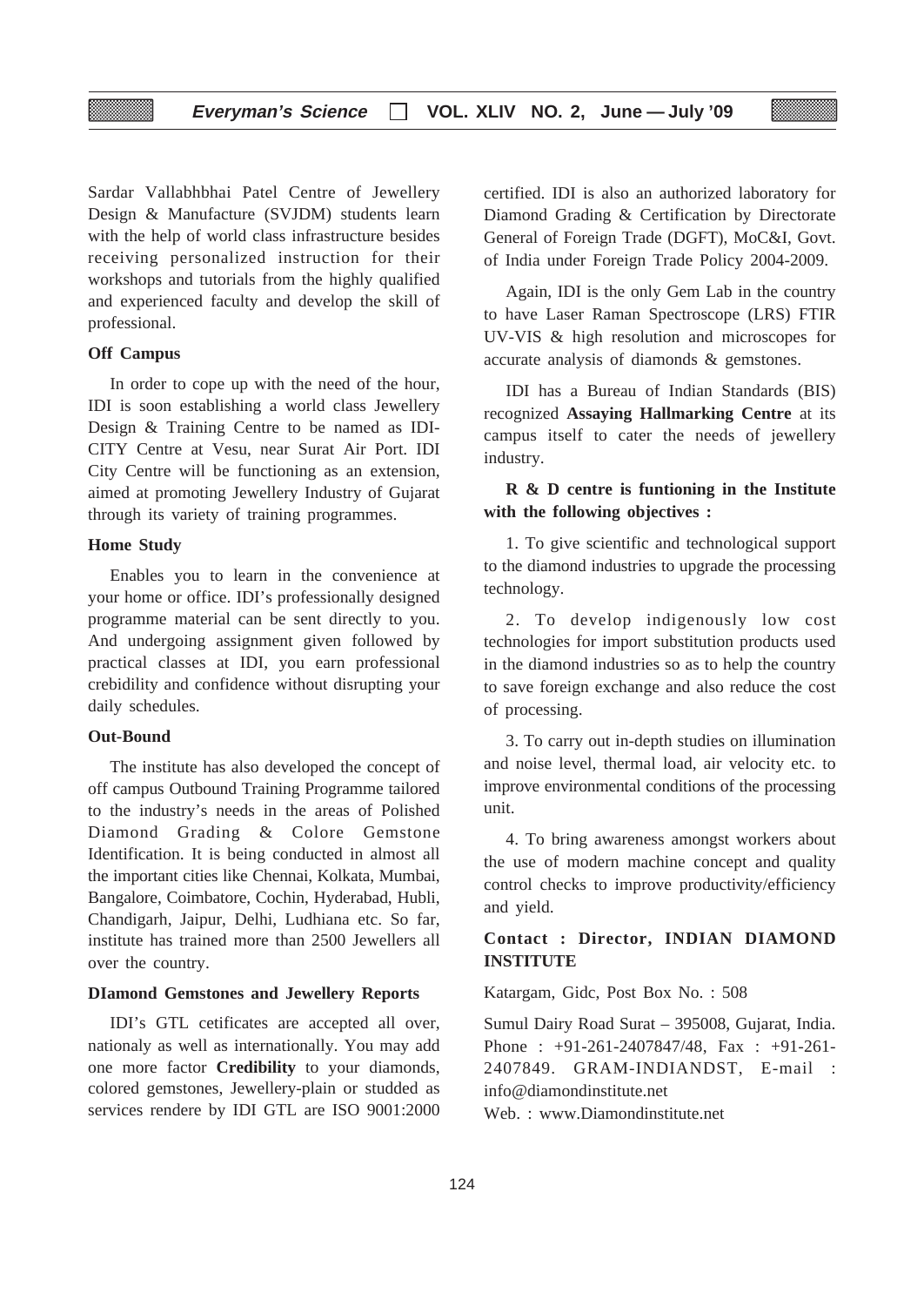Sardar Vallabhbhai Patel Centre of Jewellery Design & Manufacture (SVJDM) students learn with the help of world class infrastructure besides receiving personalized instruction for their workshops and tutorials from the highly qualified and experienced faculty and develop the skill of professional.

**Off Campus**

In order to cope up with the need of the hour, IDI is soon establishing a world class Jewellery Design & Training Centre to be named as IDI-CITY Centre at Vesu, near Surat Air Port. IDI City Centre will be functioning as an extension, aimed at promoting Jewellery Industry of Gujarat through its variety of training programmes.

**Home Study**

Enables you to learn in the convenience at your home or office. IDI's professionally designed programme material can be sent directly to you. And undergoing assignment given followed by practical classes at IDI, you earn professional crebidility and confidence without disrupting your daily schedules.

**Out-Bound**

The institute has also developed the concept of off campus Outbound Training Programme tailored to the industry's needs in the areas of Polished Diamond Grading & Colore Gemstone Identification. It is being conducted in almost all the important cities like Chennai, Kolkata, Mumbai, Bangalore, Coimbatore, Cochin, Hyderabad, Hubli, Chandigarh, Jaipur, Delhi, Ludhiana etc. So far, institute has trained more than 2500 Jewellers all over the country.

**DIamond Gemstones and Jewellery Reports**

IDI's GTL cetificates are accepted all over, nationaly as well as internationally. You may add one more factor **Credibility** to your diamonds, colored gemstones, Jewellery-plain or studded as services rendere by IDI GTL are ISO 9001:2000 certified. IDI is also an authorized laboratory for Diamond Grading & Certification by Directorate General of Foreign Trade (DGFT), MoC&I, Govt. of India under Foreign Trade Policy 2004-2009.

Again, IDI is the only Gem Lab in the country to have Laser Raman Spectroscope (LRS) FTIR UV-VIS & high resolution and microscopes for accurate analysis of diamonds & gemstones.

IDI has a Bureau of Indian Standards (BIS) recognized **Assaying Hallmarking Centre** at its campus itself to cater the needs of jewellery industry.

**R & D centre is funtioning in the Institute with the following objectives :**

1. To give scientific and technological support to the diamond industries to upgrade the processing technology.

2. To develop indigenously low cost technologies for import substitution products used in the diamond industries so as to help the country to save foreign exchange and also reduce the cost of processing.

3. To carry out in-depth studies on illumination and noise level, thermal load, air velocity etc. to improve environmental conditions of the processing unit.

4. To bring awareness amongst workers about the use of modern machine concept and quality control checks to improve productivity/efficiency and yield.

**Contact : Director, INDIAN DIAMOND INSTITUTE**

Katargam, Gidc, Post Box No. : 508

Sumul Dairy Road Surat – 395008, Gujarat, India. Phone : +91-261-2407847/48, Fax : +91-261-2407849. GRAM-INDIANDST, E-mail : info@diamondinstitute.net
Web. : www.Diamondinstitute.net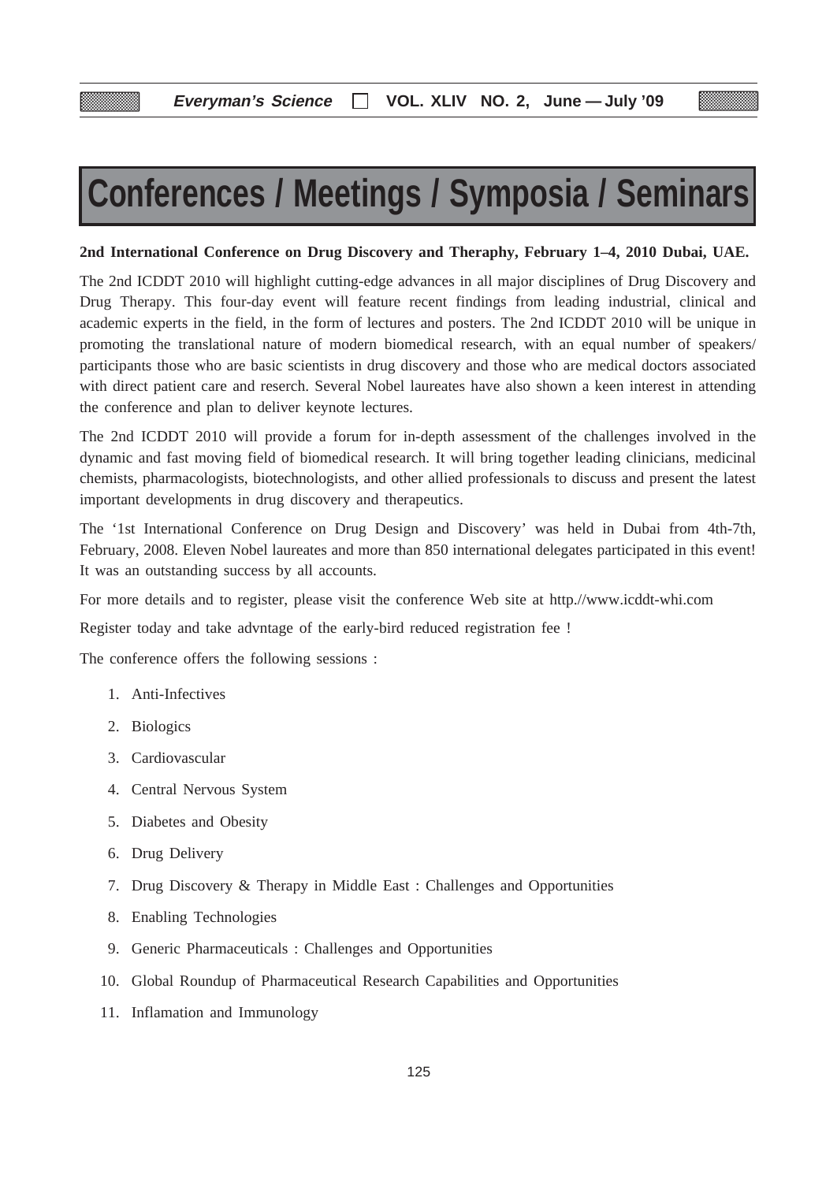# Conferences / Meetings / Symposia / Seminars

**2nd International Conference on Drug Discovery and Theraphy, February 1–4, 2010 Dubai, UAE.**

The 2nd ICDDT 2010 will highlight cutting-edge advances in all major disciplines of Drug Discovery and Drug Therapy. This four-day event will feature recent findings from leading industrial, clinical and academic experts in the field, in the form of lectures and posters. The 2nd ICDDT 2010 will be unique in promoting the translational nature of modern biomedical research, with an equal number of speakers/ participants those who are basic scientists in drug discovery and those who are medical doctors associated with direct patient care and reserch. Several Nobel laureates have also shown a keen interest in attending the conference and plan to deliver keynote lectures.

The 2nd ICDDT 2010 will provide a forum for in-depth assessment of the challenges involved in the dynamic and fast moving field of biomedical research. It will bring together leading clinicians, medicinal chemists, pharmacologists, biotechnologists, and other allied professionals to discuss and present the latest important developments in drug discovery and therapeutics.

The '1st International Conference on Drug Design and Discovery' was held in Dubai from 4th-7th, February, 2008. Eleven Nobel laureates and more than 850 international delegates participated in this event! It was an outstanding success by all accounts.

For more details and to register, please visit the conference Web site at http.//www.icddt-whi.com

Register today and take advntage of the early-bird reduced registration fee !

The conference offers the following sessions :

1. Anti-Infectives
2. Biologics
3. Cardiovascular
4. Central Nervous System
5. Diabetes and Obesity
6. Drug Delivery
7. Drug Discovery & Therapy in Middle East : Challenges and Opportunities
8. Enabling Technologies
9. Generic Pharmaceuticals : Challenges and Opportunities
10. Global Roundup of Pharmaceutical Research Capabilities and Opportunities
11. Inflamation and Immunology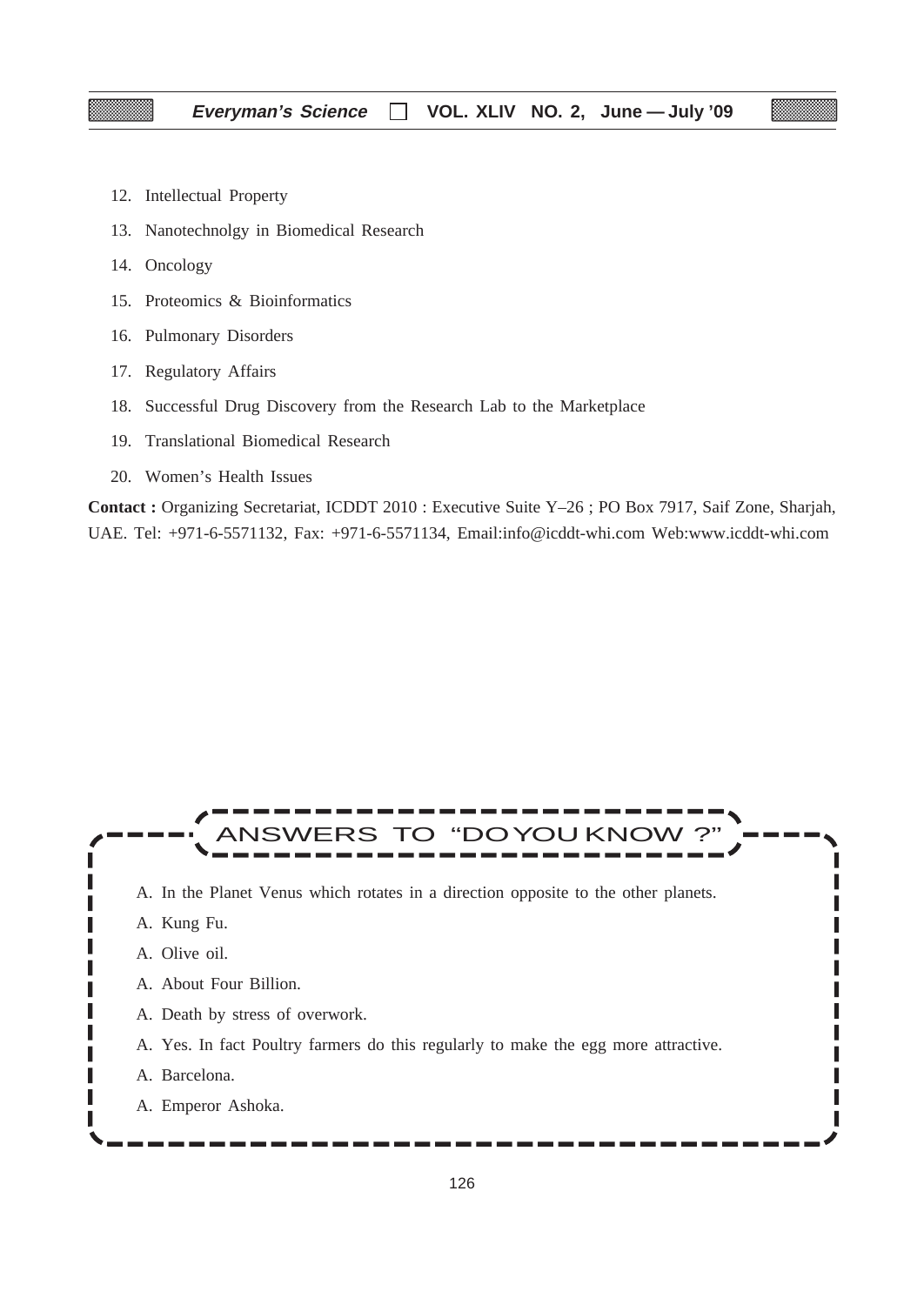12. Intellectual Property
13. Nanotechnolgy in Biomedical Research
14. Oncology
15. Proteomics & Bioinformatics
16. Pulmonary Disorders
17. Regulatory Affairs
18. Successful Drug Discovery from the Research Lab to the Marketplace
19. Translational Biomedical Research
20. Women's Health Issues

**Contact :** Organizing Secretariat, ICDDT 2010 : Executive Suite Y–26 ; PO Box 7917, Saif Zone, Sharjah, UAE. Tel: +971-6-5571132, Fax: +971-6-5571134, Email:info@icddt-whi.com Web:www.icddt-whi.com

## ANSWERS TO "DO YOU KNOW ?"

A. In the Planet Venus which rotates in a direction opposite to the other planets.

A. Kung Fu.

A. Olive oil.

A. About Four Billion.

A. Death by stress of overwork.

A. Yes. In fact Poultry farmers do this regularly to make the egg more attractive.

A. Barcelona.

A. Emperor Ashoka.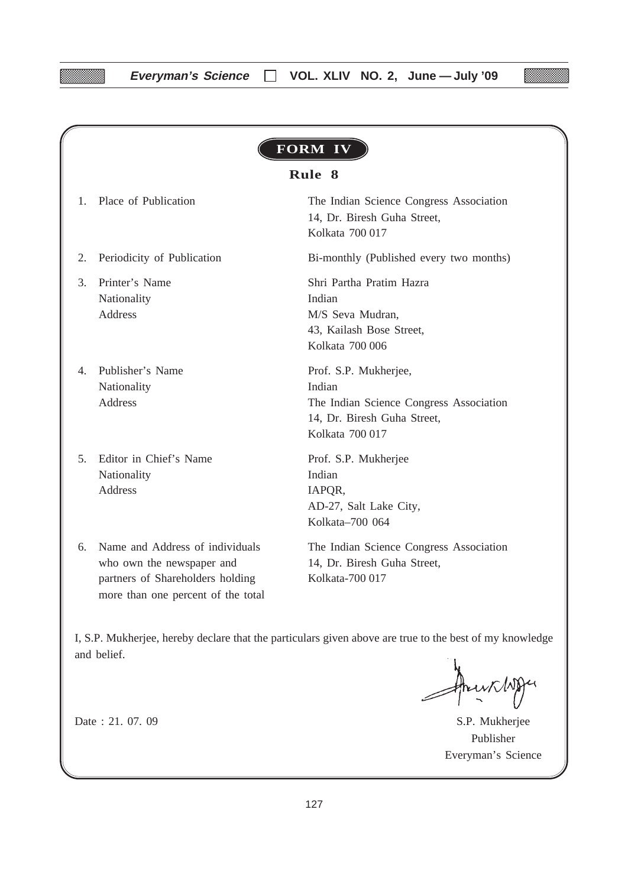# FORM IV

## Rule 8

| | | |
|---|---|---|
| 1. | Place of Publication | The Indian Science Congress Association<br>14, Dr. Biresh Guha Street,<br>Kolkata 700 017 |
| 2. | Periodicity of Publication | Bi-monthly (Published every two months) |
| 3. | Printer's Name<br>Nationality<br>Address | Shri Partha Pratim Hazra<br>Indian<br>M/S Seva Mudran,<br>43, Kailash Bose Street,<br>Kolkata 700 006 |
| 4. | Publisher's Name<br>Nationality<br>Address | Prof. S.P. Mukherjee,<br>Indian<br>The Indian Science Congress Association<br>14, Dr. Biresh Guha Street,<br>Kolkata 700 017 |
| 5. | Editor in Chief's Name<br>Nationality<br>Address | Prof. S.P. Mukherjee<br>Indian<br>IAPQR,<br>AD-27, Salt Lake City,<br>Kolkata–700 064 |
| 6. | Name and Address of individuals who own the newspaper and partners of Shareholders holding more than one percent of the total | The Indian Science Congress Association<br>14, Dr. Biresh Guha Street,<br>Kolkata-700 017 |

I, S.P. Mukherjee, hereby declare that the particulars given above are true to the best of my knowledge and belief.

Date : 21. 07. 09

S.P. Mukherjee
Publisher
Everyman's Science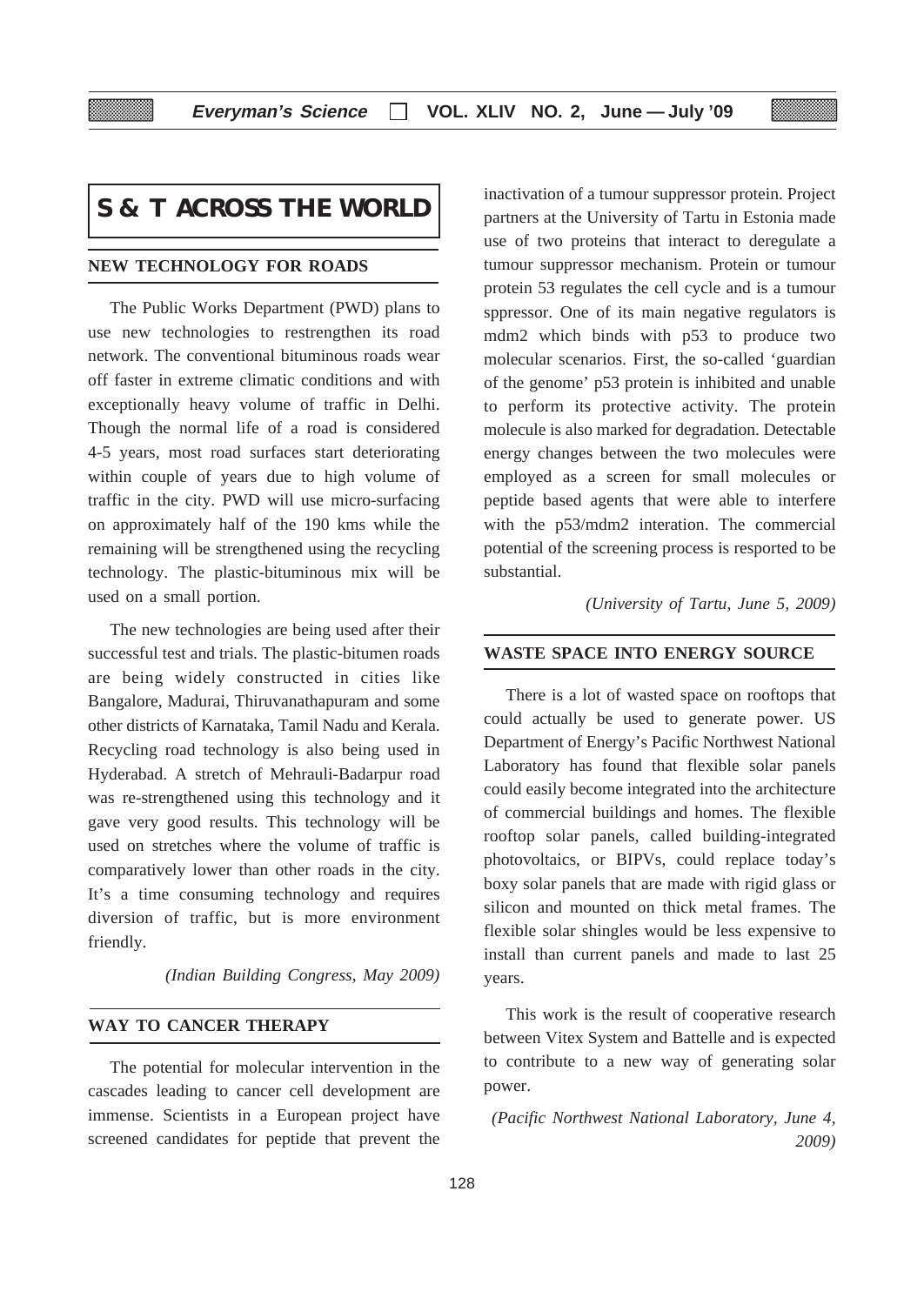# S & T ACROSS THE WORLD

## NEW TECHNOLOGY FOR ROADS

The Public Works Department (PWD) plans to use new technologies to restrengthen its road network. The conventional bituminous roads wear off faster in extreme climatic conditions and with exceptionally heavy volume of traffic in Delhi. Though the normal life of a road is considered 4-5 years, most road surfaces start deteriorating within couple of years due to high volume of traffic in the city. PWD will use micro-surfacing on approximately half of the 190 kms while the remaining will be strengthened using the recycling technology. The plastic-bituminous mix will be used on a small portion.

The new technologies are being used after their successful test and trials. The plastic-bitumen roads are being widely constructed in cities like Bangalore, Madurai, Thiruvanathapuram and some other districts of Karnataka, Tamil Nadu and Kerala. Recycling road technology is also being used in Hyderabad. A stretch of Mehrauli-Badarpur road was re-strengthened using this technology and it gave very good results. This technology will be used on stretches where the volume of traffic is comparatively lower than other roads in the city. It's a time consuming technology and requires diversion of traffic, but is more environment friendly.

*(Indian Building Congress, May 2009)*

## WAY TO CANCER THERAPY

The potential for molecular intervention in the cascades leading to cancer cell development are immense. Scientists in a European project have screened candidates for peptide that prevent the inactivation of a tumour suppressor protein. Project partners at the University of Tartu in Estonia made use of two proteins that interact to deregulate a tumour suppressor mechanism. Protein or tumour protein 53 regulates the cell cycle and is a tumour sppressor. One of its main negative regulators is mdm2 which binds with p53 to produce two molecular scenarios. First, the so-called 'guardian of the genome' p53 protein is inhibited and unable to perform its protective activity. The protein molecule is also marked for degradation. Detectable energy changes between the two molecules were employed as a screen for small molecules or peptide based agents that were able to interfere with the p53/mdm2 interation. The commercial potential of the screening process is resported to be substantial.

*(University of Tartu, June 5, 2009)*

## WASTE SPACE INTO ENERGY SOURCE

There is a lot of wasted space on rooftops that could actually be used to generate power. US Department of Energy's Pacific Northwest National Laboratory has found that flexible solar panels could easily become integrated into the architecture of commercial buildings and homes. The flexible rooftop solar panels, called building-integrated photovoltaics, or BIPVs, could replace today's boxy solar panels that are made with rigid glass or silicon and mounted on thick metal frames. The flexible solar shingles would be less expensive to install than current panels and made to last 25 years.

This work is the result of cooperative research between Vitex System and Battelle and is expected to contribute to a new way of generating solar power.

*(Pacific Northwest National Laboratory, June 4, 2009)*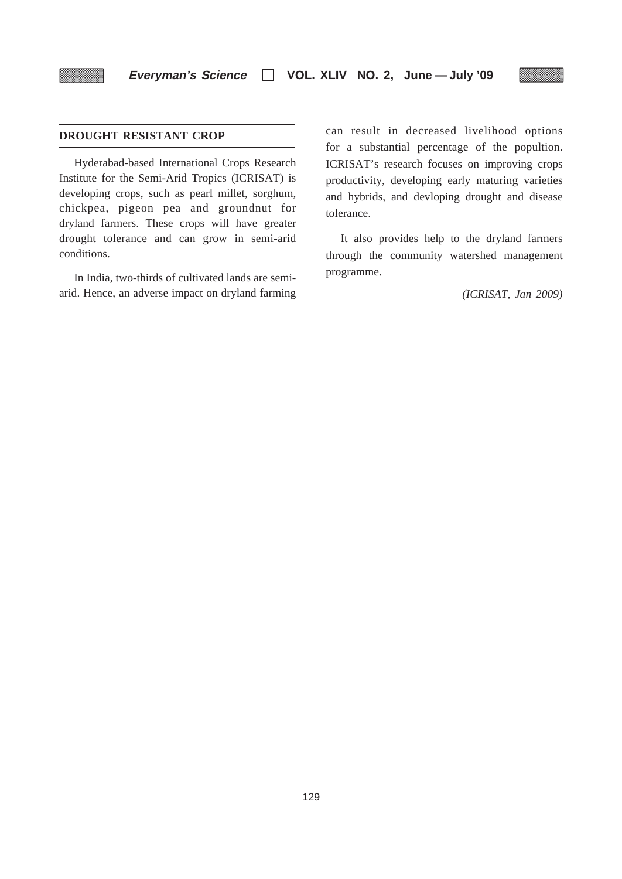## DROUGHT RESISTANT CROP

Hyderabad-based International Crops Research Institute for the Semi-Arid Tropics (ICRISAT) is developing crops, such as pearl millet, sorghum, chickpea, pigeon pea and groundnut for dryland farmers. These crops will have greater drought tolerance and can grow in semi-arid conditions.

In India, two-thirds of cultivated lands are semi-arid. Hence, an adverse impact on dryland farming can result in decreased livelihood options for a substantial percentage of the popultion. ICRISAT's research focuses on improving crops productivity, developing early maturing varieties and hybrids, and devloping drought and disease tolerance.

It also provides help to the dryland farmers through the community watershed management programme.

*(ICRISAT, Jan 2009)*